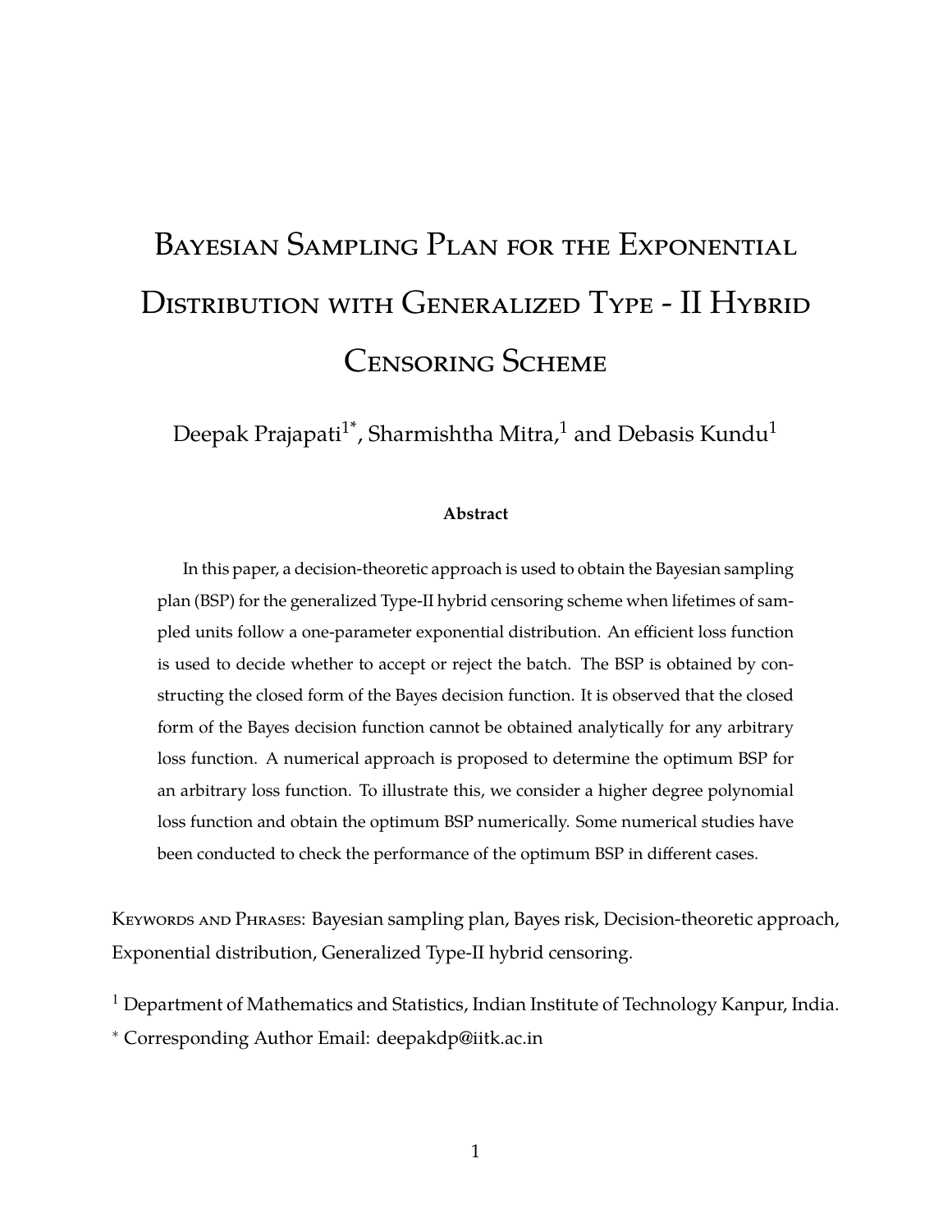# Bayesian Sampling Plan for the Exponential Distribution with Generalized Type - II Hybrid Censoring Scheme

Deepak Prajapati[1*], Sharmishtha Mitra,[1] and Debasis Kundu[1]

**Abstract**

In this paper, a decision-theoretic approach is used to obtain the Bayesian sampling plan (BSP) for the generalized Type-II hybrid censoring scheme when lifetimes of sampled units follow a one-parameter exponential distribution. An efficient loss function is used to decide whether to accept or reject the batch. The BSP is obtained by constructing the closed form of the Bayes decision function. It is observed that the closed form of the Bayes decision function cannot be obtained analytically for any arbitrary loss function. A numerical approach is proposed to determine the optimum BSP for an arbitrary loss function. To illustrate this, we consider a higher degree polynomial loss function and obtain the optimum BSP numerically. Some numerical studies have been conducted to check the performance of the optimum BSP in different cases.

Keywords and Phrases: Bayesian sampling plan, Bayes risk, Decision-theoretic approach, Exponential distribution, Generalized Type-II hybrid censoring.

[1] Department of Mathematics and Statistics, Indian Institute of Technology Kanpur, India.

[*] Corresponding Author Email: deepakdp@iitk.ac.in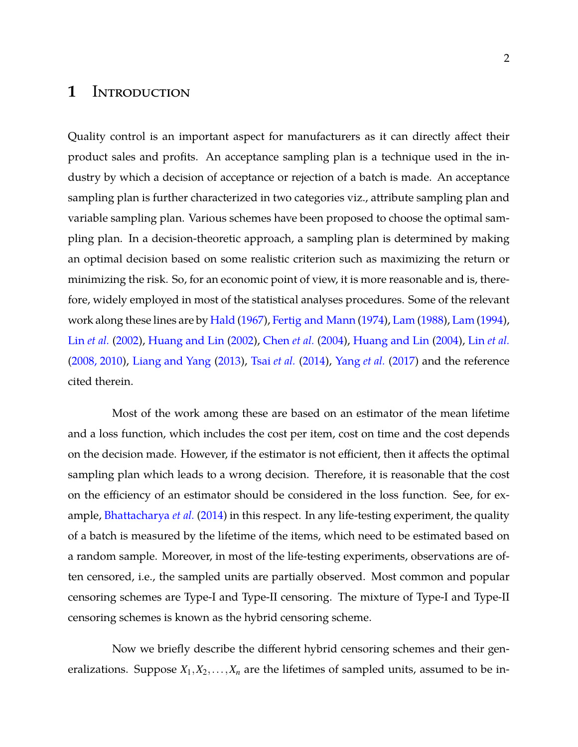# 1 Introduction

Quality control is an important aspect for manufacturers as it can directly affect their product sales and profits. An acceptance sampling plan is a technique used in the industry by which a decision of acceptance or rejection of a batch is made. An acceptance sampling plan is further characterized in two categories viz., attribute sampling plan and variable sampling plan. Various schemes have been proposed to choose the optimal sampling plan. In a decision-theoretic approach, a sampling plan is determined by making an optimal decision based on some realistic criterion such as maximizing the return or minimizing the risk. So, for an economic point of view, it is more reasonable and is, therefore, widely employed in most of the statistical analyses procedures. Some of the relevant work along these lines are by Hald (1967), Fertig and Mann (1974), Lam (1988), Lam (1994), Lin *et al.* (2002), Huang and Lin (2002), Chen *et al.* (2004), Huang and Lin (2004), Lin *et al.* (2008, 2010), Liang and Yang (2013), Tsai *et al.* (2014), Yang *et al.* (2017) and the reference cited therein.

Most of the work among these are based on an estimator of the mean lifetime and a loss function, which includes the cost per item, cost on time and the cost depends on the decision made. However, if the estimator is not efficient, then it affects the optimal sampling plan which leads to a wrong decision. Therefore, it is reasonable that the cost on the efficiency of an estimator should be considered in the loss function. See, for example, Bhattacharya *et al.* (2014) in this respect. In any life-testing experiment, the quality of a batch is measured by the lifetime of the items, which need to be estimated based on a random sample. Moreover, in most of the life-testing experiments, observations are often censored, i.e., the sampled units are partially observed. Most common and popular censoring schemes are Type-I and Type-II censoring. The mixture of Type-I and Type-II censoring schemes is known as the hybrid censoring scheme.

Now we briefly describe the different hybrid censoring schemes and their generalizations. Suppose $X_1, X_2, \ldots, X_n$ are the lifetimes of sampled units, assumed to be in-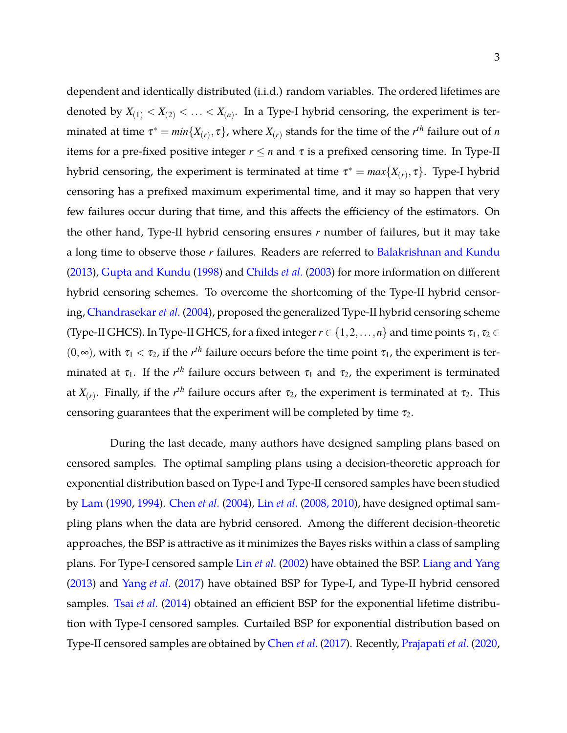dependent and identically distributed (i.i.d.) random variables. The ordered lifetimes are denoted by $X_{(1)} < X_{(2)} < \ldots < X_{(n)}$. In a Type-I hybrid censoring, the experiment is terminated at time $\tau^* = min\{X_{(r)}, \tau\}$, where $X_{(r)}$ stands for the time of the $r^{th}$ failure out of $n$ items for a pre-fixed positive integer $r \leq n$ and $\tau$ is a prefixed censoring time. In Type-II hybrid censoring, the experiment is terminated at time $\tau^* = max\{X_{(r)}, \tau\}$. Type-I hybrid censoring has a prefixed maximum experimental time, and it may so happen that very few failures occur during that time, and this affects the efficiency of the estimators. On the other hand, Type-II hybrid censoring ensures $r$ number of failures, but it may take a long time to observe those $r$ failures. Readers are referred to Balakrishnan and Kundu (2013), Gupta and Kundu (1998) and Childs *et al.* (2003) for more information on different hybrid censoring schemes. To overcome the shortcoming of the Type-II hybrid censoring, Chandrasekar *et al.* (2004), proposed the generalized Type-II hybrid censoring scheme (Type-II GHCS). In Type-II GHCS, for a fixed integer $r \in \{1, 2, \ldots, n\}$ and time points $\tau_1, \tau_2 \in (0, \infty)$, with $\tau_1 < \tau_2$, if the $r^{th}$ failure occurs before the time point $\tau_1$, the experiment is terminated at $\tau_1$. If the $r^{th}$ failure occurs between $\tau_1$ and $\tau_2$, the experiment is terminated at $X_{(r)}$. Finally, if the $r^{th}$ failure occurs after $\tau_2$, the experiment is terminated at $\tau_2$. This censoring guarantees that the experiment will be completed by time $\tau_2$.

During the last decade, many authors have designed sampling plans based on censored samples. The optimal sampling plans using a decision-theoretic approach for exponential distribution based on Type-I and Type-II censored samples have been studied by Lam (1990, 1994). Chen *et al.* (2004), Lin *et al.* (2008, 2010), have designed optimal sampling plans when the data are hybrid censored. Among the different decision-theoretic approaches, the BSP is attractive as it minimizes the Bayes risks within a class of sampling plans. For Type-I censored sample Lin *et al.* (2002) have obtained the BSP. Liang and Yang (2013) and Yang *et al.* (2017) have obtained BSP for Type-I, and Type-II hybrid censored samples. Tsai *et al.* (2014) obtained an efficient BSP for the exponential lifetime distribution with Type-I censored samples. Curtailed BSP for exponential distribution based on Type-II censored samples are obtained by Chen *et al.* (2017). Recently, Prajapati *et al.* (2020,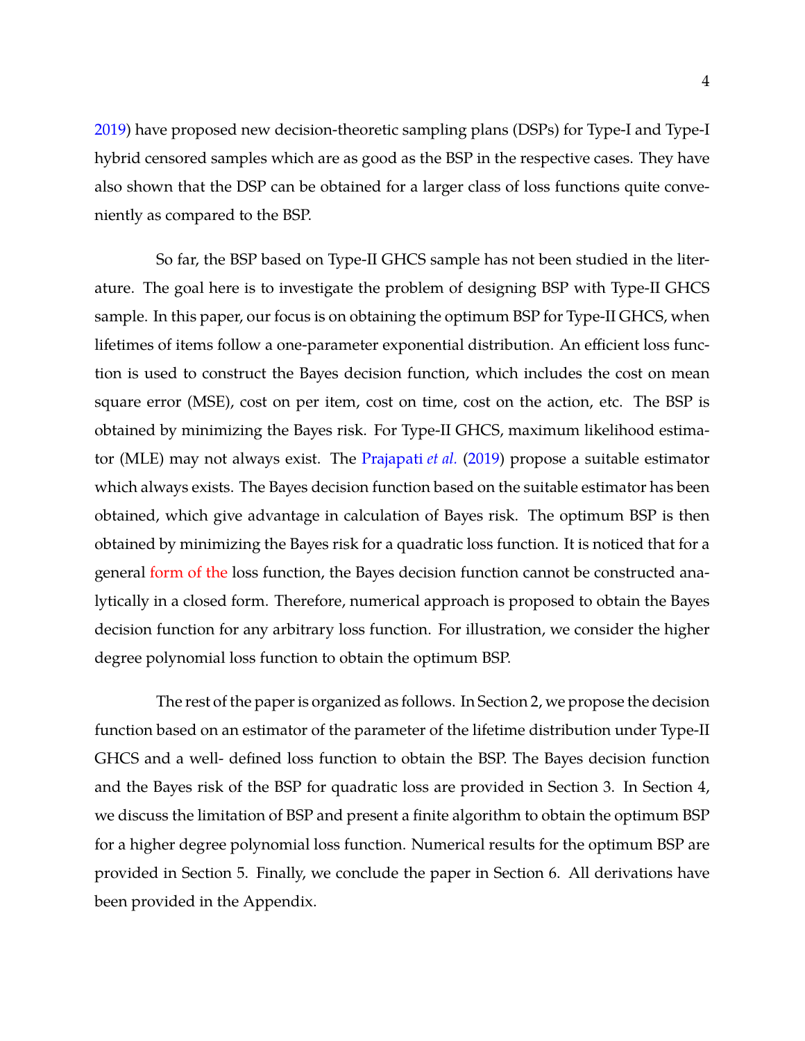2019) have proposed new decision-theoretic sampling plans (DSPs) for Type-I and Type-I hybrid censored samples which are as good as the BSP in the respective cases. They have also shown that the DSP can be obtained for a larger class of loss functions quite conveniently as compared to the BSP.

So far, the BSP based on Type-II GHCS sample has not been studied in the literature. The goal here is to investigate the problem of designing BSP with Type-II GHCS sample. In this paper, our focus is on obtaining the optimum BSP for Type-II GHCS, when lifetimes of items follow a one-parameter exponential distribution. An efficient loss function is used to construct the Bayes decision function, which includes the cost on mean square error (MSE), cost on per item, cost on time, cost on the action, etc. The BSP is obtained by minimizing the Bayes risk. For Type-II GHCS, maximum likelihood estimator (MLE) may not always exist. The Prajapati *et al.* (2019) propose a suitable estimator which always exists. The Bayes decision function based on the suitable estimator has been obtained, which give advantage in calculation of Bayes risk. The optimum BSP is then obtained by minimizing the Bayes risk for a quadratic loss function. It is noticed that for a general form of the loss function, the Bayes decision function cannot be constructed analytically in a closed form. Therefore, numerical approach is proposed to obtain the Bayes decision function for any arbitrary loss function. For illustration, we consider the higher degree polynomial loss function to obtain the optimum BSP.

The rest of the paper is organized as follows. In Section 2, we propose the decision function based on an estimator of the parameter of the lifetime distribution under Type-II GHCS and a well- defined loss function to obtain the BSP. The Bayes decision function and the Bayes risk of the BSP for quadratic loss are provided in Section 3. In Section 4, we discuss the limitation of BSP and present a finite algorithm to obtain the optimum BSP for a higher degree polynomial loss function. Numerical results for the optimum BSP are provided in Section 5. Finally, we conclude the paper in Section 6. All derivations have been provided in the Appendix.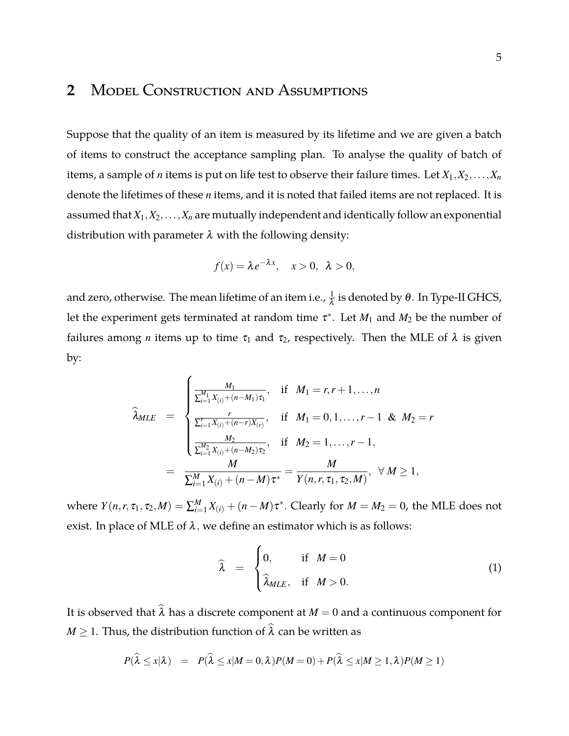## 2 Model Construction and Assumptions

Suppose that the quality of an item is measured by its lifetime and we are given a batch of items to construct the acceptance sampling plan. To analyse the quality of batch of items, a sample of $n$ items is put on life test to observe their failure times. Let $X_1, X_2, \ldots, X_n$ denote the lifetimes of these $n$ items, and it is noted that failed items are not replaced. It is assumed that $X_1, X_2, \ldots, X_n$ are mutually independent and identically follow an exponential distribution with parameter $\lambda$ with the following density:

$$f(x) = \lambda e^{-\lambda x}, \quad x > 0, \ \lambda > 0,$$

and zero, otherwise. The mean lifetime of an item i.e., $\frac{1}{\lambda}$ is denoted by $\theta$. In Type-II GHCS, let the experiment gets terminated at random time $\tau^*$. Let $M_1$ and $M_2$ be the number of failures among $n$ items up to time $\tau_1$ and $\tau_2$, respectively. Then the MLE of $\lambda$ is given by:

$$\begin{aligned}
\widehat{\lambda}_{MLE} &= \begin{cases} \frac{M_1}{\sum_{i=1}^{M_1} X_{(i)} + (n-M_1)\tau_1}, & \text{if } \ M_1 = r, r+1, \ldots, n \\ \frac{r}{\sum_{i=1}^{r} X_{(i)} + (n-r)X_{(r)}}, & \text{if } \ M_1 = 0, 1, \ldots, r-1 \ \& \ M_2 = r \\ \frac{M_2}{\sum_{i=1}^{M_2} X_{(i)} + (n-M_2)\tau_2}, & \text{if } \ M_2 = 1, \ldots, r-1, \end{cases} \\
&= \frac{M}{\sum_{i=1}^{M} X_{(i)} + (n-M)\tau^*} = \frac{M}{Y(n, r, \tau_1, \tau_2, M)}, \ \ \forall \, M \geq 1,
\end{aligned}$$

where $Y(n, r, \tau_1, \tau_2, M) = \sum_{i=1}^{M} X_{(i)} + (n-M)\tau^*$. Clearly for $M = M_2 = 0$, the MLE does not exist. In place of MLE of $\lambda$, we define an estimator which is as follows:

$$\widehat{\lambda} \ = \ \begin{cases} 0, & \text{if } \ M = 0 \\ \widehat{\lambda}_{MLE}, & \text{if } \ M > 0. \end{cases} \tag{1}$$

It is observed that $\widehat{\lambda}$ has a discrete component at $M = 0$ and a continuous component for $M \geq 1$. Thus, the distribution function of $\widehat{\lambda}$ can be written as

$$P(\widehat{\lambda} \leq x|\lambda) \ = \ P(\widehat{\lambda} \leq x|M = 0, \lambda)P(M = 0) + P(\widehat{\lambda} \leq x|M \geq 1, \lambda)P(M \geq 1)$$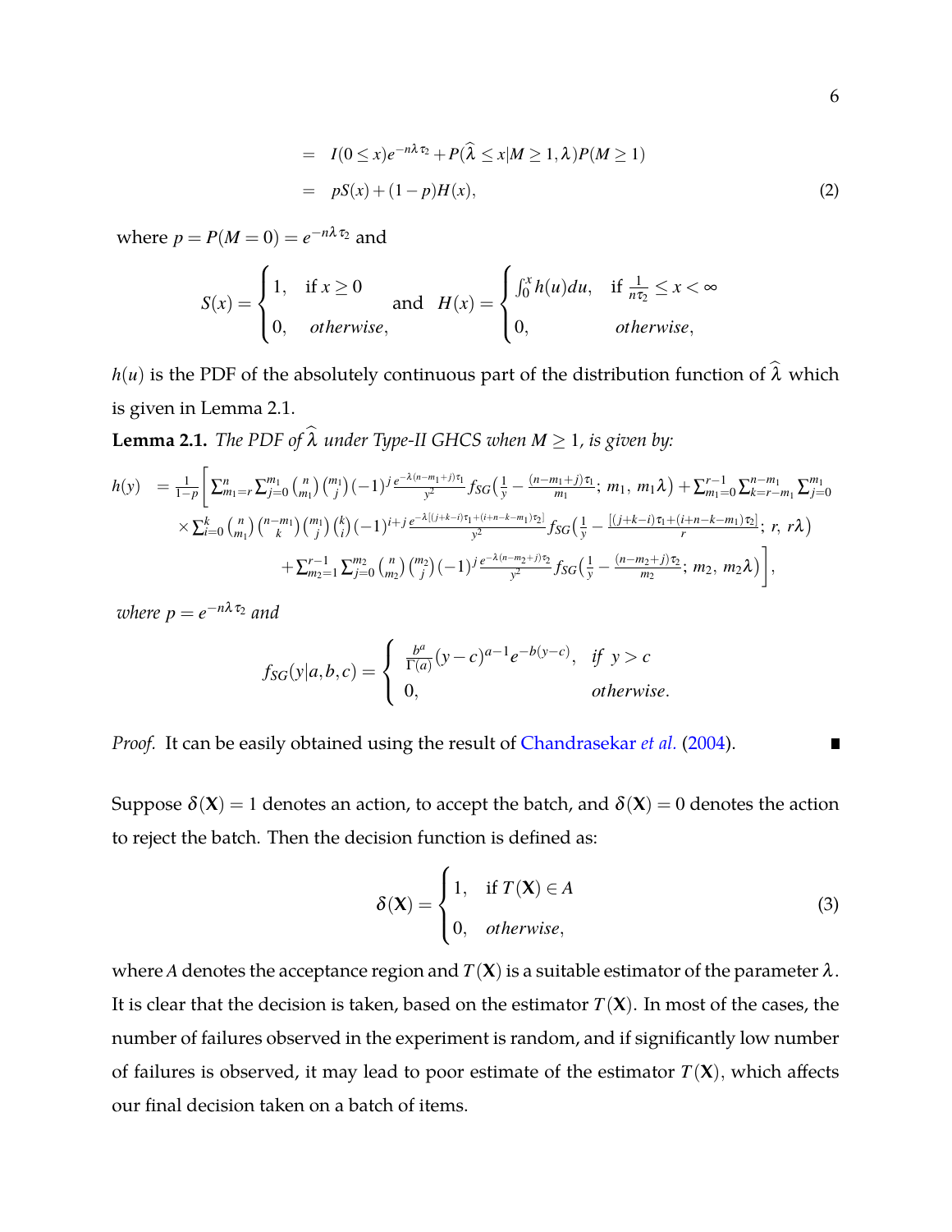$$
\begin{aligned}
&= I(0 \le x) e^{-n\lambda\tau_2} + P(\widehat{\lambda} \le x | M \ge 1, \lambda) P(M \ge 1) \\
&= pS(x) + (1-p)H(x),
\end{aligned} \tag{2}
$$

where $p = P(M = 0) = e^{-n\lambda\tau_2}$ and

$$
S(x) = \begin{cases} 1, & \text{if } x \ge 0 \\ 0, & otherwise, \end{cases} \quad \text{and} \quad H(x) = \begin{cases} \int_0^x h(u)du, & \text{if } \frac{1}{n\tau_2} \le x < \infty \\ 0, & otherwise, \end{cases}
$$

$h(u)$ is the PDF of the absolutely continuous part of the distribution function of $\widehat{\lambda}$ which is given in Lemma 2.1.

**Lemma 2.1.** *The PDF of $\widehat{\lambda}$ under Type-II GHCS when $M \ge 1$, is given by:*

$$
\begin{aligned}
h(y) = \frac{1}{1-p} \Bigg[ & \sum_{m_1=r}^{n} \sum_{j=0}^{m_1} \binom{n}{m_1} \binom{m_1}{j} (-1)^j \frac{e^{-\lambda(n-m_1+j)\tau_1}}{y^2} f_{SG}\Big(\frac{1}{y} - \frac{(n-m_1+j)\tau_1}{m_1};\, m_1,\, m_1\lambda\Big) + \sum_{m_1=0}^{r-1} \sum_{k=r-m_1}^{n-m_1} \sum_{j=0}^{m_1} \\
& \times \sum_{i=0}^{k} \binom{n}{m_1} \binom{n-m_1}{k} \binom{m_1}{j} \binom{k}{i} (-1)^{i+j} \frac{e^{-\lambda[(j+k-i)\tau_1 + (i+n-k-m_1)\tau_2]}}{y^2} f_{SG}\Big(\frac{1}{y} - \frac{[(j+k-i)\tau_1 + (i+n-k-m_1)\tau_2]}{r};\, r,\, r\lambda\Big) \\
& + \sum_{m_2=1}^{r-1} \sum_{j=0}^{m_2} \binom{n}{m_2} \binom{m_2}{j} (-1)^j \frac{e^{-\lambda(n-m_2+j)\tau_2}}{y^2} f_{SG}\Big(\frac{1}{y} - \frac{(n-m_2+j)\tau_2}{m_2};\, m_2,\, m_2\lambda\Big) \Bigg],
\end{aligned}
$$

*where $p = e^{-n\lambda\tau_2}$ and*

$$
f_{SG}(y|a,b,c) = \begin{cases} \frac{b^a}{\Gamma(a)} (y-c)^{a-1} e^{-b(y-c)}, & \text{if } \; y > c \\ 0, & otherwise. \end{cases}
$$

*Proof.* It can be easily obtained using the result of Chandrasekar *et al.* (2004). ∎

Suppose $\delta(\mathbf{X}) = 1$ denotes an action, to accept the batch, and $\delta(\mathbf{X}) = 0$ denotes the action to reject the batch. Then the decision function is defined as:

$$
\delta(\mathbf{X}) = \begin{cases} 1, & \text{if } T(\mathbf{X}) \in A \\ 0, & otherwise, \end{cases} \tag{3}
$$

where $A$ denotes the acceptance region and $T(\mathbf{X})$ is a suitable estimator of the parameter $\lambda$. It is clear that the decision is taken, based on the estimator $T(\mathbf{X})$. In most of the cases, the number of failures observed in the experiment is random, and if significantly low number of failures is observed, it may lead to poor estimate of the estimator $T(\mathbf{X})$, which affects our final decision taken on a batch of items.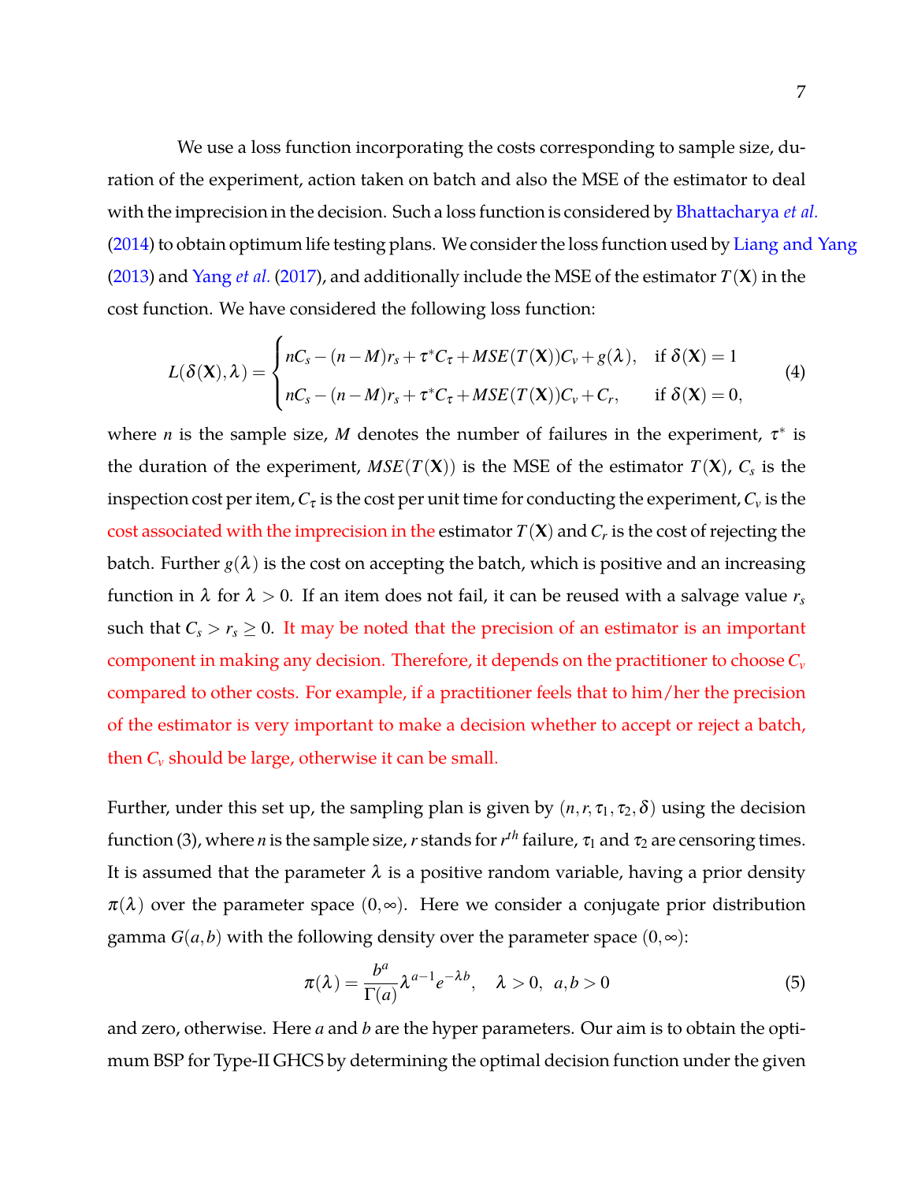We use a loss function incorporating the costs corresponding to sample size, duration of the experiment, action taken on batch and also the MSE of the estimator to deal with the imprecision in the decision. Such a loss function is considered by Bhattacharya *et al.* (2014) to obtain optimum life testing plans. We consider the loss function used by Liang and Yang (2013) and Yang *et al.* (2017), and additionally include the MSE of the estimator $T(\mathbf{X})$ in the cost function. We have considered the following loss function:

$$L(\delta(\mathbf{X}),\lambda) = \begin{cases} nC_s - (n-M)r_s + \tau^* C_\tau + MSE(T(\mathbf{X}))C_v + g(\lambda), & \text{if } \delta(\mathbf{X}) = 1 \\ nC_s - (n-M)r_s + \tau^* C_\tau + MSE(T(\mathbf{X}))C_v + C_r, & \text{if } \delta(\mathbf{X}) = 0, \end{cases} \tag{4}$$

where $n$ is the sample size, $M$ denotes the number of failures in the experiment, $\tau^*$ is the duration of the experiment, $MSE(T(\mathbf{X}))$ is the MSE of the estimator $T(\mathbf{X})$, $C_s$ is the inspection cost per item, $C_\tau$ is the cost per unit time for conducting the experiment, $C_v$ is the cost associated with the imprecision in the estimator $T(\mathbf{X})$ and $C_r$ is the cost of rejecting the batch. Further $g(\lambda)$ is the cost on accepting the batch, which is positive and an increasing function in $\lambda$ for $\lambda > 0$. If an item does not fail, it can be reused with a salvage value $r_s$ such that $C_s > r_s \geq 0$. It may be noted that the precision of an estimator is an important component in making any decision. Therefore, it depends on the practitioner to choose $C_v$ compared to other costs. For example, if a practitioner feels that to him/her the precision of the estimator is very important to make a decision whether to accept or reject a batch, then $C_v$ should be large, otherwise it can be small.

Further, under this set up, the sampling plan is given by $(n, r, \tau_1, \tau_2, \delta)$ using the decision function (3), where $n$ is the sample size, $r$ stands for $r^{th}$ failure, $\tau_1$ and $\tau_2$ are censoring times. It is assumed that the parameter $\lambda$ is a positive random variable, having a prior density $\pi(\lambda)$ over the parameter space $(0,\infty)$. Here we consider a conjugate prior distribution gamma $G(a,b)$ with the following density over the parameter space $(0,\infty)$:

$$\pi(\lambda) = \frac{b^a}{\Gamma(a)}\lambda^{a-1}e^{-\lambda b}, \quad \lambda > 0, \;\; a, b > 0 \tag{5}$$

and zero, otherwise. Here $a$ and $b$ are the hyper parameters. Our aim is to obtain the optimum BSP for Type-II GHCS by determining the optimal decision function under the given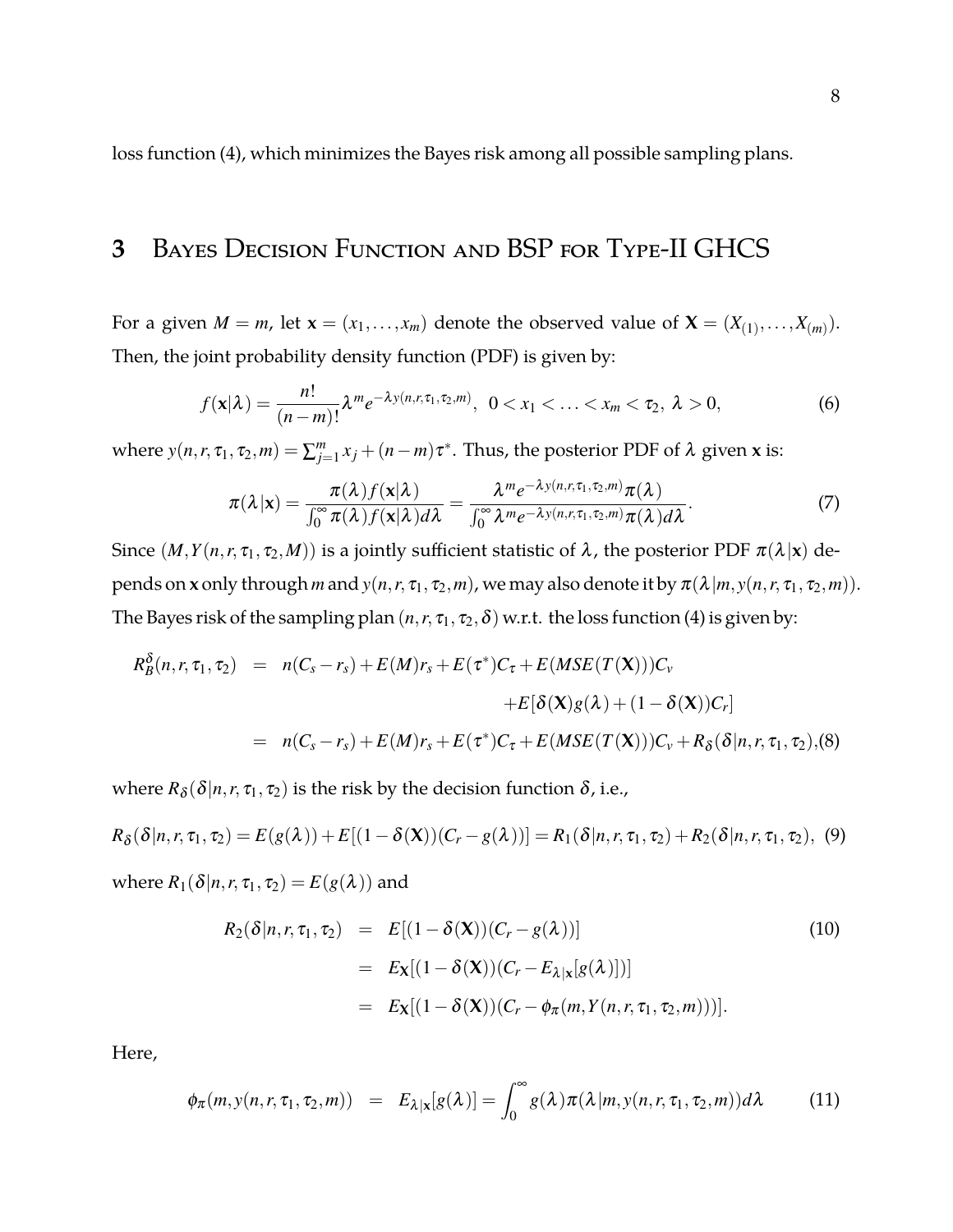loss function (4), which minimizes the Bayes risk among all possible sampling plans.

# 3 Bayes Decision Function and BSP for Type-II GHCS

For a given $M = m$, let $\mathbf{x} = (x_1, \ldots, x_m)$ denote the observed value of $\mathbf{X} = (X_{(1)}, \ldots, X_{(m)})$. Then, the joint probability density function (PDF) is given by:

$$f(\mathbf{x}|\lambda) = \frac{n!}{(n-m)!}\lambda^m e^{-\lambda y(n,r,\tau_1,\tau_2,m)}, \;\; 0 < x_1 < \ldots < x_m < \tau_2, \; \lambda > 0, \tag{6}$$

where $y(n,r,\tau_1,\tau_2,m) = \sum_{j=1}^{m} x_j + (n-m)\tau^*$. Thus, the posterior PDF of $\lambda$ given $\mathbf{x}$ is:

$$\pi(\lambda|\mathbf{x}) = \frac{\pi(\lambda) f(\mathbf{x}|\lambda)}{\int_0^\infty \pi(\lambda) f(\mathbf{x}|\lambda) d\lambda} = \frac{\lambda^m e^{-\lambda y(n,r,\tau_1,\tau_2,m)}\pi(\lambda)}{\int_0^\infty \lambda^m e^{-\lambda y(n,r,\tau_1,\tau_2,m)}\pi(\lambda) d\lambda}. \tag{7}$$

Since $(M, Y(n,r,\tau_1,\tau_2,M))$ is a jointly sufficient statistic of $\lambda$, the posterior PDF $\pi(\lambda|\mathbf{x})$ depends on $\mathbf{x}$ only through $m$ and $y(n,r,\tau_1,\tau_2,m)$, we may also denote it by $\pi(\lambda|m, y(n,r,\tau_1,\tau_2,m))$. The Bayes risk of the sampling plan $(n,r,\tau_1,\tau_2,\delta)$ w.r.t. the loss function (4) is given by:

$$\begin{aligned} R_B^\delta(n,r,\tau_1,\tau_2) &= n(C_s - r_s) + E(M)r_s + E(\tau^*)C_\tau + E(MSE(T(\mathbf{X})))C_v \\ &\quad + E[\delta(\mathbf{X})g(\lambda) + (1-\delta(\mathbf{X}))C_r] \\ &= n(C_s - r_s) + E(M)r_s + E(\tau^*)C_\tau + E(MSE(T(\mathbf{X})))C_v + R_\delta(\delta|n,r,\tau_1,\tau_2), \end{aligned} \tag{8}$$

where $R_\delta(\delta|n,r,\tau_1,\tau_2)$ is the risk by the decision function $\delta$, i.e.,

$$R_\delta(\delta|n,r,\tau_1,\tau_2) = E(g(\lambda)) + E[(1-\delta(\mathbf{X}))(C_r - g(\lambda))] = R_1(\delta|n,r,\tau_1,\tau_2) + R_2(\delta|n,r,\tau_1,\tau_2), \tag{9}$$

where $R_1(\delta|n,r,\tau_1,\tau_2) = E(g(\lambda))$ and

$$\begin{aligned} R_2(\delta|n,r,\tau_1,\tau_2) &= E[(1-\delta(\mathbf{X}))(C_r - g(\lambda))] \\ &= E_{\mathbf{X}}[(1-\delta(\mathbf{X}))(C_r - E_{\lambda|\mathbf{x}}[g(\lambda)])] \\ &= E_{\mathbf{X}}[(1-\delta(\mathbf{X}))(C_r - \phi_\pi(m, Y(n,r,\tau_1,\tau_2,m)))]. \end{aligned} \tag{10}$$

Here,

$$\phi_\pi(m, y(n,r,\tau_1,\tau_2,m)) = E_{\lambda|\mathbf{x}}[g(\lambda)] = \int_0^\infty g(\lambda)\pi(\lambda|m, y(n,r,\tau_1,\tau_2,m))d\lambda \tag{11}$$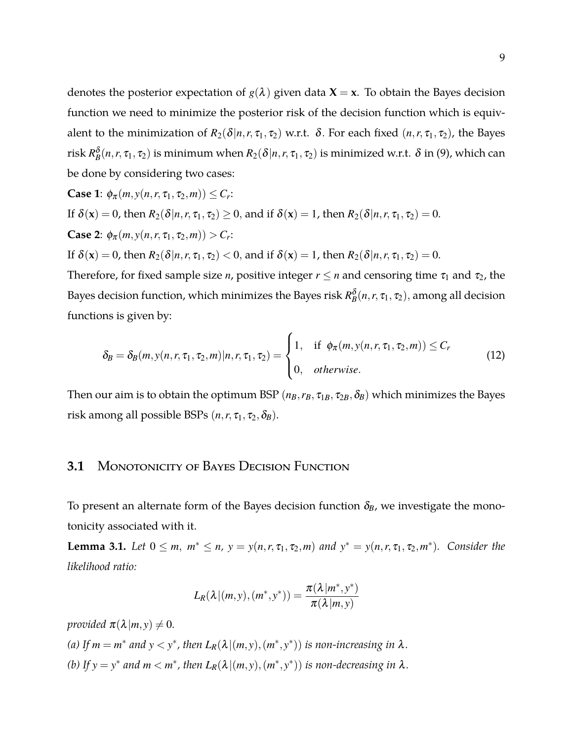denotes the posterior expectation of $g(\lambda)$ given data $\mathbf{X} = \mathbf{x}$. To obtain the Bayes decision function we need to minimize the posterior risk of the decision function which is equivalent to the minimization of $R_2(\delta|n,r,\tau_1,\tau_2)$ w.r.t. $\delta$. For each fixed $(n,r,\tau_1,\tau_2)$, the Bayes risk $R_B^{\delta}(n,r,\tau_1,\tau_2)$ is minimum when $R_2(\delta|n,r,\tau_1,\tau_2)$ is minimized w.r.t. $\delta$ in (9), which can be done by considering two cases:

**Case 1**: $\phi_\pi(m, y(n,r,\tau_1,\tau_2,m)) \leq C_r$:

If $\delta(\mathbf{x}) = 0$, then $R_2(\delta|n,r,\tau_1,\tau_2) \geq 0$, and if $\delta(\mathbf{x}) = 1$, then $R_2(\delta|n,r,\tau_1,\tau_2) = 0$.

**Case 2**: $\phi_\pi(m, y(n,r,\tau_1,\tau_2,m)) > C_r$:

If $\delta(\mathbf{x}) = 0$, then $R_2(\delta|n,r,\tau_1,\tau_2) < 0$, and if $\delta(\mathbf{x}) = 1$, then $R_2(\delta|n,r,\tau_1,\tau_2) = 0$.

Therefore, for fixed sample size $n$, positive integer $r \leq n$ and censoring time $\tau_1$ and $\tau_2$, the Bayes decision function, which minimizes the Bayes risk $R_B^{\delta}(n,r,\tau_1,\tau_2)$, among all decision functions is given by:

$$\delta_B = \delta_B(m, y(n,r,\tau_1,\tau_2,m)|n,r,\tau_1,\tau_2) = \begin{cases} 1, & \text{if } \ \phi_\pi(m, y(n,r,\tau_1,\tau_2,m)) \leq C_r \\ 0, & otherwise. \end{cases} \tag{12}$$

Then our aim is to obtain the optimum BSP $(n_B, r_B, \tau_{1B}, \tau_{2B}, \delta_B)$ which minimizes the Bayes risk among all possible BSPs $(n, r, \tau_1, \tau_2, \delta_B)$.

## 3.1 Monotonicity of Bayes Decision Function

To present an alternate form of the Bayes decision function $\delta_B$, we investigate the monotonicity associated with it.

**Lemma 3.1.** *Let $0 \leq m,\ m^* \leq n$, $y = y(n,r,\tau_1,\tau_2,m)$ and $y^* = y(n,r,\tau_1,\tau_2,m^*)$. Consider the likelihood ratio:*

$$L_R(\lambda|(m,y),(m^*,y^*)) = \frac{\pi(\lambda|m^*,y^*)}{\pi(\lambda|m,y)}$$

*provided $\pi(\lambda|m,y) \neq 0$.*

*(a) If $m = m^*$ and $y < y^*$, then $L_R(\lambda|(m,y),(m^*,y^*))$ is non-increasing in $\lambda$.*

*(b) If $y = y^*$ and $m < m^*$, then $L_R(\lambda|(m,y),(m^*,y^*))$ is non-decreasing in $\lambda$.*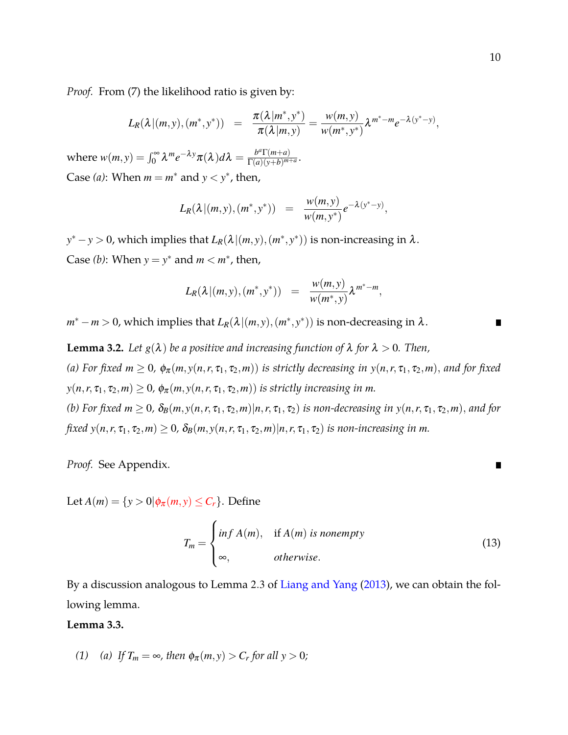*Proof.* From (7) the likelihood ratio is given by:

$$L_R(\lambda|(m,y),(m^*,y^*)) \;=\; \frac{\pi(\lambda|m^*,y^*)}{\pi(\lambda|m,y)} = \frac{w(m,y)}{w(m^*,y^*)}\lambda^{m^*-m}e^{-\lambda(y^*-y)},$$

where $w(m,y) = \int_0^\infty \lambda^m e^{-\lambda y}\pi(\lambda)d\lambda = \frac{b^a\Gamma(m+a)}{\Gamma(a)(y+b)^{m+a}}$.

Case *(a)*: When $m = m^*$ and $y < y^*$, then,

$$L_R(\lambda|(m,y),(m^*,y^*)) \;=\; \frac{w(m,y)}{w(m,y^*)}e^{-\lambda(y^*-y)},$$

$y^* - y > 0$, which implies that $L_R(\lambda|(m,y),(m^*,y^*))$ is non-increasing in $\lambda$.

Case *(b)*: When $y = y^*$ and $m < m^*$, then,

$$L_R(\lambda|(m,y),(m^*,y^*)) \;=\; \frac{w(m,y)}{w(m^*,y)}\lambda^{m^*-m},$$

$m^* - m > 0$, which implies that $L_R(\lambda|(m,y),(m^*,y^*))$ is non-decreasing in $\lambda$. ∎

**Lemma 3.2.** *Let $g(\lambda)$ be a positive and increasing function of $\lambda$ for $\lambda > 0$. Then,*

*(a) For fixed $m \geq 0$, $\phi_\pi(m, y(n,r,\tau_1,\tau_2,m))$ is strictly decreasing in $y(n,r,\tau_1,\tau_2,m)$, and for fixed $y(n,r,\tau_1,\tau_2,m) \geq 0$, $\phi_\pi(m, y(n,r,\tau_1,\tau_2,m))$ is strictly increasing in $m$.*

*(b) For fixed $m \geq 0$, $\delta_B(m, y(n,r,\tau_1,\tau_2,m)|n,r,\tau_1,\tau_2)$ is non-decreasing in $y(n,r,\tau_1,\tau_2,m)$, and for fixed $y(n,r,\tau_1,\tau_2,m) \geq 0$, $\delta_B(m, y(n,r,\tau_1,\tau_2,m)|n,r,\tau_1,\tau_2)$ is non-increasing in $m$.*

*Proof.* See Appendix. ∎

Let $A(m) = \{y > 0 | \phi_\pi(m,y) \leq C_r\}$. Define

$$T_m = \begin{cases} inf\ A(m), & \text{if } A(m) \text{ is nonempty} \\ \infty, & otherwise. \end{cases} \tag{13}$$

By a discussion analogous to Lemma 2.3 of Liang and Yang (2013), we can obtain the following lemma.

**Lemma 3.3.**

*(1) (a) If $T_m = \infty$, then $\phi_\pi(m,y) > C_r$ for all $y > 0$;*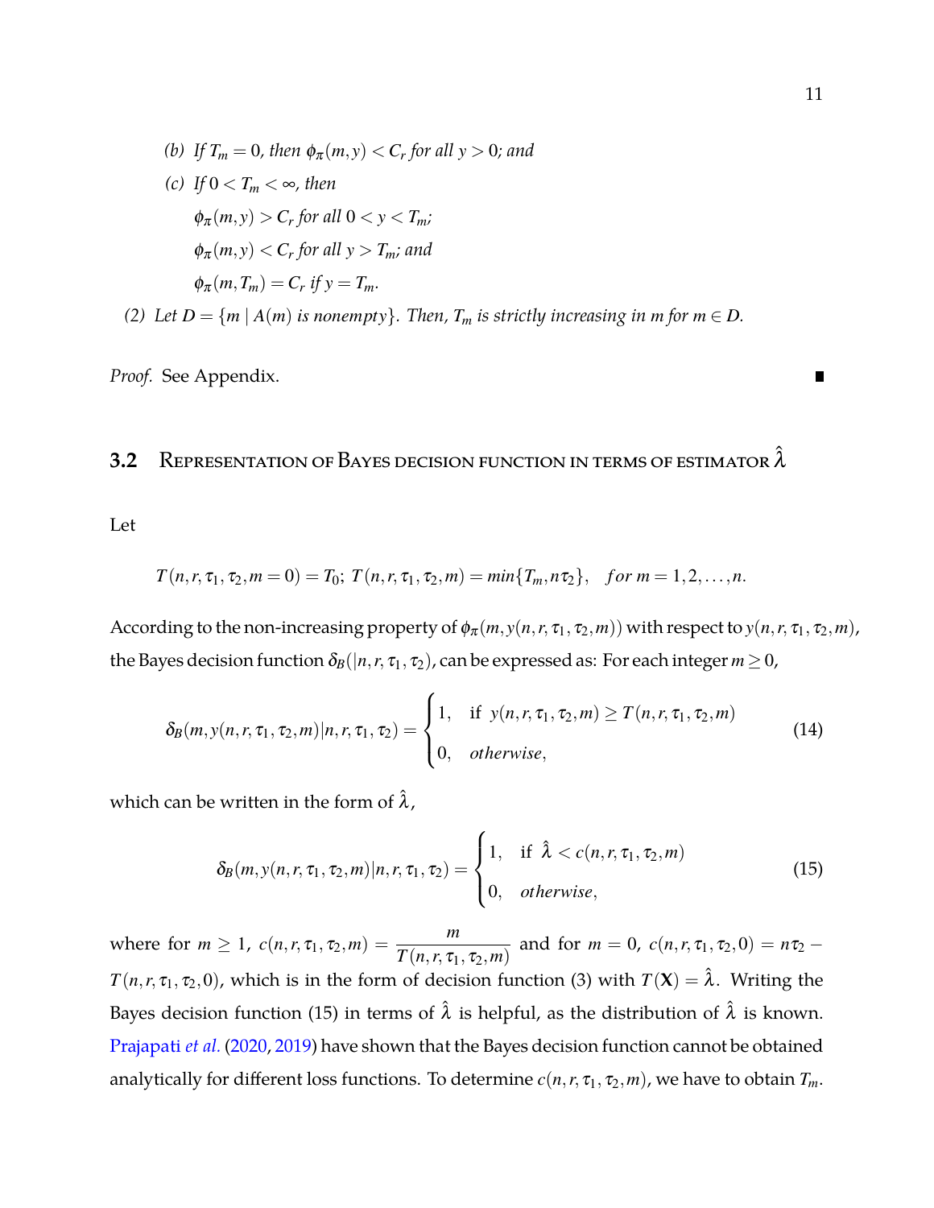(b) *If $T_m = 0$, then $\phi_\pi(m,y) < C_r$ for all $y > 0$; and*

(c) *If $0 < T_m < \infty$, then*

$\phi_\pi(m,y) > C_r$ *for all* $0 < y < T_m$*;*

$\phi_\pi(m,y) < C_r$ *for all* $y > T_m$*; and*

$\phi_\pi(m,T_m) = C_r$ *if* $y = T_m$*.*

(2) *Let $D = \{m \mid A(m) \text{ is nonempty}\}$. Then, $T_m$ is strictly increasing in $m$ for $m \in D$.*

*Proof.* See Appendix. ∎

## 3.2 Representation of Bayes decision function in terms of estimator $\hat{\lambda}$

Let

$$T(n,r,\tau_1,\tau_2,m=0) = T_0;\ T(n,r,\tau_1,\tau_2,m) = min\{T_m, n\tau_2\}, \quad for\ m = 1,2,\ldots,n.$$

According to the non-increasing property of $\phi_\pi(m,y(n,r,\tau_1,\tau_2,m))$ with respect to $y(n,r,\tau_1,\tau_2,m)$, the Bayes decision function $\delta_B(|n,r,\tau_1,\tau_2)$, can be expressed as: For each integer $m \geq 0$,

$$\delta_B(m,y(n,r,\tau_1,\tau_2,m)|n,r,\tau_1,\tau_2) = \begin{cases} 1, & \text{if } y(n,r,\tau_1,\tau_2,m) \geq T(n,r,\tau_1,\tau_2,m) \\ 0, & otherwise, \end{cases} \tag{14}$$

which can be written in the form of $\hat{\lambda}$,

$$\delta_B(m,y(n,r,\tau_1,\tau_2,m)|n,r,\tau_1,\tau_2) = \begin{cases} 1, & \text{if } \hat{\lambda} < c(n,r,\tau_1,\tau_2,m) \\ 0, & otherwise, \end{cases} \tag{15}$$

where for $m \geq 1$, $c(n,r,\tau_1,\tau_2,m) = \dfrac{m}{T(n,r,\tau_1,\tau_2,m)}$ and for $m = 0$, $c(n,r,\tau_1,\tau_2,0) = n\tau_2 - T(n,r,\tau_1,\tau_2,0)$, which is in the form of decision function (3) with $T(\mathbf{X}) = \hat{\lambda}$. Writing the Bayes decision function (15) in terms of $\hat{\lambda}$ is helpful, as the distribution of $\hat{\lambda}$ is known. Prajapati *et al.* (2020, 2019) have shown that the Bayes decision function cannot be obtained analytically for different loss functions. To determine $c(n,r,\tau_1,\tau_2,m)$, we have to obtain $T_m$.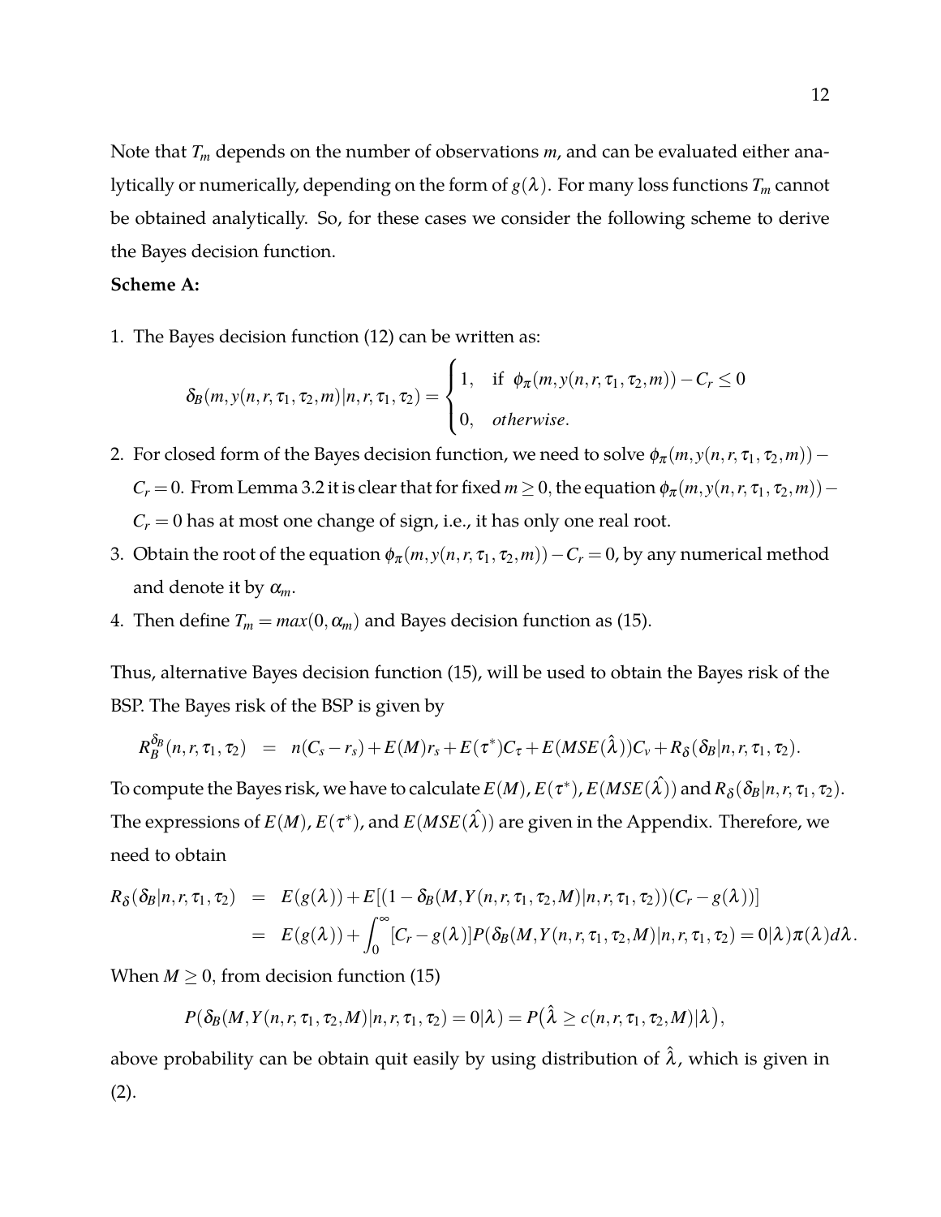Note that $T_m$ depends on the number of observations $m$, and can be evaluated either analytically or numerically, depending on the form of $g(\lambda)$. For many loss functions $T_m$ cannot be obtained analytically. So, for these cases we consider the following scheme to derive the Bayes decision function.

**Scheme A:**

1. The Bayes decision function (12) can be written as:

$$\delta_B(m, y(n,r,\tau_1,\tau_2,m)|n,r,\tau_1,\tau_2) = \begin{cases} 1, & \text{if } \phi_\pi(m, y(n,r,\tau_1,\tau_2,m)) - C_r \leq 0 \\ 0, & otherwise. \end{cases}$$

2. For closed form of the Bayes decision function, we need to solve $\phi_\pi(m, y(n,r,\tau_1,\tau_2,m)) - C_r = 0$. From Lemma 3.2 it is clear that for fixed $m \geq 0$, the equation $\phi_\pi(m, y(n,r,\tau_1,\tau_2,m)) - C_r = 0$ has at most one change of sign, i.e., it has only one real root.
3. Obtain the root of the equation $\phi_\pi(m, y(n,r,\tau_1,\tau_2,m)) - C_r = 0$, by any numerical method and denote it by $\alpha_m$.
4. Then define $T_m = max(0, \alpha_m)$ and Bayes decision function as (15).

Thus, alternative Bayes decision function (15), will be used to obtain the Bayes risk of the BSP. The Bayes risk of the BSP is given by

$$R_B^{\delta_B}(n,r,\tau_1,\tau_2) = n(C_s - r_s) + E(M)r_s + E(\tau^*)C_\tau + E(MSE(\hat{\lambda}))C_v + R_\delta(\delta_B|n,r,\tau_1,\tau_2).$$

To compute the Bayes risk, we have to calculate $E(M)$, $E(\tau^*)$, $E(MSE(\hat{\lambda}))$ and $R_\delta(\delta_B|n,r,\tau_1,\tau_2)$. The expressions of $E(M)$, $E(\tau^*)$, and $E(MSE(\hat{\lambda}))$ are given in the Appendix. Therefore, we need to obtain

$$\begin{aligned} R_\delta(\delta_B|n,r,\tau_1,\tau_2) &= E(g(\lambda)) + E[(1 - \delta_B(M, Y(n,r,\tau_1,\tau_2,M)|n,r,\tau_1,\tau_2))(C_r - g(\lambda))] \\ &= E(g(\lambda)) + \int_0^\infty [C_r - g(\lambda)] P(\delta_B(M, Y(n,r,\tau_1,\tau_2,M)|n,r,\tau_1,\tau_2) = 0|\lambda)\pi(\lambda)d\lambda. \end{aligned}$$

When $M \geq 0$, from decision function (15)

$$P(\delta_B(M, Y(n,r,\tau_1,\tau_2,M)|n,r,\tau_1,\tau_2) = 0|\lambda) = P\big(\hat{\lambda} \geq c(n,r,\tau_1,\tau_2,M)|\lambda\big),$$

above probability can be obtain quit easily by using distribution of $\hat{\lambda}$, which is given in (2).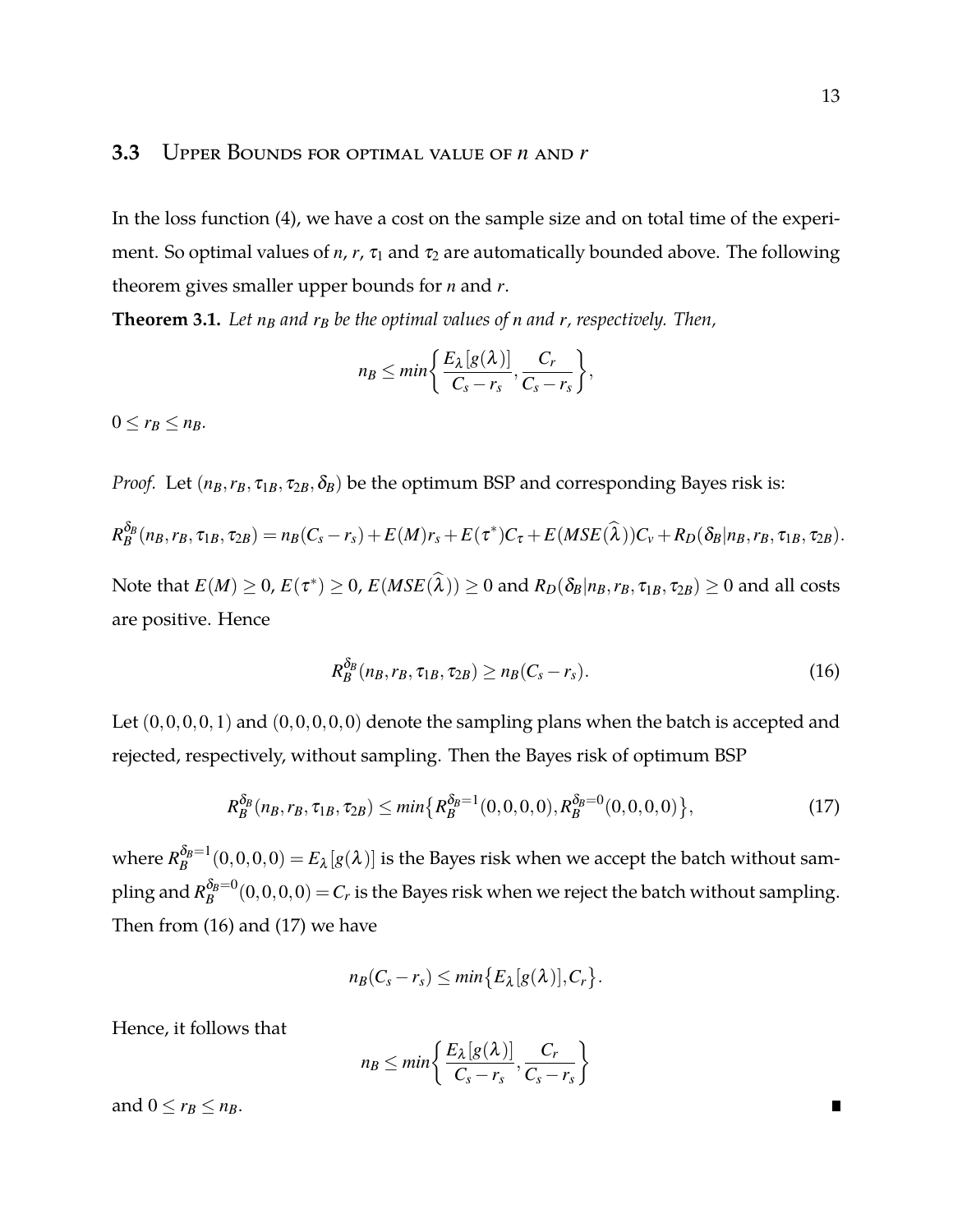### 3.3 Upper Bounds for optimal value of $n$ and $r$

In the loss function (4), we have a cost on the sample size and on total time of the experiment. So optimal values of $n$, $r$, $\tau_1$ and $\tau_2$ are automatically bounded above. The following theorem gives smaller upper bounds for $n$ and $r$.

**Theorem 3.1.** *Let $n_B$ and $r_B$ be the optimal values of $n$ and $r$, respectively. Then,*

$$n_B \leq min\left\{\frac{E_\lambda[g(\lambda)]}{C_s - r_s}, \frac{C_r}{C_s - r_s}\right\},$$

$0 \leq r_B \leq n_B$.

*Proof.* Let $(n_B, r_B, \tau_{1B}, \tau_{2B}, \delta_B)$ be the optimum BSP and corresponding Bayes risk is:

$$R_B^{\delta_B}(n_B, r_B, \tau_{1B}, \tau_{2B}) = n_B(C_s - r_s) + E(M)r_s + E(\tau^*)C_\tau + E(MSE(\widehat{\lambda}))C_v + R_D(\delta_B | n_B, r_B, \tau_{1B}, \tau_{2B}).$$

Note that $E(M) \geq 0$, $E(\tau^*) \geq 0$, $E(MSE(\widehat{\lambda})) \geq 0$ and $R_D(\delta_B | n_B, r_B, \tau_{1B}, \tau_{2B}) \geq 0$ and all costs are positive. Hence

$$R_B^{\delta_B}(n_B, r_B, \tau_{1B}, \tau_{2B}) \geq n_B(C_s - r_s). \tag{16}$$

Let $(0,0,0,0,1)$ and $(0,0,0,0,0)$ denote the sampling plans when the batch is accepted and rejected, respectively, without sampling. Then the Bayes risk of optimum BSP

$$R_B^{\delta_B}(n_B, r_B, \tau_{1B}, \tau_{2B}) \leq min\left\{R_B^{\delta_B=1}(0,0,0,0), R_B^{\delta_B=0}(0,0,0,0)\right\}, \tag{17}$$

where $R_B^{\delta_B=1}(0,0,0,0) = E_\lambda[g(\lambda)]$ is the Bayes risk when we accept the batch without sampling and $R_B^{\delta_B=0}(0,0,0,0) = C_r$ is the Bayes risk when we reject the batch without sampling. Then from (16) and (17) we have

$$n_B(C_s - r_s) \leq min\left\{E_\lambda[g(\lambda)], C_r\right\}.$$

Hence, it follows that

$$n_B \leq min\left\{\frac{E_\lambda[g(\lambda)]}{C_s - r_s}, \frac{C_r}{C_s - r_s}\right\}$$

and $0 \leq r_B \leq n_B$. ∎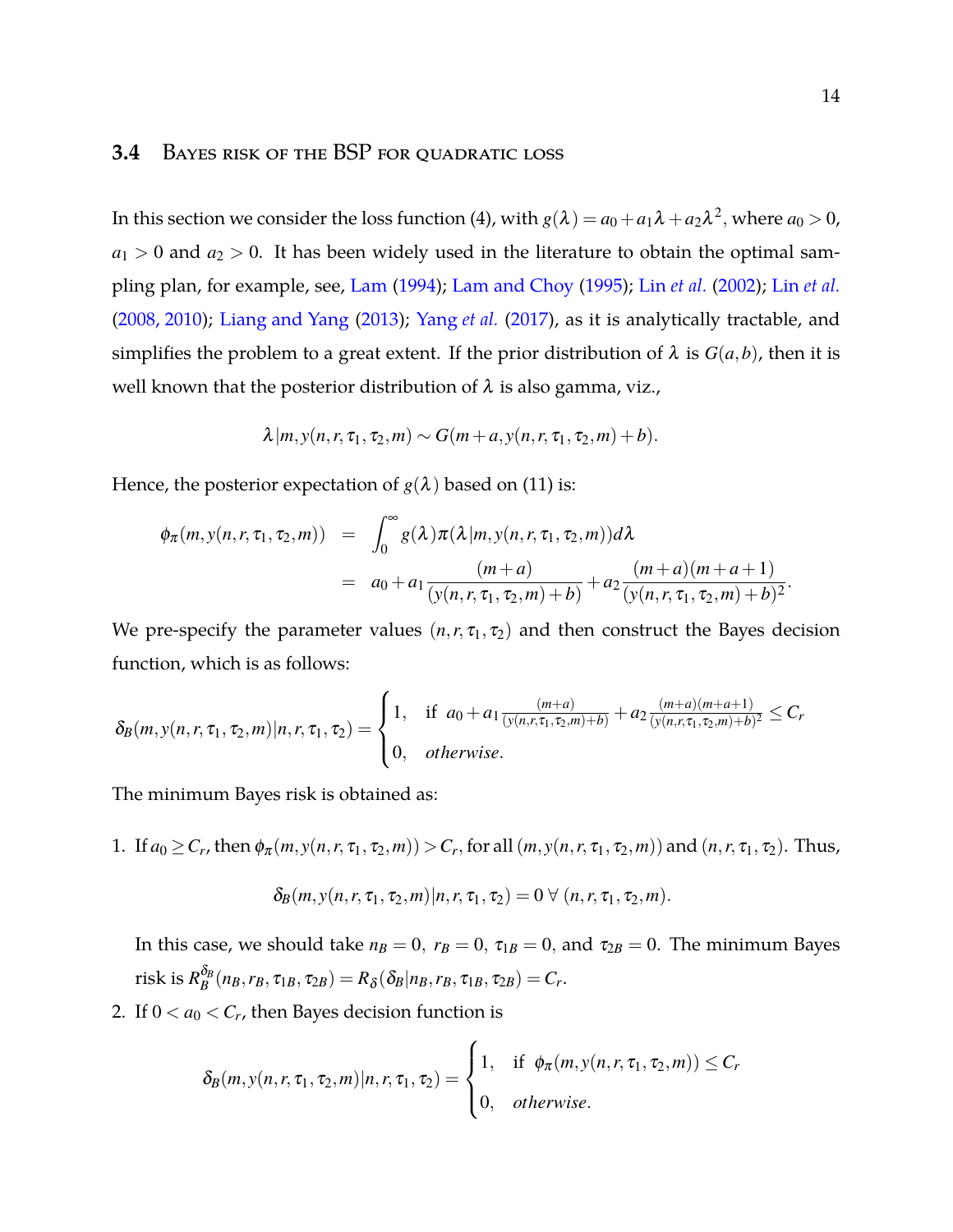### 3.4 Bayes risk of the BSP for quadratic loss

In this section we consider the loss function (4), with $g(\lambda) = a_0 + a_1\lambda + a_2\lambda^2$, where $a_0 > 0$, $a_1 > 0$ and $a_2 > 0$. It has been widely used in the literature to obtain the optimal sampling plan, for example, see, Lam (1994); Lam and Choy (1995); Lin *et al.* (2002); Lin *et al.* (2008, 2010); Liang and Yang (2013); Yang *et al.* (2017), as it is analytically tractable, and simplifies the problem to a great extent. If the prior distribution of $\lambda$ is $G(a, b)$, then it is well known that the posterior distribution of $\lambda$ is also gamma, viz.,

$$\lambda | m, y(n, r, \tau_1, \tau_2, m) \sim G(m + a, y(n, r, \tau_1, \tau_2, m) + b).$$

Hence, the posterior expectation of $g(\lambda)$ based on (11) is:

$$\begin{aligned}
\phi_\pi(m, y(n, r, \tau_1, \tau_2, m)) &= \int_0^\infty g(\lambda)\pi(\lambda | m, y(n, r, \tau_1, \tau_2, m))d\lambda \\
&= a_0 + a_1 \frac{(m+a)}{(y(n, r, \tau_1, \tau_2, m) + b)} + a_2 \frac{(m+a)(m+a+1)}{(y(n, r, \tau_1, \tau_2, m) + b)^2}.
\end{aligned}$$

We pre-specify the parameter values $(n, r, \tau_1, \tau_2)$ and then construct the Bayes decision function, which is as follows:

$$\delta_B(m, y(n, r, \tau_1, \tau_2, m) | n, r, \tau_1, \tau_2) = \begin{cases} 1, & \text{if } a_0 + a_1 \frac{(m+a)}{(y(n,r,\tau_1,\tau_2,m)+b)} + a_2 \frac{(m+a)(m+a+1)}{(y(n,r,\tau_1,\tau_2,m)+b)^2} \leq C_r \\ 0, & \textit{otherwise}. \end{cases}$$

The minimum Bayes risk is obtained as:

1. If $a_0 \geq C_r$, then $\phi_\pi(m, y(n, r, \tau_1, \tau_2, m)) > C_r$, for all $(m, y(n, r, \tau_1, \tau_2, m))$ and $(n, r, \tau_1, \tau_2)$. Thus,

   $$\delta_B(m, y(n, r, \tau_1, \tau_2, m) | n, r, \tau_1, \tau_2) = 0 \; \forall \; (n, r, \tau_1, \tau_2, m).$$

   In this case, we should take $n_B = 0$, $r_B = 0$, $\tau_{1B} = 0$, and $\tau_{2B} = 0$. The minimum Bayes risk is $R_B^{\delta_B}(n_B, r_B, \tau_{1B}, \tau_{2B}) = R_\delta(\delta_B | n_B, r_B, \tau_{1B}, \tau_{2B}) = C_r$.

2. If $0 < a_0 < C_r$, then Bayes decision function is

   $$\delta_B(m, y(n, r, \tau_1, \tau_2, m) | n, r, \tau_1, \tau_2) = \begin{cases} 1, & \text{if } \phi_\pi(m, y(n, r, \tau_1, \tau_2, m)) \leq C_r \\ 0, & \textit{otherwise}. \end{cases}$$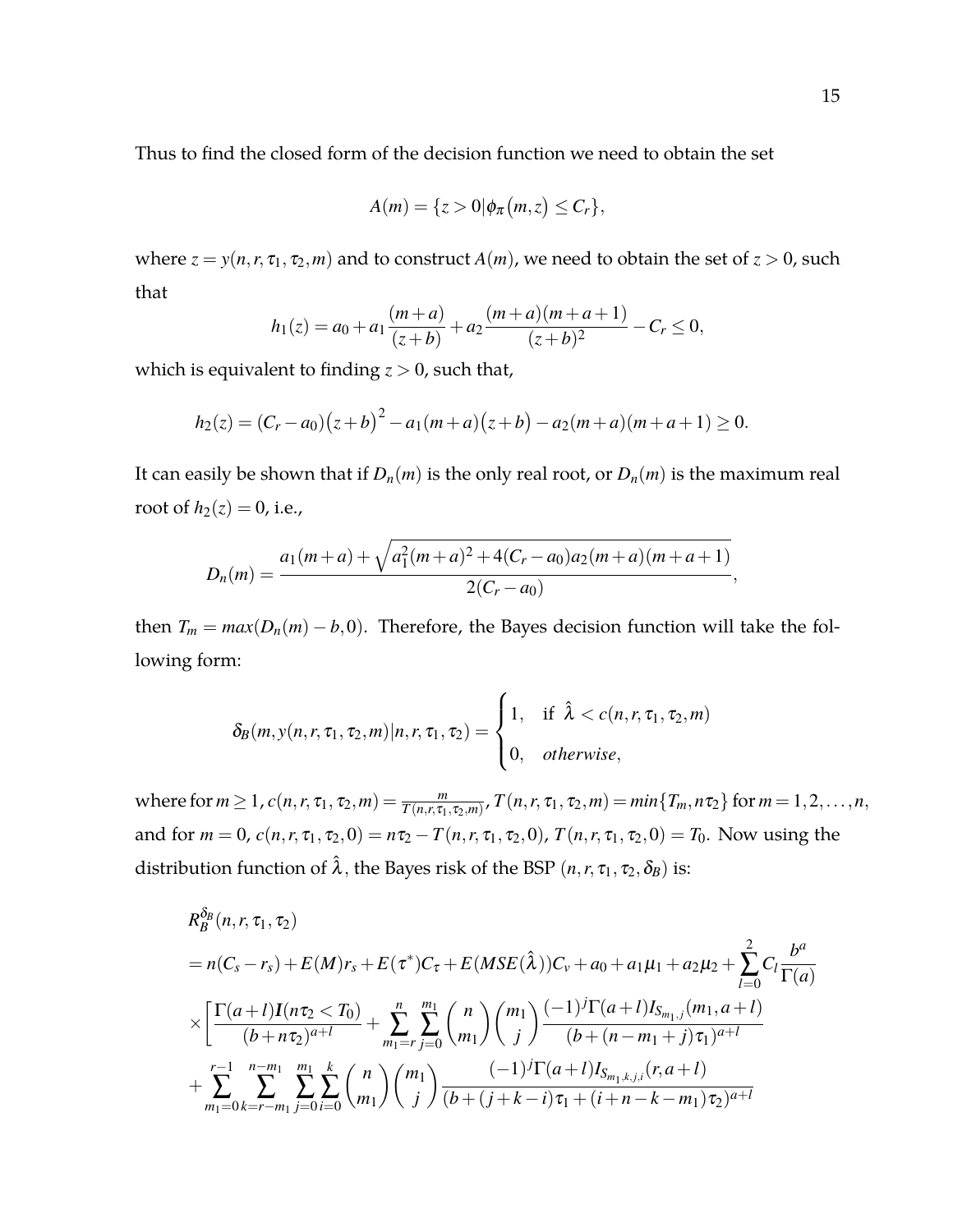Thus to find the closed form of the decision function we need to obtain the set

$$A(m) = \{z > 0 | \phi_\pi(m, z) \leq C_r\},$$

where $z = y(n, r, \tau_1, \tau_2, m)$ and to construct $A(m)$, we need to obtain the set of $z > 0$, such that

$$h_1(z) = a_0 + a_1 \frac{(m+a)}{(z+b)} + a_2 \frac{(m+a)(m+a+1)}{(z+b)^2} - C_r \leq 0,$$

which is equivalent to finding $z > 0$, such that,

$$h_2(z) = (C_r - a_0)\big(z+b\big)^2 - a_1(m+a)\big(z+b\big) - a_2(m+a)(m+a+1) \geq 0.$$

It can easily be shown that if $D_n(m)$ is the only real root, or $D_n(m)$ is the maximum real root of $h_2(z) = 0$, i.e.,

$$D_n(m) = \frac{a_1(m+a) + \sqrt{a_1^2(m+a)^2 + 4(C_r - a_0)a_2(m+a)(m+a+1)}}{2(C_r - a_0)},$$

then $T_m = max(D_n(m) - b, 0)$. Therefore, the Bayes decision function will take the following form:

$$\delta_B(m, y(n, r, \tau_1, \tau_2, m) | n, r, \tau_1, \tau_2) = \begin{cases} 1, & \text{if } \hat{\lambda} < c(n, r, \tau_1, \tau_2, m) \\ 0, & otherwise, \end{cases}$$

where for $m \geq 1$, $c(n, r, \tau_1, \tau_2, m) = \frac{m}{T(n, r, \tau_1, \tau_2, m)}$, $T(n, r, \tau_1, \tau_2, m) = min\{T_m, n\tau_2\}$ for $m = 1, 2, \ldots, n$, and for $m = 0$, $c(n, r, \tau_1, \tau_2, 0) = n\tau_2 - T(n, r, \tau_1, \tau_2, 0)$, $T(n, r, \tau_1, \tau_2, 0) = T_0$. Now using the distribution function of $\hat{\lambda}$, the Bayes risk of the BSP $(n, r, \tau_1, \tau_2, \delta_B)$ is:

$$\begin{aligned}
& R_B^{\delta_B}(n, r, \tau_1, \tau_2) \\
&= n(C_s - r_s) + E(M)r_s + E(\tau^*)C_\tau + E(MSE(\hat{\lambda}))C_v + a_0 + a_1\mu_1 + a_2\mu_2 + \sum_{l=0}^{2} C_l \frac{b^a}{\Gamma(a)} \\
&\times \Bigg[ \frac{\Gamma(a+l)\boldsymbol{I}(n\tau_2 < T_0)}{(b + n\tau_2)^{a+l}} + \sum_{m_1=r}^{n} \sum_{j=0}^{m_1} \binom{n}{m_1} \binom{m_1}{j} \frac{(-1)^j \Gamma(a+l) I_{S_{m_1,j}}(m_1, a+l)}{(b + (n - m_1 + j)\tau_1)^{a+l}} \\
&+ \sum_{m_1=0}^{r-1} \sum_{k=r-m_1}^{n-m_1} \sum_{j=0}^{m_1} \sum_{i=0}^{k} \binom{n}{m_1} \binom{m_1}{j} \frac{(-1)^j \Gamma(a+l) I_{S_{m_1,k,j,i}}(r, a+l)}{(b + (j+k-i)\tau_1 + (i+n-k-m_1)\tau_2)^{a+l}}
\end{aligned}$$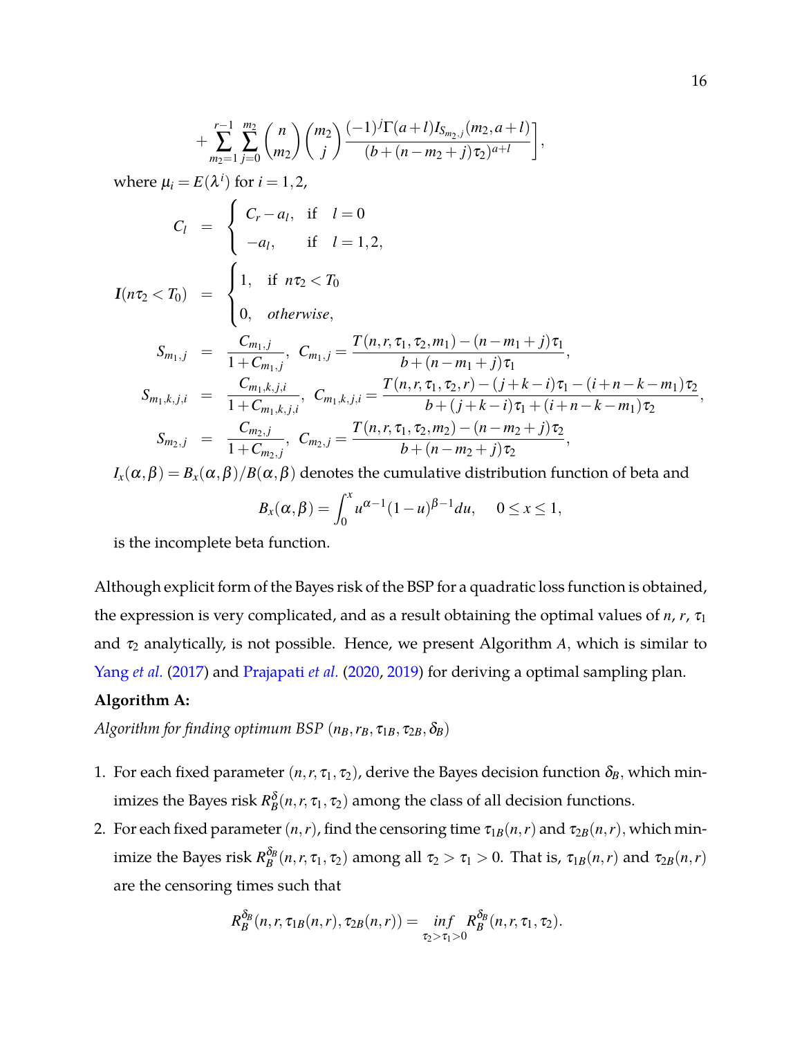$$+\sum_{m_2=1}^{r-1}\sum_{j=0}^{m_2}\binom{n}{m_2}\binom{m_2}{j}\frac{(-1)^j\Gamma(a+l)I_{S_{m_2,j}}(m_2,a+l)}{(b+(n-m_2+j)\tau_2)^{a+l}}\Bigg],$$

where $\mu_i = E(\lambda^i)$ for $i = 1, 2$,

$$C_l = \begin{cases} C_r - a_l, & \text{if } \quad l = 0 \\ -a_l, & \text{if } \quad l = 1, 2, \end{cases}$$

$$\boldsymbol{I}(n\tau_2 < T_0) = \begin{cases} 1, & \text{if } \ n\tau_2 < T_0 \\ 0, & otherwise, \end{cases}$$

$$S_{m_1,j} = \frac{C_{m_1,j}}{1+C_{m_1,j}}, \; C_{m_1,j} = \frac{T(n,r,\tau_1,\tau_2,m_1)-(n-m_1+j)\tau_1}{b+(n-m_1+j)\tau_1},$$

$$S_{m_1,k,j,i} = \frac{C_{m_1,k,j,i}}{1+C_{m_1,k,j,i}}, \; C_{m_1,k,j,i} = \frac{T(n,r,\tau_1,\tau_2,r)-(j+k-i)\tau_1-(i+n-k-m_1)\tau_2}{b+(j+k-i)\tau_1+(i+n-k-m_1)\tau_2},$$

$$S_{m_2,j} = \frac{C_{m_2,j}}{1+C_{m_2,j}}, \; C_{m_2,j} = \frac{T(n,r,\tau_1,\tau_2,m_2)-(n-m_2+j)\tau_2}{b+(n-m_2+j)\tau_2},$$

$I_x(\alpha,\beta) = B_x(\alpha,\beta)/B(\alpha,\beta)$ denotes the cumulative distribution function of beta and

$$B_x(\alpha,\beta) = \int_0^x u^{\alpha-1}(1-u)^{\beta-1}du, \quad 0 \le x \le 1,$$

is the incomplete beta function.

Although explicit form of the Bayes risk of the BSP for a quadratic loss function is obtained, the expression is very complicated, and as a result obtaining the optimal values of $n$, $r$, $\tau_1$ and $\tau_2$ analytically, is not possible. Hence, we present Algorithm $A$, which is similar to Yang *et al.* (2017) and Prajapati *et al.* (2020, 2019) for deriving a optimal sampling plan.

**Algorithm A:**

*Algorithm for finding optimum BSP* $(n_B, r_B, \tau_{1B}, \tau_{2B}, \delta_B)$

1. For each fixed parameter $(n, r, \tau_1, \tau_2)$, derive the Bayes decision function $\delta_B$, which minimizes the Bayes risk $R_B^{\delta}(n, r, \tau_1, \tau_2)$ among the class of all decision functions.
2. For each fixed parameter $(n, r)$, find the censoring time $\tau_{1B}(n, r)$ and $\tau_{2B}(n, r)$, which minimize the Bayes risk $R_B^{\delta_B}(n, r, \tau_1, \tau_2)$ among all $\tau_2 > \tau_1 > 0$. That is, $\tau_{1B}(n, r)$ and $\tau_{2B}(n, r)$ are the censoring times such that

$$R_B^{\delta_B}(n, r, \tau_{1B}(n, r), \tau_{2B}(n, r)) = \underset{\tau_2 > \tau_1 > 0}{inf} R_B^{\delta_B}(n, r, \tau_1, \tau_2).$$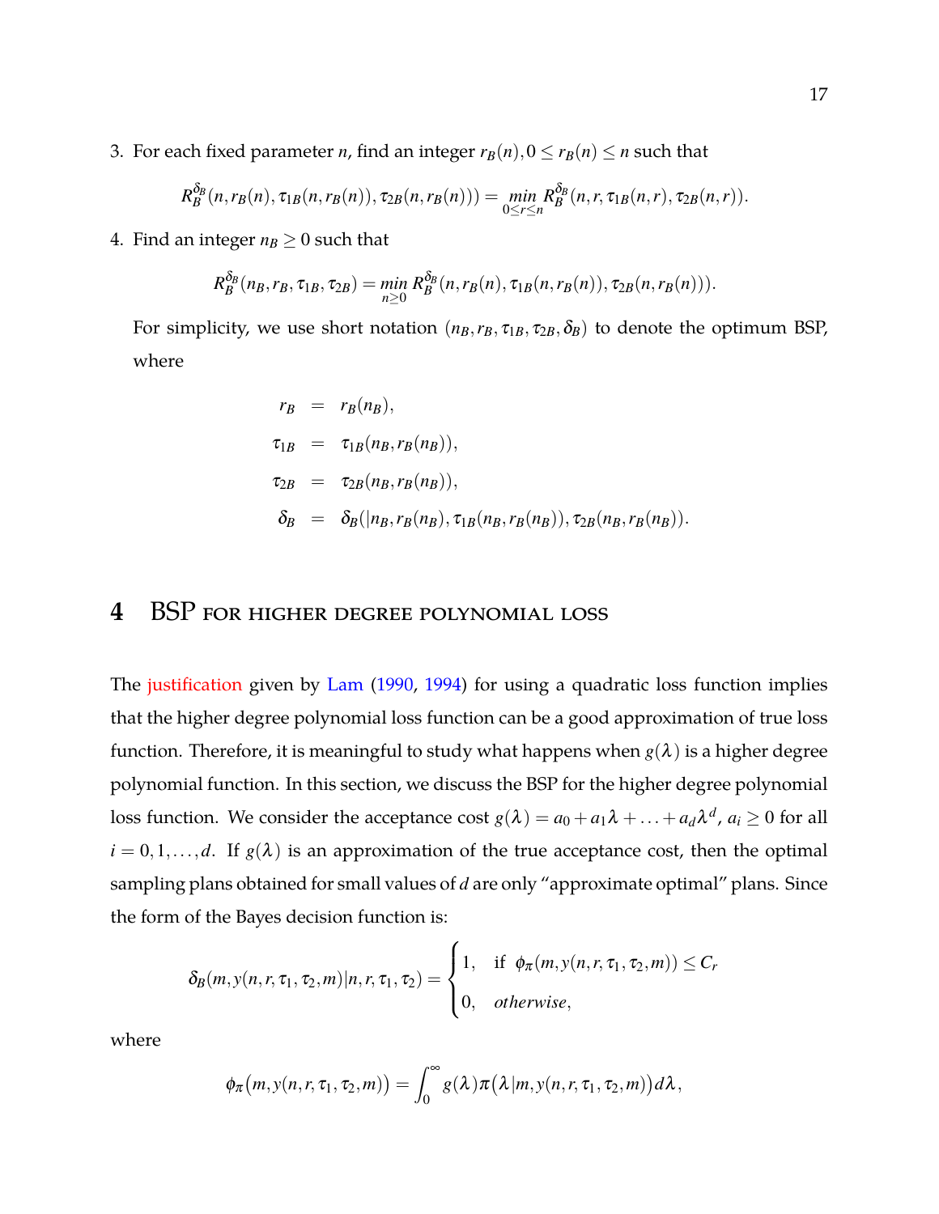3. For each fixed parameter $n$, find an integer $r_B(n), 0 \le r_B(n) \le n$ such that

$$R_B^{\delta_B}(n, r_B(n), \tau_{1B}(n, r_B(n)), \tau_{2B}(n, r_B(n))) = \min_{0 \le r \le n} R_B^{\delta_B}(n, r, \tau_{1B}(n, r), \tau_{2B}(n, r)).$$

4. Find an integer $n_B \ge 0$ such that

$$R_B^{\delta_B}(n_B, r_B, \tau_{1B}, \tau_{2B}) = \min_{n \ge 0} R_B^{\delta_B}(n, r_B(n), \tau_{1B}(n, r_B(n)), \tau_{2B}(n, r_B(n))).$$

For simplicity, we use short notation $(n_B, r_B, \tau_{1B}, \tau_{2B}, \delta_B)$ to denote the optimum BSP, where

$$\begin{aligned}
r_B &= r_B(n_B), \\
\tau_{1B} &= \tau_{1B}(n_B, r_B(n_B)), \\
\tau_{2B} &= \tau_{2B}(n_B, r_B(n_B)), \\
\delta_B &= \delta_B(|n_B, r_B(n_B), \tau_{1B}(n_B, r_B(n_B)), \tau_{2B}(n_B, r_B(n_B)).
\end{aligned}$$

# 4 BSP for higher degree polynomial loss

The justification given by Lam (1990, 1994) for using a quadratic loss function implies that the higher degree polynomial loss function can be a good approximation of true loss function. Therefore, it is meaningful to study what happens when $g(\lambda)$ is a higher degree polynomial function. In this section, we discuss the BSP for the higher degree polynomial loss function. We consider the acceptance cost $g(\lambda) = a_0 + a_1\lambda + \ldots + a_d\lambda^d$, $a_i \ge 0$ for all $i = 0, 1, \ldots, d$. If $g(\lambda)$ is an approximation of the true acceptance cost, then the optimal sampling plans obtained for small values of $d$ are only "approximate optimal" plans. Since the form of the Bayes decision function is:

$$\delta_B(m, y(n, r, \tau_1, \tau_2, m)|n, r, \tau_1, \tau_2) = \begin{cases} 1, & \text{if } \phi_\pi(m, y(n, r, \tau_1, \tau_2, m)) \le C_r \\ 0, & \textit{otherwise}, \end{cases}$$

where

$$\phi_\pi\big(m, y(n, r, \tau_1, \tau_2, m)\big) = \int_0^\infty g(\lambda)\pi\big(\lambda | m, y(n, r, \tau_1, \tau_2, m)\big) d\lambda,$$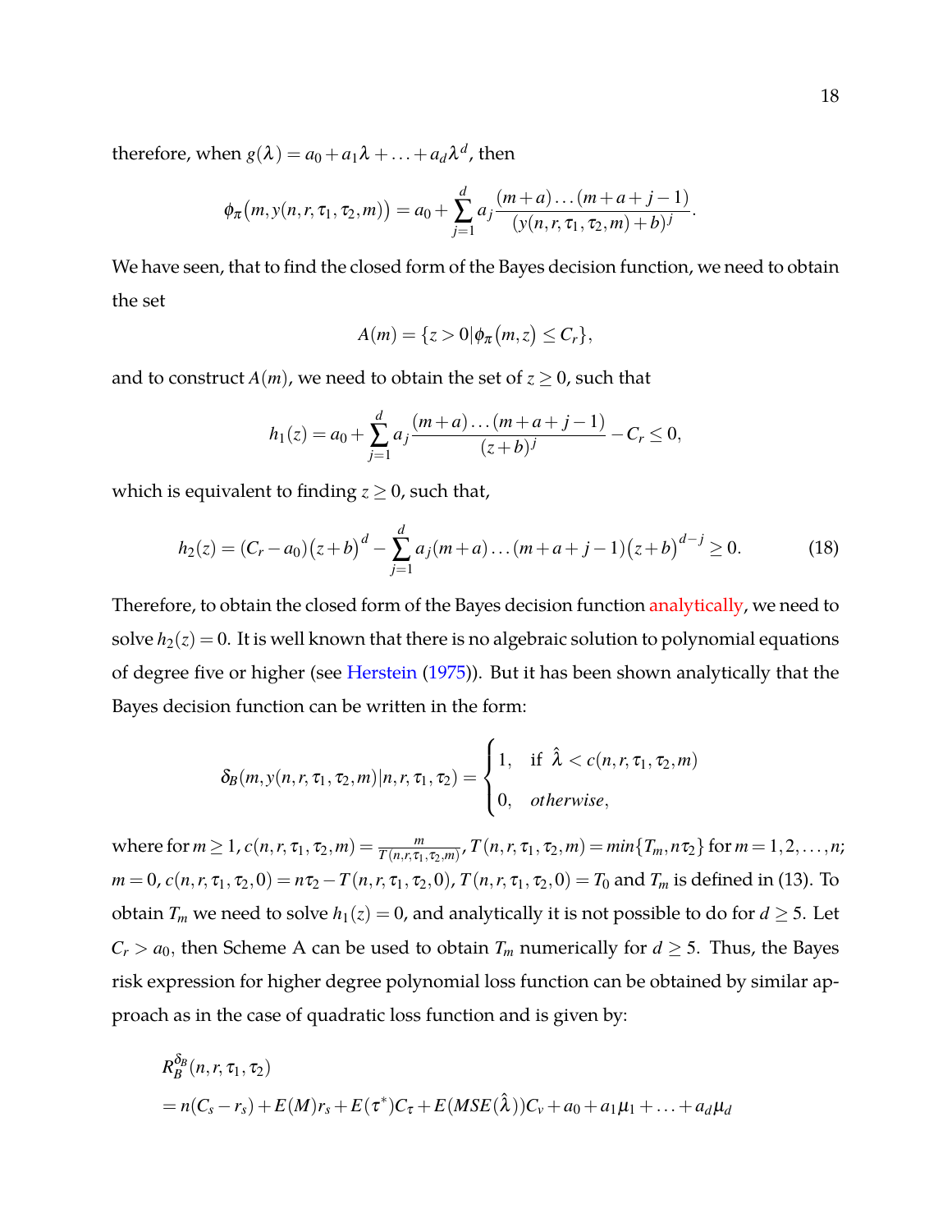therefore, when $g(\lambda) = a_0 + a_1\lambda + \ldots + a_d\lambda^d$, then

$$\phi_\pi\big(m, y(n,r,\tau_1,\tau_2,m)\big) = a_0 + \sum_{j=1}^{d} a_j \frac{(m+a)\ldots(m+a+j-1)}{(y(n,r,\tau_1,\tau_2,m)+b)^j}.$$

We have seen, that to find the closed form of the Bayes decision function, we need to obtain the set

$$A(m) = \{z > 0 | \phi_\pi(m,z) \leq C_r\},$$

and to construct $A(m)$, we need to obtain the set of $z \geq 0$, such that

$$h_1(z) = a_0 + \sum_{j=1}^{d} a_j \frac{(m+a)\ldots(m+a+j-1)}{(z+b)^j} - C_r \leq 0,$$

which is equivalent to finding $z \geq 0$, such that,

$$h_2(z) = (C_r - a_0)\big(z+b\big)^d - \sum_{j=1}^{d} a_j (m+a)\ldots(m+a+j-1)\big(z+b\big)^{d-j} \geq 0. \tag{18}$$

Therefore, to obtain the closed form of the Bayes decision function analytically, we need to solve $h_2(z) = 0$. It is well known that there is no algebraic solution to polynomial equations of degree five or higher (see Herstein (1975)). But it has been shown analytically that the Bayes decision function can be written in the form:

$$\delta_B(m, y(n,r,\tau_1,\tau_2,m)|n,r,\tau_1,\tau_2) = \begin{cases} 1, & \text{if } \hat{\lambda} < c(n,r,\tau_1,\tau_2,m) \\ 0, & \textit{otherwise}, \end{cases}$$

where for $m \geq 1$, $c(n,r,\tau_1,\tau_2,m) = \frac{m}{T(n,r,\tau_1,\tau_2,m)}$, $T(n,r,\tau_1,\tau_2,m) = min\{T_m, n\tau_2\}$ for $m = 1,2,\ldots,n$; $m = 0$, $c(n,r,\tau_1,\tau_2,0) = n\tau_2 - T(n,r,\tau_1,\tau_2,0)$, $T(n,r,\tau_1,\tau_2,0) = T_0$ and $T_m$ is defined in (13). To obtain $T_m$ we need to solve $h_1(z) = 0$, and analytically it is not possible to do for $d \geq 5$. Let $C_r > a_0$, then Scheme A can be used to obtain $T_m$ numerically for $d \geq 5$. Thus, the Bayes risk expression for higher degree polynomial loss function can be obtained by similar approach as in the case of quadratic loss function and is given by:

$$\begin{aligned}
&R_B^{\delta_B}(n,r,\tau_1,\tau_2) \\
&= n(C_s - r_s) + E(M)r_s + E(\tau^*)C_\tau + E(MSE(\hat{\lambda}))C_v + a_0 + a_1\mu_1 + \ldots + a_d\mu_d
\end{aligned}$$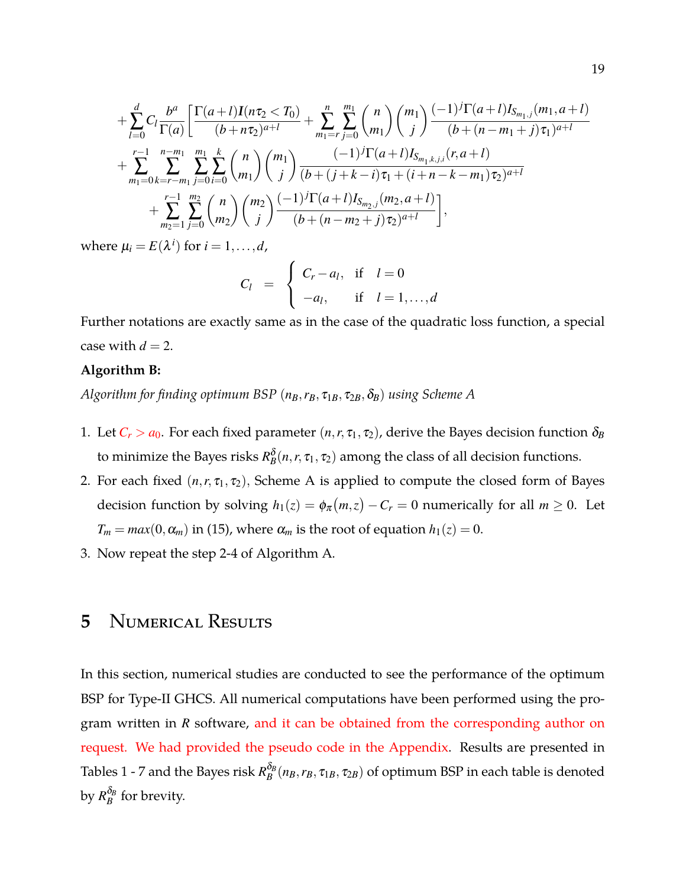$$
\begin{aligned}
&+\sum_{l=0}^{d} C_l \frac{b^a}{\Gamma(a)} \left[ \frac{\Gamma(a+l)\boldsymbol{I}(n\tau_2 < T_0)}{(b+n\tau_2)^{a+l}} + \sum_{m_1=r}^{n}\sum_{j=0}^{m_1} \binom{n}{m_1}\binom{m_1}{j} \frac{(-1)^j \Gamma(a+l) I_{S_{m_1,j}}(m_1, a+l)}{(b+(n-m_1+j)\tau_1)^{a+l}} \right. \\
&+\sum_{m_1=0}^{r-1}\sum_{k=r-m_1}^{n-m_1}\sum_{j=0}^{m_1}\sum_{i=0}^{k} \binom{n}{m_1}\binom{m_1}{j} \frac{(-1)^j \Gamma(a+l) I_{S_{m_1,k,j,i}}(r, a+l)}{(b+(j+k-i)\tau_1+(i+n-k-m_1)\tau_2)^{a+l}} \\
&\left. +\sum_{m_2=1}^{r-1}\sum_{j=0}^{m_2} \binom{n}{m_2}\binom{m_2}{j} \frac{(-1)^j \Gamma(a+l) I_{S_{m_2,j}}(m_2, a+l)}{(b+(n-m_2+j)\tau_2)^{a+l}} \right],
\end{aligned}
$$

where $\mu_i = E(\lambda^i)$ for $i = 1, \ldots, d$,

$$
C_l = \begin{cases} C_r - a_l, & \text{if } \quad l = 0 \\ -a_l, & \text{if } \quad l = 1, \ldots, d \end{cases}
$$

Further notations are exactly same as in the case of the quadratic loss function, a special case with $d = 2$.

**Algorithm B:**

*Algorithm for finding optimum BSP $(n_B, r_B, \tau_{1B}, \tau_{2B}, \delta_B)$ using Scheme A*

1. Let $C_r > a_0$. For each fixed parameter $(n, r, \tau_1, \tau_2)$, derive the Bayes decision function $\delta_B$ to minimize the Bayes risks $R_B^{\delta}(n, r, \tau_1, \tau_2)$ among the class of all decision functions.
2. For each fixed $(n, r, \tau_1, \tau_2)$, Scheme A is applied to compute the closed form of Bayes decision function by solving $h_1(z) = \phi_\pi(m, z) - C_r = 0$ numerically for all $m \geq 0$. Let $T_m = max(0, \alpha_m)$ in (15), where $\alpha_m$ is the root of equation $h_1(z) = 0$.
3. Now repeat the step 2-4 of Algorithm A.

# 5 Numerical Results

In this section, numerical studies are conducted to see the performance of the optimum BSP for Type-II GHCS. All numerical computations have been performed using the program written in *R* software, and it can be obtained from the corresponding author on request. We had provided the pseudo code in the Appendix. Results are presented in Tables 1 - 7 and the Bayes risk $R_B^{\delta_B}(n_B, r_B, \tau_{1B}, \tau_{2B})$ of optimum BSP in each table is denoted by $R_B^{\delta_B}$ for brevity.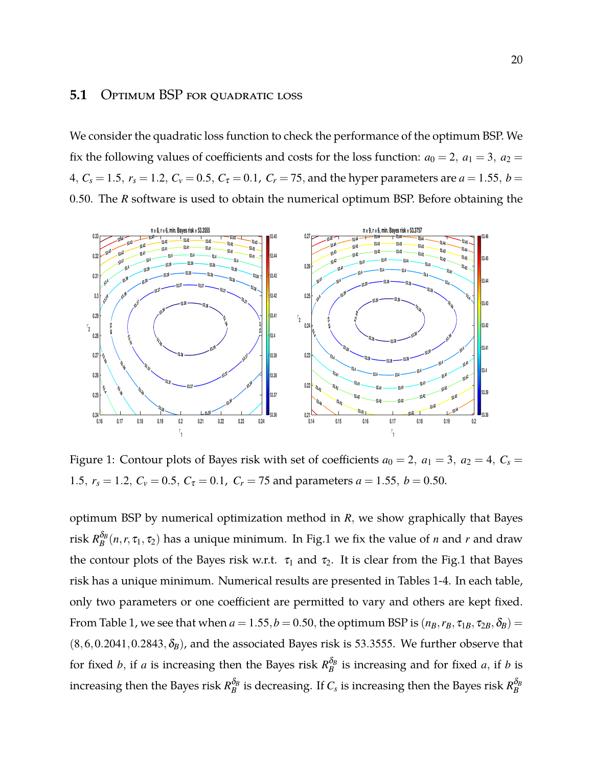### 5.1 Optimum BSP for quadratic loss

We consider the quadratic loss function to check the performance of the optimum BSP. We fix the following values of coefficients and costs for the loss function: $a_0 = 2,\ a_1 = 3,\ a_2 = 4,\ C_s = 1.5,\ r_s = 1.2,\ C_v = 0.5,\ C_\tau = 0.1,\ C_r = 75$, and the hyper parameters are $a = 1.55,\ b = 0.50$. The $R$ software is used to obtain the numerical optimum BSP. Before obtaining the

Figure 1: Contour plots of Bayes risk with set of coefficients $a_0 = 2,\ a_1 = 3,\ a_2 = 4,\ C_s = 1.5,\ r_s = 1.2,\ C_v = 0.5,\ C_\tau = 0.1,\ C_r = 75$ and parameters $a = 1.55,\ b = 0.50$.

optimum BSP by numerical optimization method in $R$, we show graphically that Bayes risk $R_B^{\delta_B}(n, r, \tau_1, \tau_2)$ has a unique minimum. In Fig.1 we fix the value of $n$ and $r$ and draw the contour plots of the Bayes risk w.r.t. $\tau_1$ and $\tau_2$. It is clear from the Fig.1 that Bayes risk has a unique minimum. Numerical results are presented in Tables 1-4. In each table, only two parameters or one coefficient are permitted to vary and others are kept fixed. From Table 1, we see that when $a = 1.55, b = 0.50$, the optimum BSP is $(n_B, r_B, \tau_{1B}, \tau_{2B}, \delta_B) = (8, 6, 0.2041, 0.2843, \delta_B)$, and the associated Bayes risk is 53.3555. We further observe that for fixed $b$, if $a$ is increasing then the Bayes risk $R_B^{\delta_B}$ is increasing and for fixed $a$, if $b$ is increasing then the Bayes risk $R_B^{\delta_B}$ is decreasing. If $C_s$ is increasing then the Bayes risk $R_B^{\delta_B}$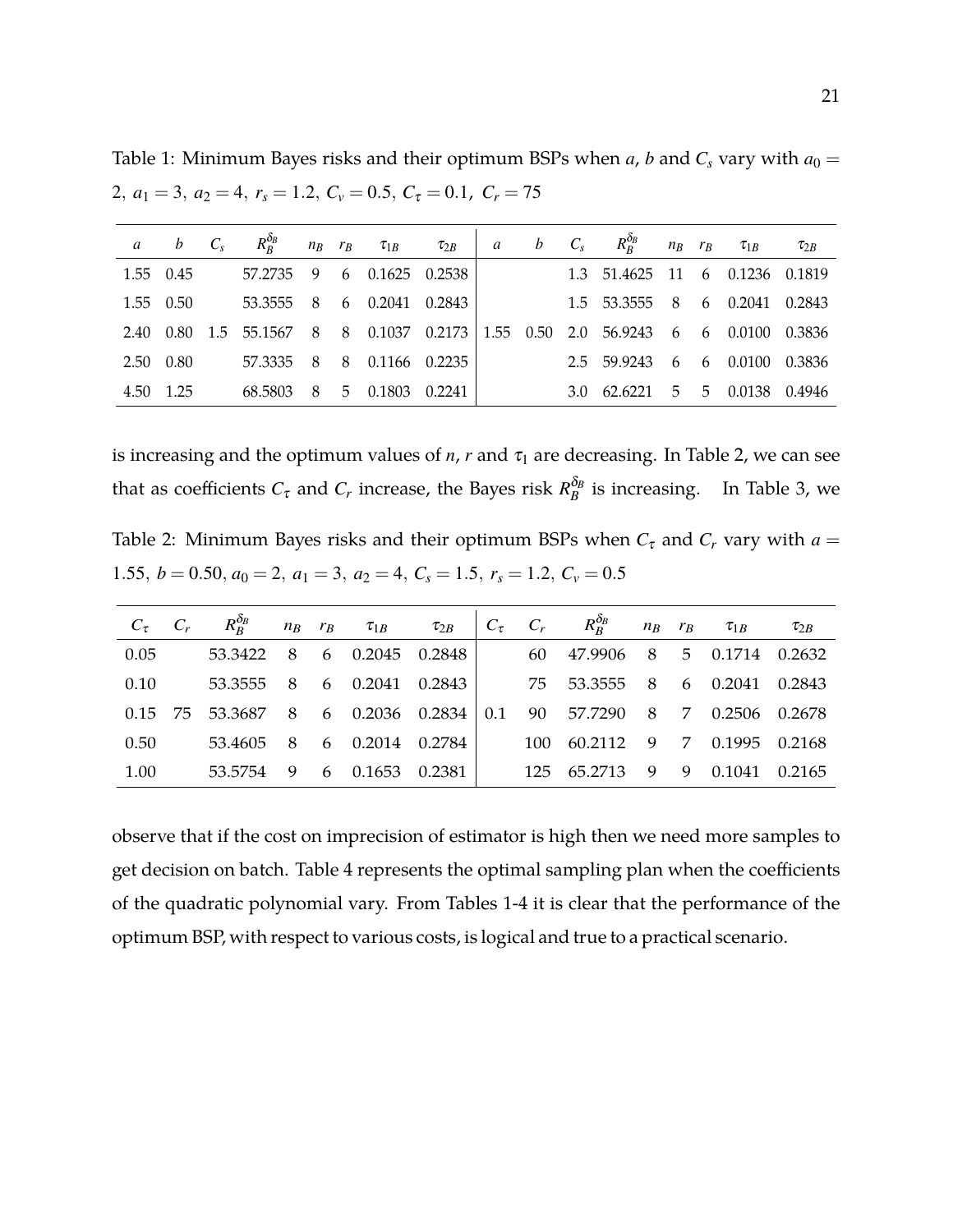Table 1: Minimum Bayes risks and their optimum BSPs when $a$, $b$ and $C_s$ vary with $a_0 = 2,\ a_1 = 3,\ a_2 = 4,\ r_s = 1.2,\ C_v = 0.5,\ C_\tau = 0.1,\ C_r = 75$

| $a$ | $b$ | $C_s$ | $R_B^{\delta_B}$ | $n_B$ | $r_B$ | $\tau_{1B}$ | $\tau_{2B}$ | $a$ | $b$ | $C_s$ | $R_B^{\delta_B}$ | $n_B$ | $r_B$ | $\tau_{1B}$ | $\tau_{2B}$ |
|---|---|---|---|---|---|---|---|---|---|---|---|---|---|---|---|
| 1.55 | 0.45 | | 57.2735 | 9 | 6 | 0.1625 | 0.2538 | | | 1.3 | 51.4625 | 11 | 6 | 0.1236 | 0.1819 |
| 1.55 | 0.50 | | 53.3555 | 8 | 6 | 0.2041 | 0.2843 | | | 1.5 | 53.3555 | 8 | 6 | 0.2041 | 0.2843 |
| 2.40 | 0.80 | 1.5 | 55.1567 | 8 | 8 | 0.1037 | 0.2173 | 1.55 | 0.50 | 2.0 | 56.9243 | 6 | 6 | 0.0100 | 0.3836 |
| 2.50 | 0.80 | | 57.3335 | 8 | 8 | 0.1166 | 0.2235 | | | 2.5 | 59.9243 | 6 | 6 | 0.0100 | 0.3836 |
| 4.50 | 1.25 | | 68.5803 | 8 | 5 | 0.1803 | 0.2241 | | | 3.0 | 62.6221 | 5 | 5 | 0.0138 | 0.4946 |

is increasing and the optimum values of $n$, $r$ and $\tau_1$ are decreasing. In Table 2, we can see that as coefficients $C_\tau$ and $C_r$ increase, the Bayes risk $R_B^{\delta_B}$ is increasing. In Table 3, we observe that if the cost on imprecision of estimator is high then we need more samples to get decision on batch. Table 4 represents the optimal sampling plan when the coefficients of the quadratic polynomial vary. From Tables 1-4 it is clear that the performance of the optimum BSP, with respect to various costs, is logical and true to a practical scenario.

Table 2: Minimum Bayes risks and their optimum BSPs when $C_\tau$ and $C_r$ vary with $a = 1.55,\ b = 0.50,\ a_0 = 2,\ a_1 = 3,\ a_2 = 4,\ C_s = 1.5,\ r_s = 1.2,\ C_v = 0.5$

| $C_\tau$ | $C_r$ | $R_B^{\delta_B}$ | $n_B$ | $r_B$ | $\tau_{1B}$ | $\tau_{2B}$ | $C_\tau$ | $C_r$ | $R_B^{\delta_B}$ | $n_B$ | $r_B$ | $\tau_{1B}$ | $\tau_{2B}$ |
|---|---|---|---|---|---|---|---|---|---|---|---|---|---|
| 0.05 | | 53.3422 | 8 | 6 | 0.2045 | 0.2848 | | 60 | 47.9906 | 8 | 5 | 0.1714 | 0.2632 |
| 0.10 | | 53.3555 | 8 | 6 | 0.2041 | 0.2843 | | 75 | 53.3555 | 8 | 6 | 0.2041 | 0.2843 |
| 0.15 | 75 | 53.3687 | 8 | 6 | 0.2036 | 0.2834 | 0.1 | 90 | 57.7290 | 8 | 7 | 0.2506 | 0.2678 |
| 0.50 | | 53.4605 | 8 | 6 | 0.2014 | 0.2784 | | 100 | 60.2112 | 9 | 7 | 0.1995 | 0.2168 |
| 1.00 | | 53.5754 | 9 | 6 | 0.1653 | 0.2381 | | 125 | 65.2713 | 9 | 9 | 0.1041 | 0.2165 |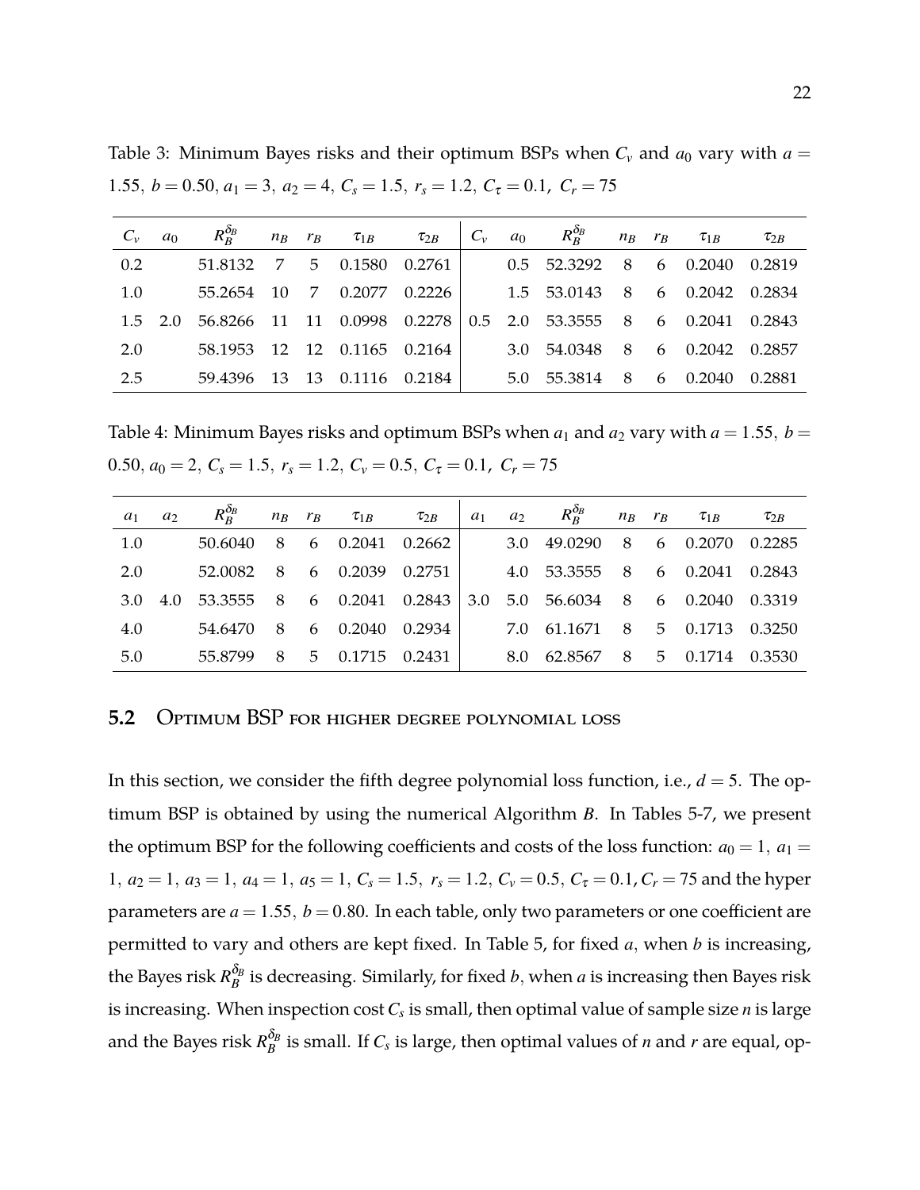Table 3: Minimum Bayes risks and their optimum BSPs when $C_v$ and $a_0$ vary with $a = 1.55,\ b = 0.50,\ a_1 = 3,\ a_2 = 4,\ C_s = 1.5,\ r_s = 1.2,\ C_\tau = 0.1,\ C_r = 75$

| $C_v$ | $a_0$ | $R_B^{\delta_B}$ | $n_B$ | $r_B$ | $\tau_{1B}$ | $\tau_{2B}$ | $C_v$ | $a_0$ | $R_B^{\delta_B}$ | $n_B$ | $r_B$ | $\tau_{1B}$ | $\tau_{2B}$ |
|---|---|---|---|---|---|---|---|---|---|---|---|---|---|
| 0.2 | | 51.8132 | 7 | 5 | 0.1580 | 0.2761 | | 0.5 | 52.3292 | 8 | 6 | 0.2040 | 0.2819 |
| 1.0 | | 55.2654 | 10 | 7 | 0.2077 | 0.2226 | | 1.5 | 53.0143 | 8 | 6 | 0.2042 | 0.2834 |
| 1.5 | 2.0 | 56.8266 | 11 | 11 | 0.0998 | 0.2278 | 0.5 | 2.0 | 53.3555 | 8 | 6 | 0.2041 | 0.2843 |
| 2.0 | | 58.1953 | 12 | 12 | 0.1165 | 0.2164 | | 3.0 | 54.0348 | 8 | 6 | 0.2042 | 0.2857 |
| 2.5 | | 59.4396 | 13 | 13 | 0.1116 | 0.2184 | | 5.0 | 55.3814 | 8 | 6 | 0.2040 | 0.2881 |

Table 4: Minimum Bayes risks and optimum BSPs when $a_1$ and $a_2$ vary with $a = 1.55,\ b = 0.50,\ a_0 = 2,\ C_s = 1.5,\ r_s = 1.2,\ C_v = 0.5,\ C_\tau = 0.1,\ C_r = 75$

| $a_1$ | $a_2$ | $R_B^{\delta_B}$ | $n_B$ | $r_B$ | $\tau_{1B}$ | $\tau_{2B}$ | $a_1$ | $a_2$ | $R_B^{\delta_B}$ | $n_B$ | $r_B$ | $\tau_{1B}$ | $\tau_{2B}$ |
|---|---|---|---|---|---|---|---|---|---|---|---|---|---|
| 1.0 | | 50.6040 | 8 | 6 | 0.2041 | 0.2662 | | 3.0 | 49.0290 | 8 | 6 | 0.2070 | 0.2285 |
| 2.0 | | 52.0082 | 8 | 6 | 0.2039 | 0.2751 | | 4.0 | 53.3555 | 8 | 6 | 0.2041 | 0.2843 |
| 3.0 | 4.0 | 53.3555 | 8 | 6 | 0.2041 | 0.2843 | 3.0 | 5.0 | 56.6034 | 8 | 6 | 0.2040 | 0.3319 |
| 4.0 | | 54.6470 | 8 | 6 | 0.2040 | 0.2934 | | 7.0 | 61.1671 | 8 | 5 | 0.1713 | 0.3250 |
| 5.0 | | 55.8799 | 8 | 5 | 0.1715 | 0.2431 | | 8.0 | 62.8567 | 8 | 5 | 0.1714 | 0.3530 |

## 5.2 Optimum BSP for higher degree polynomial loss

In this section, we consider the fifth degree polynomial loss function, i.e., $d = 5$. The optimum BSP is obtained by using the numerical Algorithm $B$. In Tables 5-7, we present the optimum BSP for the following coefficients and costs of the loss function: $a_0 = 1,\ a_1 = 1,\ a_2 = 1,\ a_3 = 1,\ a_4 = 1,\ a_5 = 1,\ C_s = 1.5,\ r_s = 1.2,\ C_v = 0.5,\ C_\tau = 0.1, C_r = 75$ and the hyper parameters are $a = 1.55,\ b = 0.80$. In each table, only two parameters or one coefficient are permitted to vary and others are kept fixed. In Table 5, for fixed $a$, when $b$ is increasing, the Bayes risk $R_B^{\delta_B}$ is decreasing. Similarly, for fixed $b$, when $a$ is increasing then Bayes risk is increasing. When inspection cost $C_s$ is small, then optimal value of sample size $n$ is large and the Bayes risk $R_B^{\delta_B}$ is small. If $C_s$ is large, then optimal values of $n$ and $r$ are equal, op-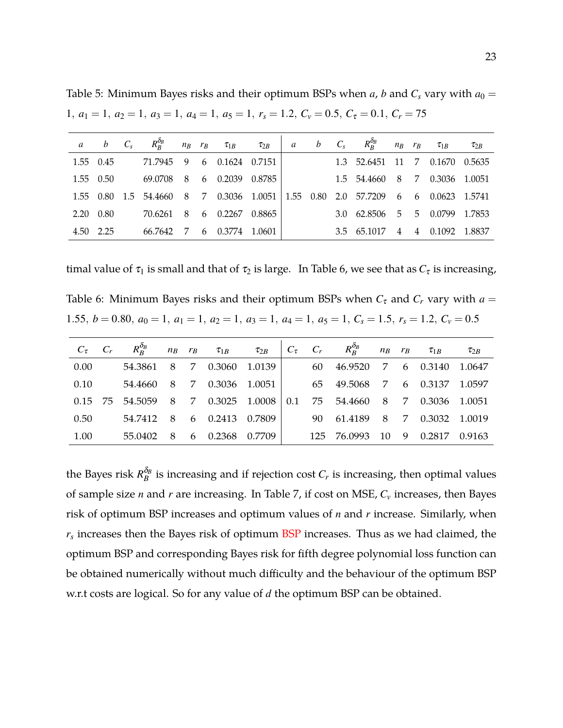Table 5: Minimum Bayes risks and their optimum BSPs when $a$, $b$ and $C_s$ vary with $a_0 = 1,\ a_1 = 1,\ a_2 = 1,\ a_3 = 1,\ a_4 = 1,\ a_5 = 1,\ r_s = 1.2,\ C_v = 0.5,\ C_\tau = 0.1,\ C_r = 75$

| $a$ | $b$ | $C_s$ | $R_B^{\delta_B}$ | $n_B$ | $r_B$ | $\tau_{1B}$ | $\tau_{2B}$ | $a$ | $b$ | $C_s$ | $R_B^{\delta_B}$ | $n_B$ | $r_B$ | $\tau_{1B}$ | $\tau_{2B}$ |
|---|---|---|---|---|---|---|---|---|---|---|---|---|---|---|---|
| 1.55 | 0.45 | | 71.7945 | 9 | 6 | 0.1624 | 0.7151 | | | 1.3 | 52.6451 | 11 | 7 | 0.1670 | 0.5635 |
| 1.55 | 0.50 | | 69.0708 | 8 | 6 | 0.2039 | 0.8785 | | | 1.5 | 54.4660 | 8 | 7 | 0.3036 | 1.0051 |
| 1.55 | 0.80 | 1.5 | 54.4660 | 8 | 7 | 0.3036 | 1.0051 | 1.55 | 0.80 | 2.0 | 57.7209 | 6 | 6 | 0.0623 | 1.5741 |
| 2.20 | 0.80 | | 70.6261 | 8 | 6 | 0.2267 | 0.8865 | | | 3.0 | 62.8506 | 5 | 5 | 0.0799 | 1.7853 |
| 4.50 | 2.25 | | 66.7642 | 7 | 6 | 0.3774 | 1.0601 | | | 3.5 | 65.1017 | 4 | 4 | 0.1092 | 1.8837 |

timal value of $\tau_1$ is small and that of $\tau_2$ is large. In Table 6, we see that as $C_\tau$ is increasing,

Table 6: Minimum Bayes risks and their optimum BSPs when $C_\tau$ and $C_r$ vary with $a = 1.55,\ b = 0.80,\ a_0 = 1,\ a_1 = 1,\ a_2 = 1,\ a_3 = 1,\ a_4 = 1,\ a_5 = 1,\ C_s = 1.5,\ r_s = 1.2,\ C_v = 0.5$

| $C_\tau$ | $C_r$ | $R_B^{\delta_B}$ | $n_B$ | $r_B$ | $\tau_{1B}$ | $\tau_{2B}$ | $C_\tau$ | $C_r$ | $R_B^{\delta_B}$ | $n_B$ | $r_B$ | $\tau_{1B}$ | $\tau_{2B}$ |
|---|---|---|---|---|---|---|---|---|---|---|---|---|---|
| 0.00 | | 54.3861 | 8 | 7 | 0.3060 | 1.0139 | | 60 | 46.9520 | 7 | 6 | 0.3140 | 1.0647 |
| 0.10 | | 54.4660 | 8 | 7 | 0.3036 | 1.0051 | | 65 | 49.5068 | 7 | 6 | 0.3137 | 1.0597 |
| 0.15 | 75 | 54.5059 | 8 | 7 | 0.3025 | 1.0008 | 0.1 | 75 | 54.4660 | 8 | 7 | 0.3036 | 1.0051 |
| 0.50 | | 54.7412 | 8 | 6 | 0.2413 | 0.7809 | | 90 | 61.4189 | 8 | 7 | 0.3032 | 1.0019 |
| 1.00 | | 55.0402 | 8 | 6 | 0.2368 | 0.7709 | | 125 | 76.0993 | 10 | 9 | 0.2817 | 0.9163 |

the Bayes risk $R_B^{\delta_B}$ is increasing and if rejection cost $C_r$ is increasing, then optimal values of sample size $n$ and $r$ are increasing. In Table 7, if cost on MSE, $C_v$ increases, then Bayes risk of optimum BSP increases and optimum values of $n$ and $r$ increase. Similarly, when $r_s$ increases then the Bayes risk of optimum BSP increases. Thus as we had claimed, the optimum BSP and corresponding Bayes risk for fifth degree polynomial loss function can be obtained numerically without much difficulty and the behaviour of the optimum BSP w.r.t costs are logical. So for any value of $d$ the optimum BSP can be obtained.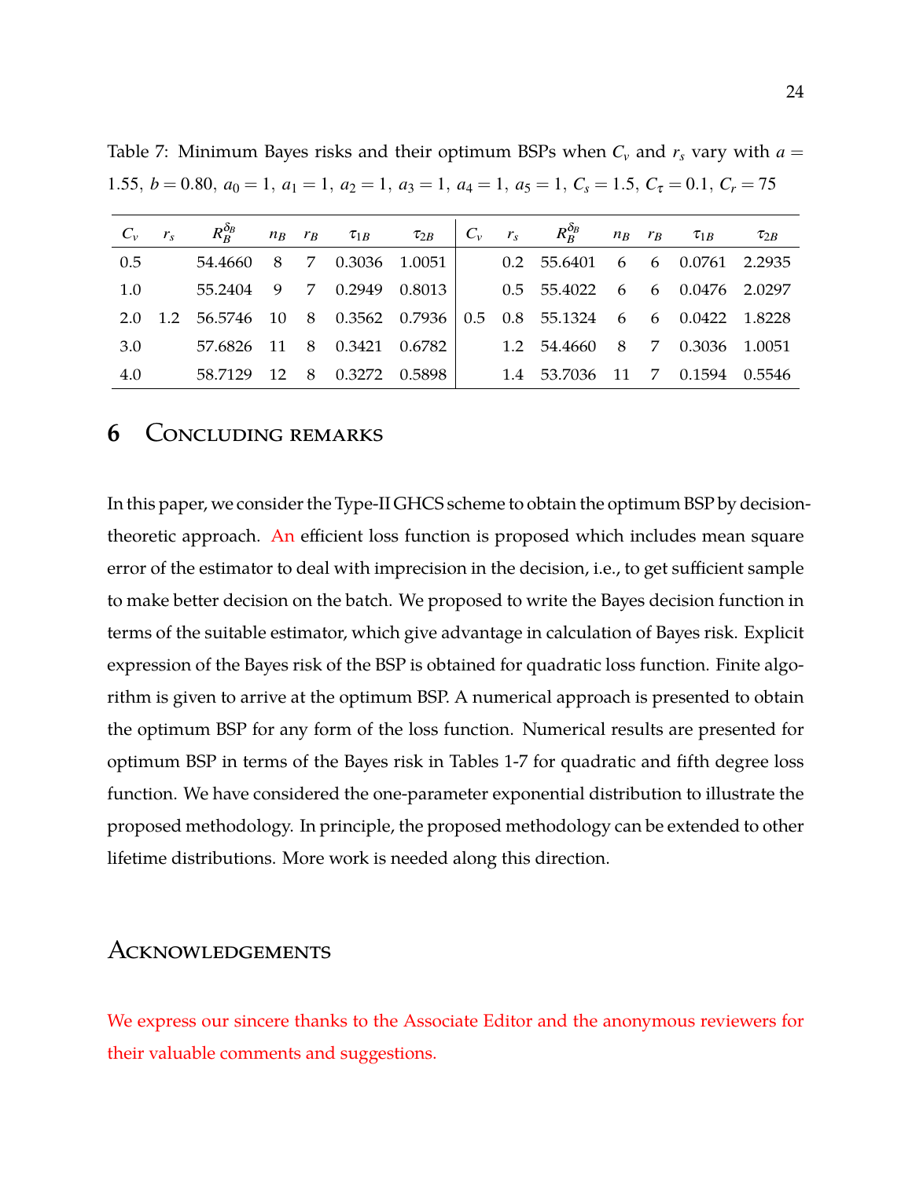Table 7: Minimum Bayes risks and their optimum BSPs when $C_v$ and $r_s$ vary with $a = 1.55$, $b = 0.80$, $a_0 = 1$, $a_1 = 1$, $a_2 = 1$, $a_3 = 1$, $a_4 = 1$, $a_5 = 1$, $C_s = 1.5$, $C_\tau = 0.1$, $C_r = 75$

| $C_v$ | $r_s$ | $R_B^{\delta_B}$ | $n_B$ | $r_B$ | $\tau_{1B}$ | $\tau_{2B}$ | $C_v$ | $r_s$ | $R_B^{\delta_B}$ | $n_B$ | $r_B$ | $\tau_{1B}$ | $\tau_{2B}$ |
|---|---|---|---|---|---|---|---|---|---|---|---|---|---|
| 0.5 | | 54.4660 | 8 | 7 | 0.3036 | 1.0051 | | 0.2 | 55.6401 | 6 | 6 | 0.0761 | 2.2935 |
| 1.0 | | 55.2404 | 9 | 7 | 0.2949 | 0.8013 | | 0.5 | 55.4022 | 6 | 6 | 0.0476 | 2.0297 |
| 2.0 | 1.2 | 56.5746 | 10 | 8 | 0.3562 | 0.7936 | 0.5 | 0.8 | 55.1324 | 6 | 6 | 0.0422 | 1.8228 |
| 3.0 | | 57.6826 | 11 | 8 | 0.3421 | 0.6782 | | 1.2 | 54.4660 | 8 | 7 | 0.3036 | 1.0051 |
| 4.0 | | 58.7129 | 12 | 8 | 0.3272 | 0.5898 | | 1.4 | 53.7036 | 11 | 7 | 0.1594 | 0.5546 |

## 6 Concluding remarks

In this paper, we consider the Type-II GHCS scheme to obtain the optimum BSP by decision-theoretic approach. An efficient loss function is proposed which includes mean square error of the estimator to deal with imprecision in the decision, i.e., to get sufficient sample to make better decision on the batch. We proposed to write the Bayes decision function in terms of the suitable estimator, which give advantage in calculation of Bayes risk. Explicit expression of the Bayes risk of the BSP is obtained for quadratic loss function. Finite algorithm is given to arrive at the optimum BSP. A numerical approach is presented to obtain the optimum BSP for any form of the loss function. Numerical results are presented for optimum BSP in terms of the Bayes risk in Tables 1-7 for quadratic and fifth degree loss function. We have considered the one-parameter exponential distribution to illustrate the proposed methodology. In principle, the proposed methodology can be extended to other lifetime distributions. More work is needed along this direction.

## Acknowledgements

We express our sincere thanks to the Associate Editor and the anonymous reviewers for their valuable comments and suggestions.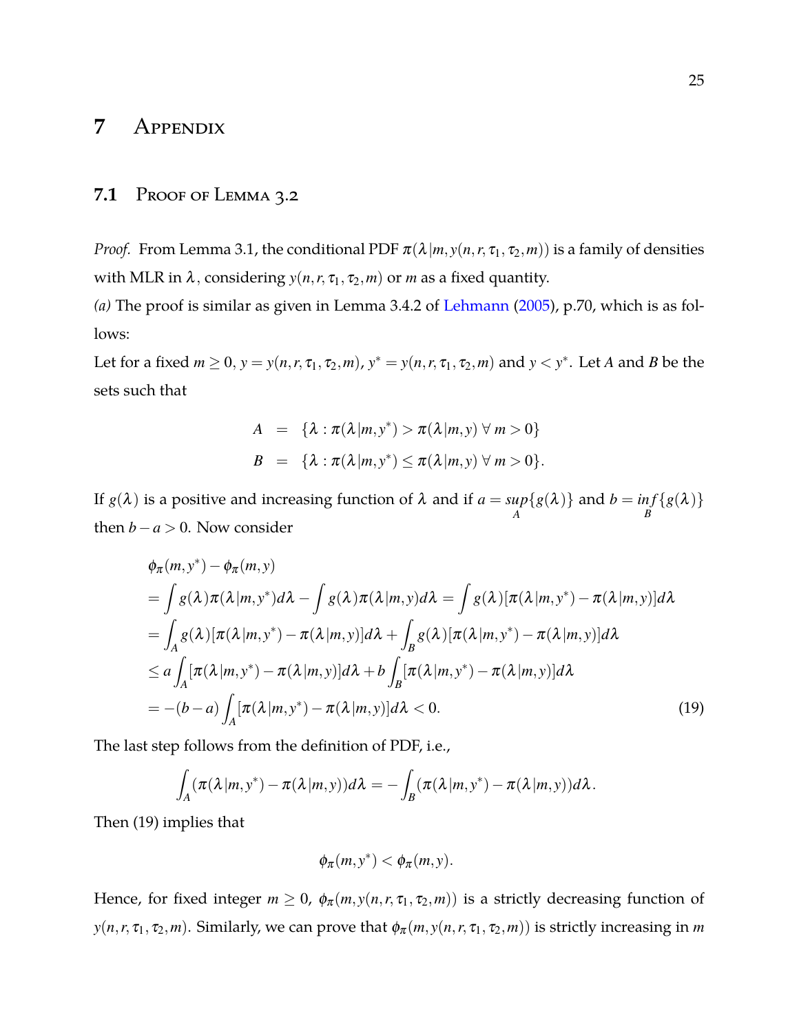# 7 Appendix

## 7.1 Proof of Lemma 3.2

*Proof.* From Lemma 3.1, the conditional PDF $\pi(\lambda|m, y(n, r, \tau_1, \tau_2, m))$ is a family of densities with MLR in $\lambda$, considering $y(n, r, \tau_1, \tau_2, m)$ or $m$ as a fixed quantity.

*(a)* The proof is similar as given in Lemma 3.4.2 of Lehmann (2005), p.70, which is as follows:

Let for a fixed $m \geq 0$, $y = y(n, r, \tau_1, \tau_2, m)$, $y^* = y(n, r, \tau_1, \tau_2, m)$ and $y < y^*$. Let $A$ and $B$ be the sets such that

$$
\begin{aligned}
A &= \{\lambda : \pi(\lambda|m, y^*) > \pi(\lambda|m, y) \ \forall\ m > 0\} \\
B &= \{\lambda : \pi(\lambda|m, y^*) \leq \pi(\lambda|m, y) \ \forall\ m > 0\}.
\end{aligned}
$$

If $g(\lambda)$ is a positive and increasing function of $\lambda$ and if $a = \underset{A}{sup}\{g(\lambda)\}$ and $b = \underset{B}{inf}\{g(\lambda)\}$ then $b - a > 0$. Now consider

$$
\begin{aligned}
&\phi_\pi(m, y^*) - \phi_\pi(m, y) \\
&= \int g(\lambda)\pi(\lambda|m, y^*)d\lambda - \int g(\lambda)\pi(\lambda|m, y)d\lambda = \int g(\lambda)[\pi(\lambda|m, y^*) - \pi(\lambda|m, y)]d\lambda \\
&= \int_A g(\lambda)[\pi(\lambda|m, y^*) - \pi(\lambda|m, y)]d\lambda + \int_B g(\lambda)[\pi(\lambda|m, y^*) - \pi(\lambda|m, y)]d\lambda \\
&\leq a\int_A [\pi(\lambda|m, y^*) - \pi(\lambda|m, y)]d\lambda + b\int_B [\pi(\lambda|m, y^*) - \pi(\lambda|m, y)]d\lambda \\
&= -(b - a)\int_A [\pi(\lambda|m, y^*) - \pi(\lambda|m, y)]d\lambda < 0.
\end{aligned}
\tag{19}
$$

The last step follows from the definition of PDF, i.e.,

$$
\int_A (\pi(\lambda|m, y^*) - \pi(\lambda|m, y))d\lambda = -\int_B (\pi(\lambda|m, y^*) - \pi(\lambda|m, y))d\lambda.
$$

Then (19) implies that

$$
\phi_\pi(m, y^*) < \phi_\pi(m, y).
$$

Hence, for fixed integer $m \geq 0$, $\phi_\pi(m, y(n, r, \tau_1, \tau_2, m))$ is a strictly decreasing function of $y(n, r, \tau_1, \tau_2, m)$. Similarly, we can prove that $\phi_\pi(m, y(n, r, \tau_1, \tau_2, m))$ is strictly increasing in $m$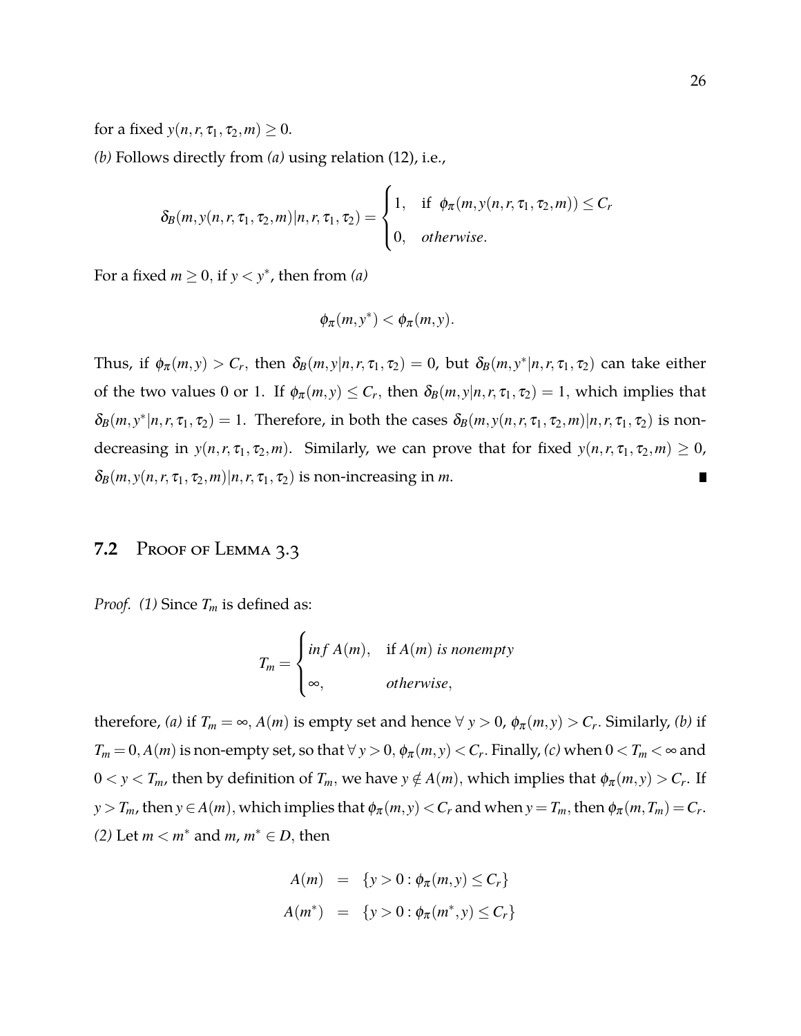for a fixed $y(n, r, \tau_1, \tau_2, m) \geq 0$.

*(b)* Follows directly from *(a)* using relation (12), i.e.,

$$\delta_B(m, y(n, r, \tau_1, \tau_2, m)|n, r, \tau_1, \tau_2) = \begin{cases} 1, & \text{if } \phi_\pi(m, y(n, r, \tau_1, \tau_2, m)) \leq C_r \\ 0, & \textit{otherwise.} \end{cases}$$

For a fixed $m \geq 0$, if $y < y^*$, then from *(a)*

$$\phi_\pi(m, y^*) < \phi_\pi(m, y).$$

Thus, if $\phi_\pi(m, y) > C_r$, then $\delta_B(m, y|n, r, \tau_1, \tau_2) = 0$, but $\delta_B(m, y^*|n, r, \tau_1, \tau_2)$ can take either of the two values 0 or 1. If $\phi_\pi(m, y) \leq C_r$, then $\delta_B(m, y|n, r, \tau_1, \tau_2) = 1$, which implies that $\delta_B(m, y^*|n, r, \tau_1, \tau_2) = 1$. Therefore, in both the cases $\delta_B(m, y(n, r, \tau_1, \tau_2, m)|n, r, \tau_1, \tau_2)$ is non-decreasing in $y(n, r, \tau_1, \tau_2, m)$. Similarly, we can prove that for fixed $y(n, r, \tau_1, \tau_2, m) \geq 0$, $\delta_B(m, y(n, r, \tau_1, \tau_2, m)|n, r, \tau_1, \tau_2)$ is non-increasing in $m$. ∎

## 7.2 Proof of Lemma 3.3

*Proof.* *(1)* Since $T_m$ is defined as:

$$T_m = \begin{cases} inf\ A(m), & \text{if } A(m) \textit{ is nonempty} \\ \infty, & \textit{otherwise,} \end{cases}$$

therefore, *(a)* if $T_m = \infty$, $A(m)$ is empty set and hence $\forall\ y > 0$, $\phi_\pi(m, y) > C_r$. Similarly, *(b)* if $T_m = 0$, $A(m)$ is non-empty set, so that $\forall\ y > 0$, $\phi_\pi(m, y) < C_r$. Finally, *(c)* when $0 < T_m < \infty$ and $0 < y < T_m$, then by definition of $T_m$, we have $y \notin A(m)$, which implies that $\phi_\pi(m, y) > C_r$. If $y > T_m$, then $y \in A(m)$, which implies that $\phi_\pi(m, y) < C_r$ and when $y = T_m$, then $\phi_\pi(m, T_m) = C_r$.

*(2)* Let $m < m^*$ and $m$, $m^* \in D$, then

$$\begin{aligned} A(m) &= \{y > 0 : \phi_\pi(m, y) \leq C_r\} \\ A(m^*) &= \{y > 0 : \phi_\pi(m^*, y) \leq C_r\} \end{aligned}$$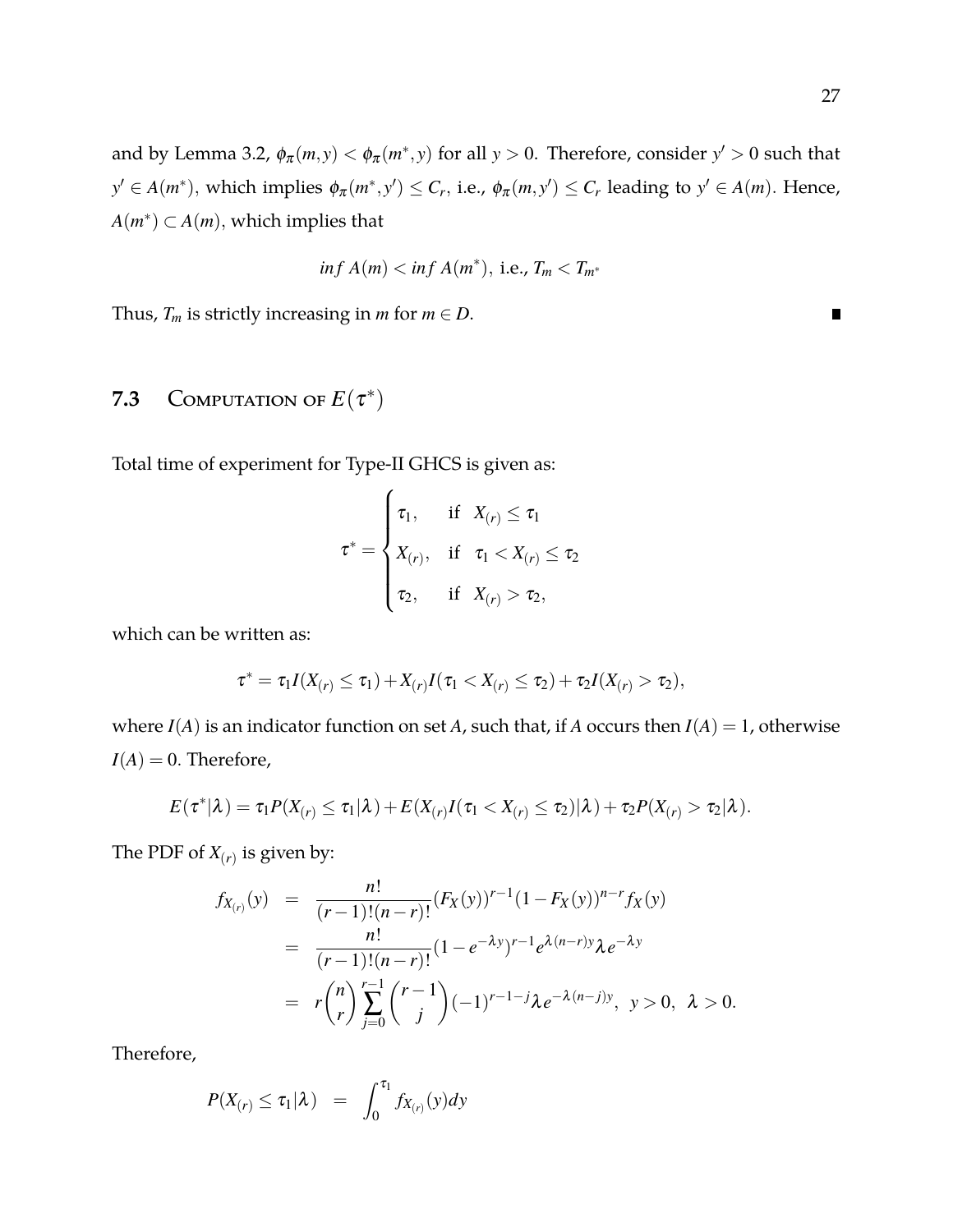and by Lemma 3.2, $\phi_\pi(m,y) < \phi_\pi(m^*,y)$ for all $y > 0$. Therefore, consider $y' > 0$ such that $y' \in A(m^*)$, which implies $\phi_\pi(m^*,y') \leq C_r$, i.e., $\phi_\pi(m,y') \leq C_r$ leading to $y' \in A(m)$. Hence, $A(m^*) \subset A(m)$, which implies that

$$inf\ A(m) < inf\ A(m^*), \text{ i.e., } T_m < T_{m^*}$$

Thus, $T_m$ is strictly increasing in $m$ for $m \in D$. ∎

## 7.3 Computation of $E(\tau^*)$

Total time of experiment for Type-II GHCS is given as:

$$\tau^* = \begin{cases} \tau_1, & \text{if } X_{(r)} \leq \tau_1 \\ X_{(r)}, & \text{if } \tau_1 < X_{(r)} \leq \tau_2 \\ \tau_2, & \text{if } X_{(r)} > \tau_2, \end{cases}$$

which can be written as:

$$\tau^* = \tau_1 I(X_{(r)} \leq \tau_1) + X_{(r)} I(\tau_1 < X_{(r)} \leq \tau_2) + \tau_2 I(X_{(r)} > \tau_2),$$

where $I(A)$ is an indicator function on set $A$, such that, if $A$ occurs then $I(A) = 1$, otherwise $I(A) = 0$. Therefore,

$$E(\tau^*|\lambda) = \tau_1 P(X_{(r)} \leq \tau_1|\lambda) + E(X_{(r)} I(\tau_1 < X_{(r)} \leq \tau_2)|\lambda) + \tau_2 P(X_{(r)} > \tau_2|\lambda).$$

The PDF of $X_{(r)}$ is given by:

$$\begin{aligned} f_{X_{(r)}}(y) &= \frac{n!}{(r-1)!(n-r)!}(F_X(y))^{r-1}(1-F_X(y))^{n-r} f_X(y) \\ &= \frac{n!}{(r-1)!(n-r)!}(1-e^{-\lambda y})^{r-1} e^{\lambda(n-r)y} \lambda e^{-\lambda y} \\ &= r\binom{n}{r} \sum_{j=0}^{r-1} \binom{r-1}{j} (-1)^{r-1-j} \lambda e^{-\lambda(n-j)y}, \ \ y > 0, \ \ \lambda > 0. \end{aligned}$$

Therefore,

$$P(X_{(r)} \leq \tau_1|\lambda) = \int_0^{\tau_1} f_{X_{(r)}}(y)dy$$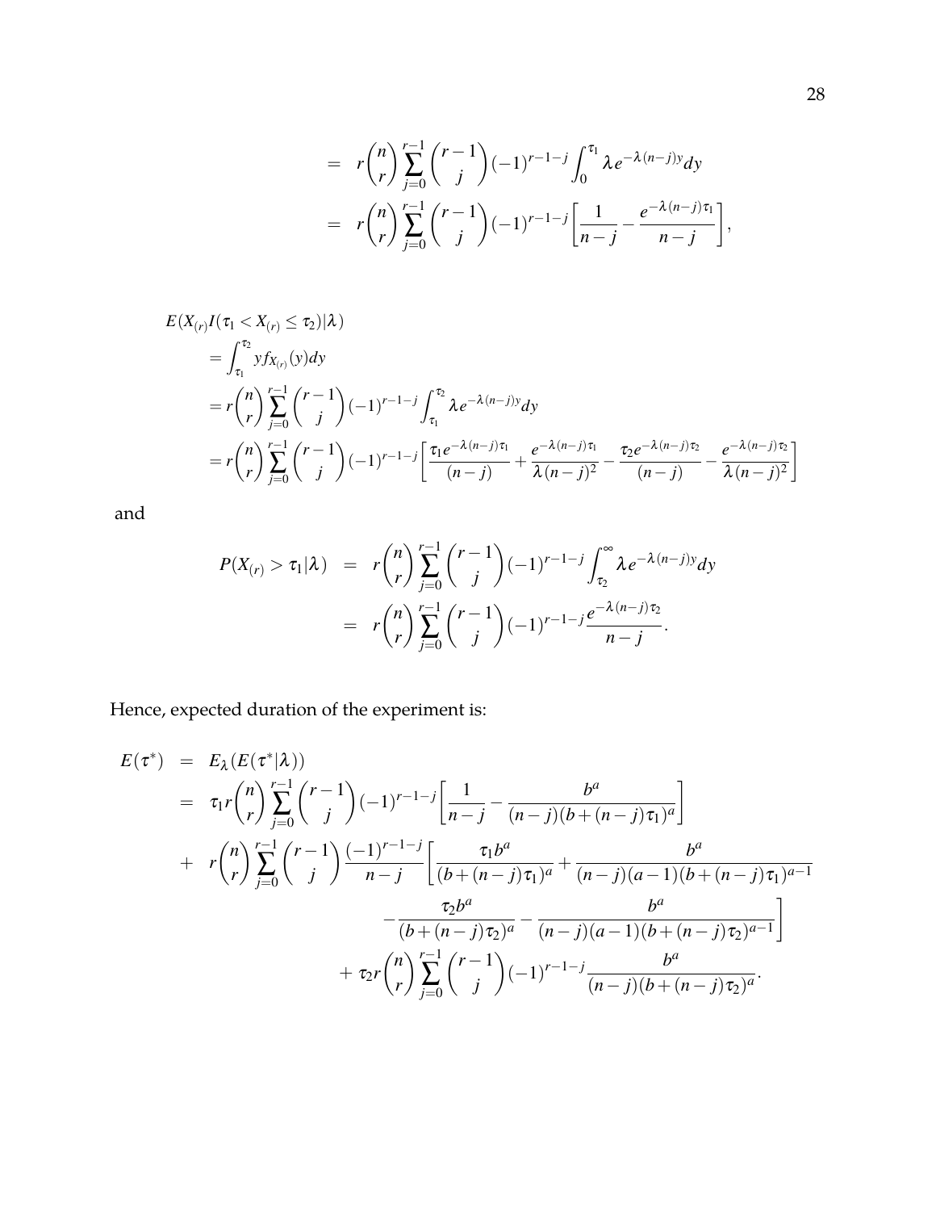$$
\begin{aligned}
&= r\binom{n}{r}\sum_{j=0}^{r-1}\binom{r-1}{j}(-1)^{r-1-j}\int_0^{\tau_1}\lambda e^{-\lambda(n-j)y}dy \\
&= r\binom{n}{r}\sum_{j=0}^{r-1}\binom{r-1}{j}(-1)^{r-1-j}\left[\frac{1}{n-j}-\frac{e^{-\lambda(n-j)\tau_1}}{n-j}\right],
\end{aligned}
$$

$$
\begin{aligned}
&E(X_{(r)}I(\tau_1 < X_{(r)} \leq \tau_2)|\lambda) \\
&= \int_{\tau_1}^{\tau_2} y f_{X_{(r)}}(y)dy \\
&= r\binom{n}{r}\sum_{j=0}^{r-1}\binom{r-1}{j}(-1)^{r-1-j}\int_{\tau_1}^{\tau_2}\lambda e^{-\lambda(n-j)y}dy \\
&= r\binom{n}{r}\sum_{j=0}^{r-1}\binom{r-1}{j}(-1)^{r-1-j}\left[\frac{\tau_1 e^{-\lambda(n-j)\tau_1}}{(n-j)}+\frac{e^{-\lambda(n-j)\tau_1}}{\lambda(n-j)^2}-\frac{\tau_2 e^{-\lambda(n-j)\tau_2}}{(n-j)}-\frac{e^{-\lambda(n-j)\tau_2}}{\lambda(n-j)^2}\right]
\end{aligned}
$$

and

$$
\begin{aligned}
P(X_{(r)} > \tau_1|\lambda) &= r\binom{n}{r}\sum_{j=0}^{r-1}\binom{r-1}{j}(-1)^{r-1-j}\int_{\tau_2}^{\infty}\lambda e^{-\lambda(n-j)y}dy \\
&= r\binom{n}{r}\sum_{j=0}^{r-1}\binom{r-1}{j}(-1)^{r-1-j}\frac{e^{-\lambda(n-j)\tau_2}}{n-j}.
\end{aligned}
$$

Hence, expected duration of the experiment is:

$$
\begin{aligned}
E(\tau^*) &= E_\lambda(E(\tau^*|\lambda)) \\
&= \tau_1 r\binom{n}{r}\sum_{j=0}^{r-1}\binom{r-1}{j}(-1)^{r-1-j}\left[\frac{1}{n-j}-\frac{b^a}{(n-j)(b+(n-j)\tau_1)^a}\right] \\
&+ r\binom{n}{r}\sum_{j=0}^{r-1}\binom{r-1}{j}\frac{(-1)^{r-1-j}}{n-j}\left[\frac{\tau_1 b^a}{(b+(n-j)\tau_1)^a}+\frac{b^a}{(n-j)(a-1)(b+(n-j)\tau_1)^{a-1}}\right. \\
&\qquad\left.-\frac{\tau_2 b^a}{(b+(n-j)\tau_2)^a}-\frac{b^a}{(n-j)(a-1)(b+(n-j)\tau_2)^{a-1}}\right] \\
&+ \tau_2 r\binom{n}{r}\sum_{j=0}^{r-1}\binom{r-1}{j}(-1)^{r-1-j}\frac{b^a}{(n-j)(b+(n-j)\tau_2)^a}.
\end{aligned}
$$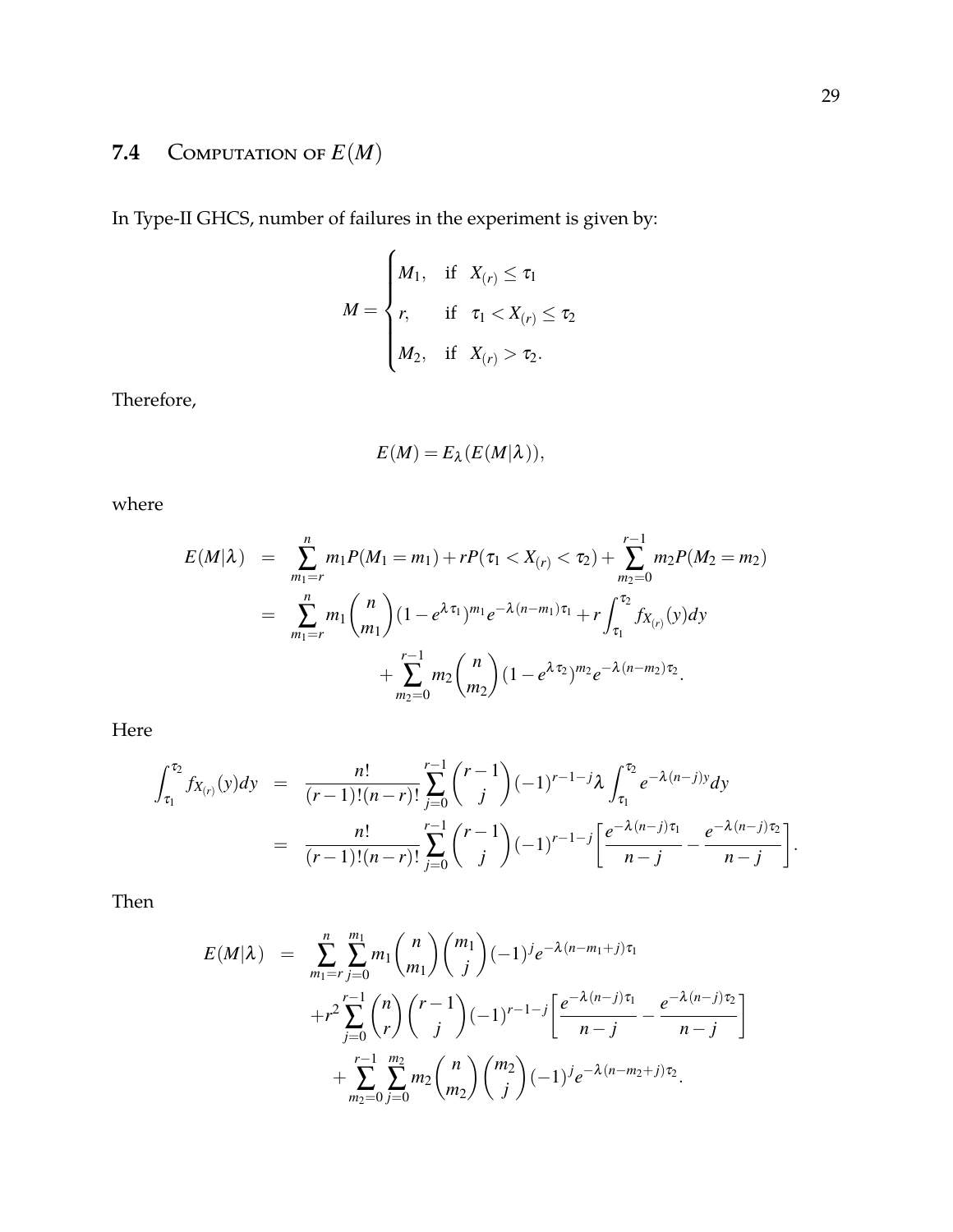## 7.4 Computation of $E(M)$

In Type-II GHCS, number of failures in the experiment is given by:

$$M = \begin{cases} M_1, & \text{if } \; X_{(r)} \leq \tau_1 \\ r, & \text{if } \; \tau_1 < X_{(r)} \leq \tau_2 \\ M_2, & \text{if } \; X_{(r)} > \tau_2. \end{cases}$$

Therefore,

$$E(M) = E_\lambda(E(M|\lambda)),$$

where

$$\begin{aligned} E(M|\lambda) &= \sum_{m_1=r}^{n} m_1 P(M_1 = m_1) + rP(\tau_1 < X_{(r)} < \tau_2) + \sum_{m_2=0}^{r-1} m_2 P(M_2 = m_2) \\ &= \sum_{m_1=r}^{n} m_1 \binom{n}{m_1} (1 - e^{\lambda \tau_1})^{m_1} e^{-\lambda(n-m_1)\tau_1} + r \int_{\tau_1}^{\tau_2} f_{X_{(r)}}(y) dy \\ &\quad + \sum_{m_2=0}^{r-1} m_2 \binom{n}{m_2} (1 - e^{\lambda \tau_2})^{m_2} e^{-\lambda(n-m_2)\tau_2}. \end{aligned}$$

Here

$$\begin{aligned} \int_{\tau_1}^{\tau_2} f_{X_{(r)}}(y) dy &= \frac{n!}{(r-1)!(n-r)!} \sum_{j=0}^{r-1} \binom{r-1}{j} (-1)^{r-1-j} \lambda \int_{\tau_1}^{\tau_2} e^{-\lambda(n-j)y} dy \\ &= \frac{n!}{(r-1)!(n-r)!} \sum_{j=0}^{r-1} \binom{r-1}{j} (-1)^{r-1-j} \left[ \frac{e^{-\lambda(n-j)\tau_1}}{n-j} - \frac{e^{-\lambda(n-j)\tau_2}}{n-j} \right]. \end{aligned}$$

Then

$$\begin{aligned} E(M|\lambda) &= \sum_{m_1=r}^{n} \sum_{j=0}^{m_1} m_1 \binom{n}{m_1} \binom{m_1}{j} (-1)^j e^{-\lambda(n-m_1+j)\tau_1} \\ &\quad + r^2 \sum_{j=0}^{r-1} \binom{n}{r} \binom{r-1}{j} (-1)^{r-1-j} \left[ \frac{e^{-\lambda(n-j)\tau_1}}{n-j} - \frac{e^{-\lambda(n-j)\tau_2}}{n-j} \right] \\ &\quad + \sum_{m_2=0}^{r-1} \sum_{j=0}^{m_2} m_2 \binom{n}{m_2} \binom{m_2}{j} (-1)^j e^{-\lambda(n-m_2+j)\tau_2}. \end{aligned}$$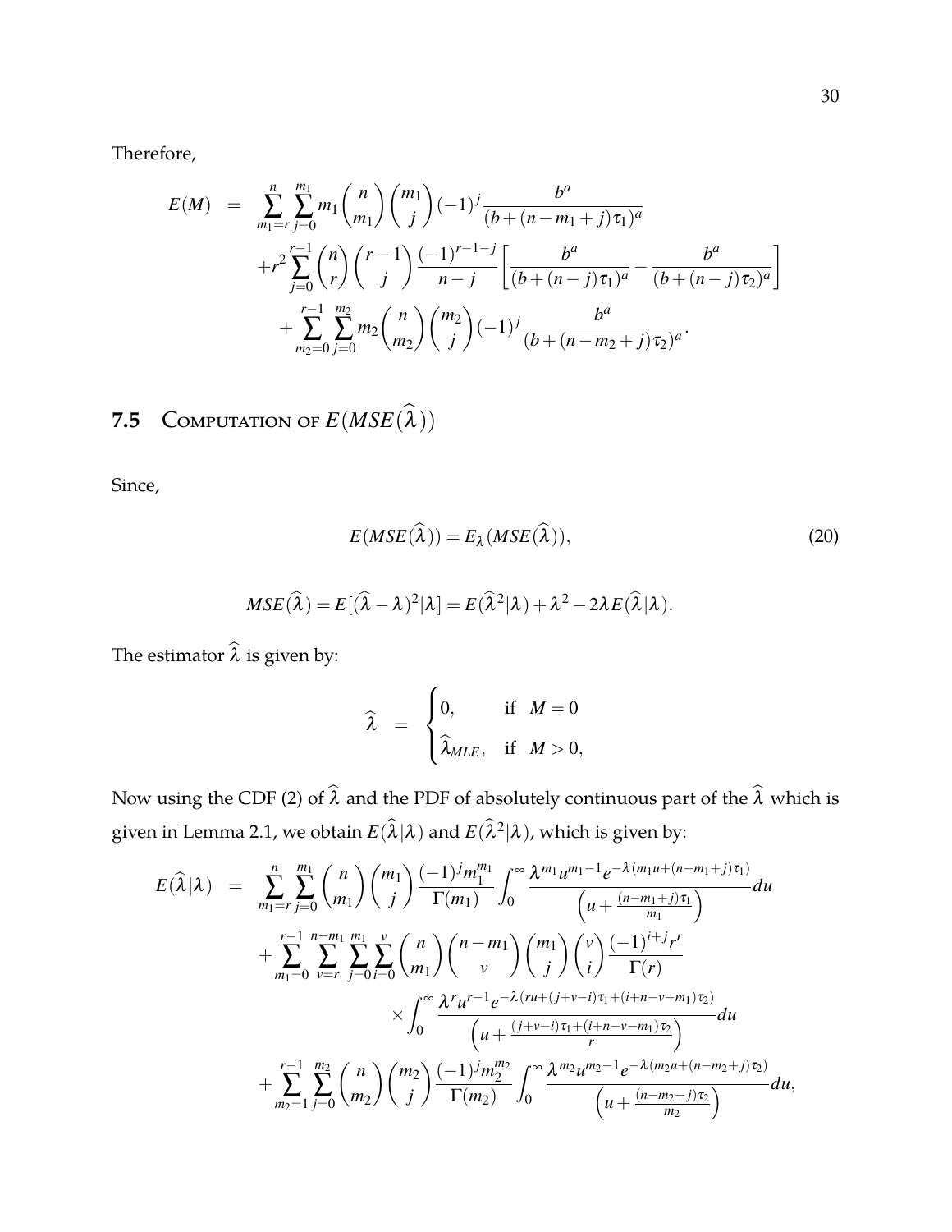Therefore,

$$
\begin{aligned}
E(M) &= \sum_{m_1=r}^{n}\sum_{j=0}^{m_1} m_1 \binom{n}{m_1}\binom{m_1}{j}(-1)^j \frac{b^a}{(b+(n-m_1+j)\tau_1)^a} \\
&\quad + r^2 \sum_{j=0}^{r-1}\binom{n}{r}\binom{r-1}{j}\frac{(-1)^{r-1-j}}{n-j}\left[\frac{b^a}{(b+(n-j)\tau_1)^a} - \frac{b^a}{(b+(n-j)\tau_2)^a}\right] \\
&\quad + \sum_{m_2=0}^{r-1}\sum_{j=0}^{m_2} m_2 \binom{n}{m_2}\binom{m_2}{j}(-1)^j \frac{b^a}{(b+(n-m_2+j)\tau_2)^a}.
\end{aligned}
$$

## 7.5 Computation of $E(MSE(\widehat{\lambda}))$

Since,

$$
E(MSE(\widehat{\lambda})) = E_\lambda(MSE(\widehat{\lambda})), \tag{20}
$$

$$
MSE(\widehat{\lambda}) = E[(\widehat{\lambda}-\lambda)^2|\lambda] = E(\widehat{\lambda}^2|\lambda) + \lambda^2 - 2\lambda E(\widehat{\lambda}|\lambda).
$$

The estimator $\widehat{\lambda}$ is given by:

$$
\widehat{\lambda} = \begin{cases} 0, & \text{if } \; M = 0 \\ \widehat{\lambda}_{MLE}, & \text{if } \; M > 0, \end{cases}
$$

Now using the CDF (2) of $\widehat{\lambda}$ and the PDF of absolutely continuous part of the $\widehat{\lambda}$ which is given in Lemma 2.1, we obtain $E(\widehat{\lambda}|\lambda)$ and $E(\widehat{\lambda}^2|\lambda)$, which is given by:

$$
\begin{aligned}
E(\widehat{\lambda}|\lambda) &= \sum_{m_1=r}^{n}\sum_{j=0}^{m_1}\binom{n}{m_1}\binom{m_1}{j}\frac{(-1)^j m_1^{m_1}}{\Gamma(m_1)}\int_0^\infty \frac{\lambda^{m_1}u^{m_1-1}e^{-\lambda(m_1u+(n-m_1+j)\tau_1)}}{\left(u+\frac{(n-m_1+j)\tau_1}{m_1}\right)}du \\
&\quad + \sum_{m_1=0}^{r-1}\sum_{v=r}^{n-m_1}\sum_{j=0}^{m_1}\sum_{i=0}^{v}\binom{n}{m_1}\binom{n-m_1}{v}\binom{m_1}{j}\binom{v}{i}\frac{(-1)^{i+j}r^r}{\Gamma(r)} \\
&\qquad\qquad \times \int_0^\infty \frac{\lambda^r u^{r-1}e^{-\lambda(ru+(j+v-i)\tau_1+(i+n-v-m_1)\tau_2)}}{\left(u+\frac{(j+v-i)\tau_1+(i+n-v-m_1)\tau_2}{r}\right)}du \\
&\quad + \sum_{m_2=1}^{r-1}\sum_{j=0}^{m_2}\binom{n}{m_2}\binom{m_2}{j}\frac{(-1)^j m_2^{m_2}}{\Gamma(m_2)}\int_0^\infty \frac{\lambda^{m_2}u^{m_2-1}e^{-\lambda(m_2u+(n-m_2+j)\tau_2)}}{\left(u+\frac{(n-m_2+j)\tau_2}{m_2}\right)}du,
\end{aligned}
$$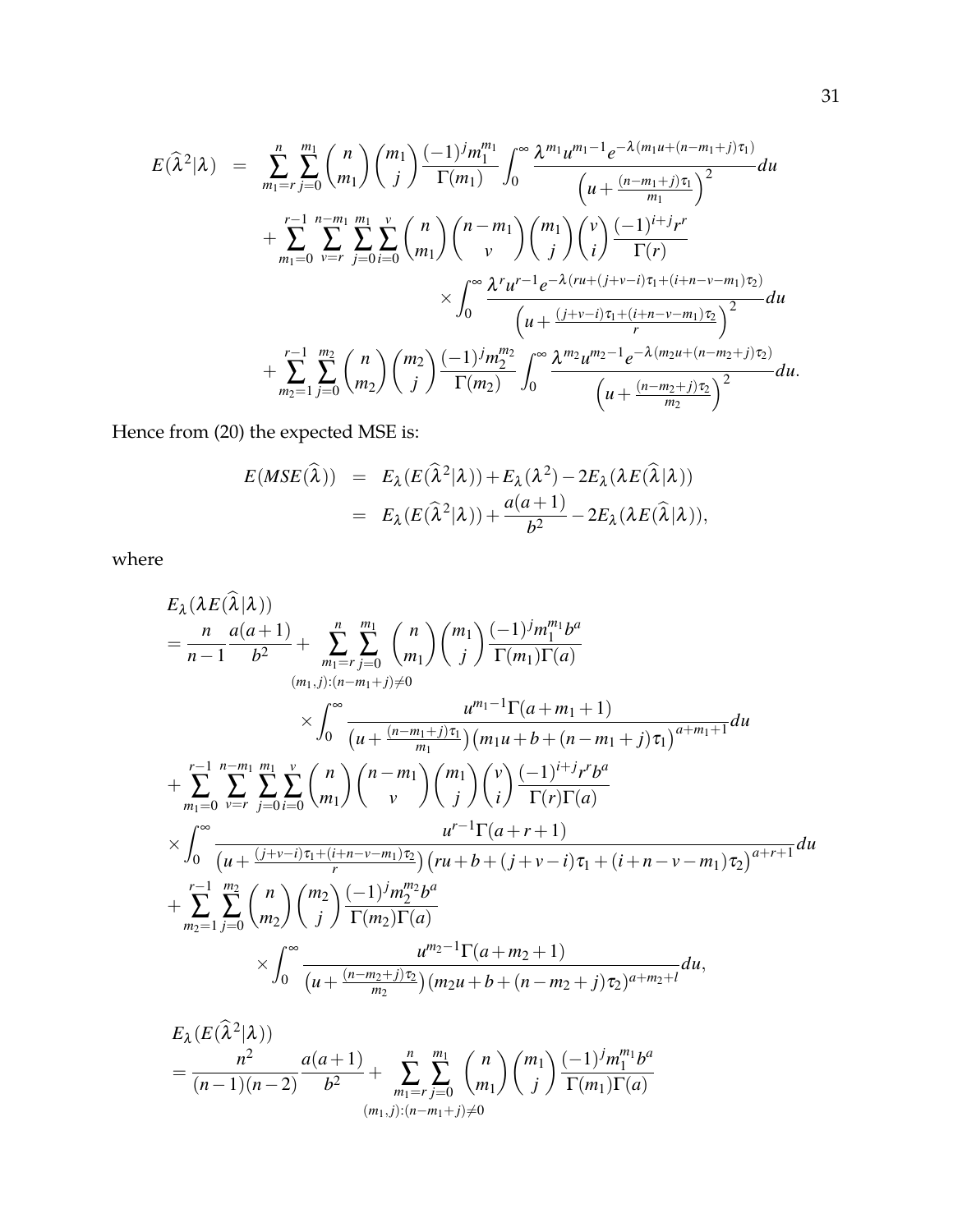$$
\begin{aligned}
E(\widehat{\lambda}^2|\lambda) &= \sum_{m_1=r}^{n}\sum_{j=0}^{m_1}\binom{n}{m_1}\binom{m_1}{j}\frac{(-1)^j m_1^{m_1}}{\Gamma(m_1)}\int_0^\infty \frac{\lambda^{m_1}u^{m_1-1}e^{-\lambda(m_1u+(n-m_1+j)\tau_1)}}{\left(u+\frac{(n-m_1+j)\tau_1}{m_1}\right)^2}du \\
&\quad + \sum_{m_1=0}^{r-1}\sum_{v=r}^{n-m_1}\sum_{j=0}^{m_1}\sum_{i=0}^{v}\binom{n}{m_1}\binom{n-m_1}{v}\binom{m_1}{j}\binom{v}{i}\frac{(-1)^{i+j}r^r}{\Gamma(r)} \\
&\qquad\qquad \times \int_0^\infty \frac{\lambda^r u^{r-1}e^{-\lambda(ru+(j+v-i)\tau_1+(i+n-v-m_1)\tau_2)}}{\left(u+\frac{(j+v-i)\tau_1+(i+n-v-m_1)\tau_2}{r}\right)^2}du \\
&\quad + \sum_{m_2=1}^{r-1}\sum_{j=0}^{m_2}\binom{n}{m_2}\binom{m_2}{j}\frac{(-1)^j m_2^{m_2}}{\Gamma(m_2)}\int_0^\infty \frac{\lambda^{m_2}u^{m_2-1}e^{-\lambda(m_2u+(n-m_2+j)\tau_2)}}{\left(u+\frac{(n-m_2+j)\tau_2}{m_2}\right)^2}du.
\end{aligned}
$$

Hence from (20) the expected MSE is:

$$
\begin{aligned}
E(MSE(\widehat{\lambda})) &= E_\lambda(E(\widehat{\lambda}^2|\lambda)) + E_\lambda(\lambda^2) - 2E_\lambda(\lambda E(\widehat{\lambda}|\lambda)) \\
&= E_\lambda(E(\widehat{\lambda}^2|\lambda)) + \frac{a(a+1)}{b^2} - 2E_\lambda(\lambda E(\widehat{\lambda}|\lambda)),
\end{aligned}
$$

where

$$
\begin{aligned}
&E_\lambda(\lambda E(\widehat{\lambda}|\lambda)) \\
&= \frac{n}{n-1}\frac{a(a+1)}{b^2} + \sum_{\substack{m_1=r \\ (m_1,j):(n-m_1+j)\neq 0}}^{n}\sum_{j=0}^{m_1}\binom{n}{m_1}\binom{m_1}{j}\frac{(-1)^j m_1^{m_1}b^a}{\Gamma(m_1)\Gamma(a)} \\
&\qquad\qquad \times \int_0^\infty \frac{u^{m_1-1}\Gamma(a+m_1+1)}{\left(u+\frac{(n-m_1+j)\tau_1}{m_1}\right)\left(m_1u+b+(n-m_1+j)\tau_1\right)^{a+m_1+1}}du \\
&+ \sum_{m_1=0}^{r-1}\sum_{v=r}^{n-m_1}\sum_{j=0}^{m_1}\sum_{i=0}^{v}\binom{n}{m_1}\binom{n-m_1}{v}\binom{m_1}{j}\binom{v}{i}\frac{(-1)^{i+j}r^r b^a}{\Gamma(r)\Gamma(a)} \\
&\times \int_0^\infty \frac{u^{r-1}\Gamma(a+r+1)}{\left(u+\frac{(j+v-i)\tau_1+(i+n-v-m_1)\tau_2}{r}\right)\left(ru+b+(j+v-i)\tau_1+(i+n-v-m_1)\tau_2\right)^{a+r+1}}du \\
&+ \sum_{m_2=1}^{r-1}\sum_{j=0}^{m_2}\binom{n}{m_2}\binom{m_2}{j}\frac{(-1)^j m_2^{m_2}b^a}{\Gamma(m_2)\Gamma(a)} \\
&\qquad\qquad \times \int_0^\infty \frac{u^{m_2-1}\Gamma(a+m_2+1)}{\left(u+\frac{(n-m_2+j)\tau_2}{m_2}\right)(m_2u+b+(n-m_2+j)\tau_2)^{a+m_2+l}}du,
\end{aligned}
$$

$$
\begin{aligned}
&E_\lambda(E(\widehat{\lambda}^2|\lambda)) \\
&= \frac{n^2}{(n-1)(n-2)}\frac{a(a+1)}{b^2} + \sum_{\substack{m_1=r \\ (m_1,j):(n-m_1+j)\neq 0}}^{n}\sum_{j=0}^{m_1}\binom{n}{m_1}\binom{m_1}{j}\frac{(-1)^j m_1^{m_1}b^a}{\Gamma(m_1)\Gamma(a)}
\end{aligned}
$$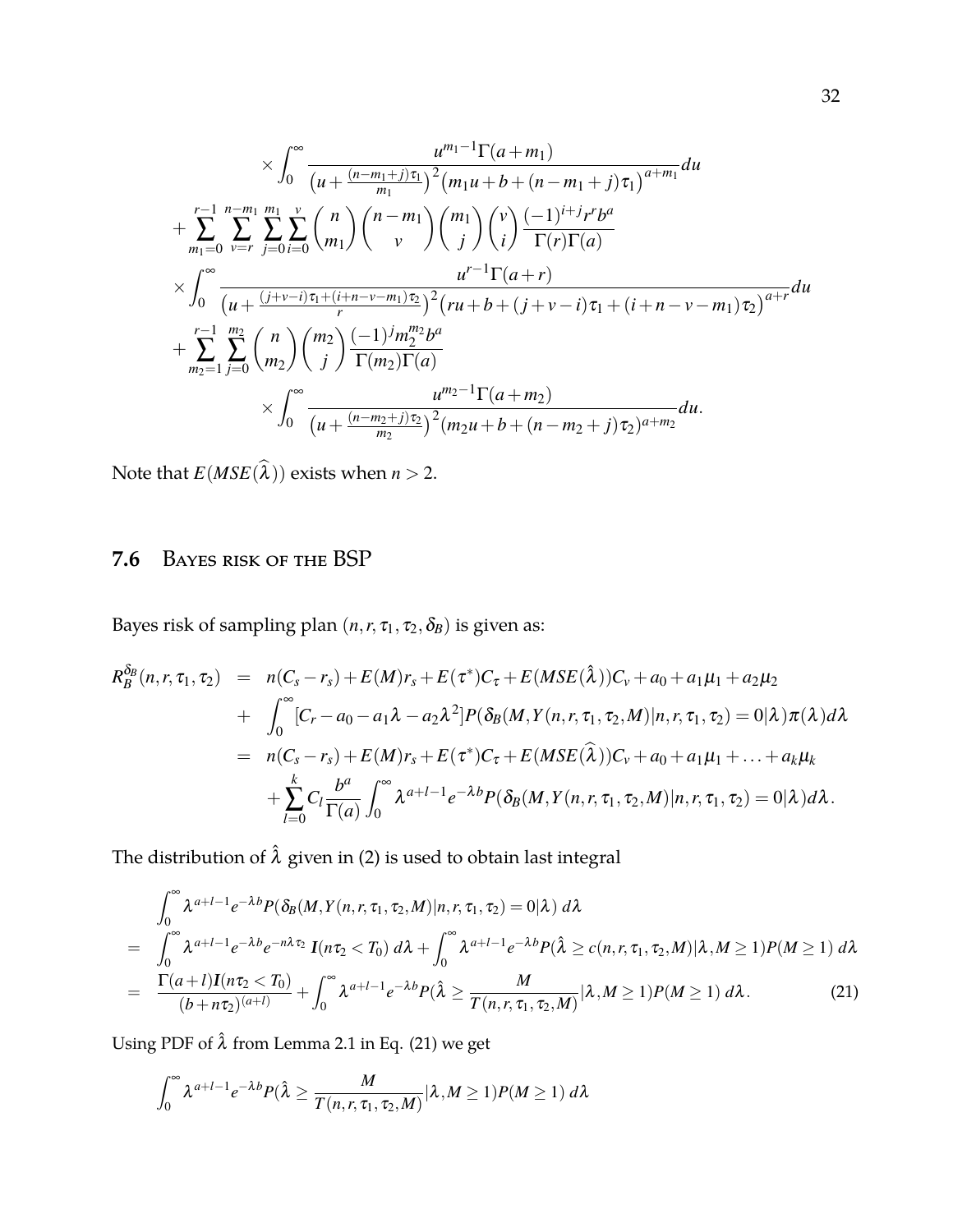$$
\times \int_0^\infty \frac{u^{m_1-1}\Gamma(a+m_1)}{\left(u+\frac{(n-m_1+j)\tau_1}{m_1}\right)^2\left(m_1 u+b+(n-m_1+j)\tau_1\right)^{a+m_1}}du
$$

$$
+\sum_{m_1=0}^{r-1}\sum_{v=r}^{n-m_1}\sum_{j=0}^{m_1}\sum_{i=0}^{v}\binom{n}{m_1}\binom{n-m_1}{v}\binom{m_1}{j}\binom{v}{i}\frac{(-1)^{i+j}r^r b^a}{\Gamma(r)\Gamma(a)}
$$

$$
\times \int_0^\infty \frac{u^{r-1}\Gamma(a+r)}{\left(u+\frac{(j+v-i)\tau_1+(i+n-v-m_1)\tau_2}{r}\right)^2\left(ru+b+(j+v-i)\tau_1+(i+n-v-m_1)\tau_2\right)^{a+r}}du
$$

$$
+\sum_{m_2=1}^{r-1}\sum_{j=0}^{m_2}\binom{n}{m_2}\binom{m_2}{j}\frac{(-1)^j m_2^{m_2} b^a}{\Gamma(m_2)\Gamma(a)}
$$

$$
\times \int_0^\infty \frac{u^{m_2-1}\Gamma(a+m_2)}{\left(u+\frac{(n-m_2+j)\tau_2}{m_2}\right)^2(m_2 u+b+(n-m_2+j)\tau_2)^{a+m_2}}du.
$$

Note that $E(MSE(\widehat{\lambda}))$ exists when $n>2$.

## 7.6 Bayes risk of the BSP

Bayes risk of sampling plan $(n,r,\tau_1,\tau_2,\delta_B)$ is given as:

$$
\begin{aligned}
R_B^{\delta_B}(n,r,\tau_1,\tau_2) &= n(C_s-r_s)+E(M)r_s+E(\tau^*)C_\tau+E(MSE(\hat{\lambda}))C_v+a_0+a_1\mu_1+a_2\mu_2 \\
&+ \int_0^\infty [C_r-a_0-a_1\lambda-a_2\lambda^2]P(\delta_B(M,Y(n,r,\tau_1,\tau_2,M)|n,r,\tau_1,\tau_2)=0|\lambda)\pi(\lambda)d\lambda \\
&= n(C_s-r_s)+E(M)r_s+E(\tau^*)C_\tau+E(MSE(\widehat{\lambda}))C_v+a_0+a_1\mu_1+\ldots+a_k\mu_k \\
&\quad +\sum_{l=0}^{k}C_l\frac{b^a}{\Gamma(a)}\int_0^\infty \lambda^{a+l-1}e^{-\lambda b}P(\delta_B(M,Y(n,r,\tau_1,\tau_2,M)|n,r,\tau_1,\tau_2)=0|\lambda)d\lambda.
\end{aligned}
$$

The distribution of $\hat{\lambda}$ given in (2) is used to obtain last integral

$$
\begin{aligned}
&\int_0^\infty \lambda^{a+l-1}e^{-\lambda b}P(\delta_B(M,Y(n,r,\tau_1,\tau_2,M)|n,r,\tau_1,\tau_2)=0|\lambda)\,d\lambda \\
=\;& \int_0^\infty \lambda^{a+l-1}e^{-\lambda b}e^{-n\lambda\tau_2}\,\boldsymbol{I}(n\tau_2<T_0)\,d\lambda+\int_0^\infty \lambda^{a+l-1}e^{-\lambda b}P(\hat{\lambda}\geq c(n,r,\tau_1,\tau_2,M)|\lambda,M\geq 1)P(M\geq 1)\,d\lambda \\
=\;& \frac{\Gamma(a+l)\boldsymbol{I}(n\tau_2<T_0)}{(b+n\tau_2)^{(a+l)}}+\int_0^\infty \lambda^{a+l-1}e^{-\lambda b}P(\hat{\lambda}\geq \frac{M}{T(n,r,\tau_1,\tau_2,M)}|\lambda,M\geq 1)P(M\geq 1)\,d\lambda. \qquad (21)
\end{aligned}
$$

Using PDF of $\hat{\lambda}$ from Lemma 2.1 in Eq. (21) we get

$$
\int_0^\infty \lambda^{a+l-1}e^{-\lambda b}P(\hat{\lambda}\geq \frac{M}{T(n,r,\tau_1,\tau_2,M)}|\lambda,M\geq 1)P(M\geq 1)\,d\lambda
$$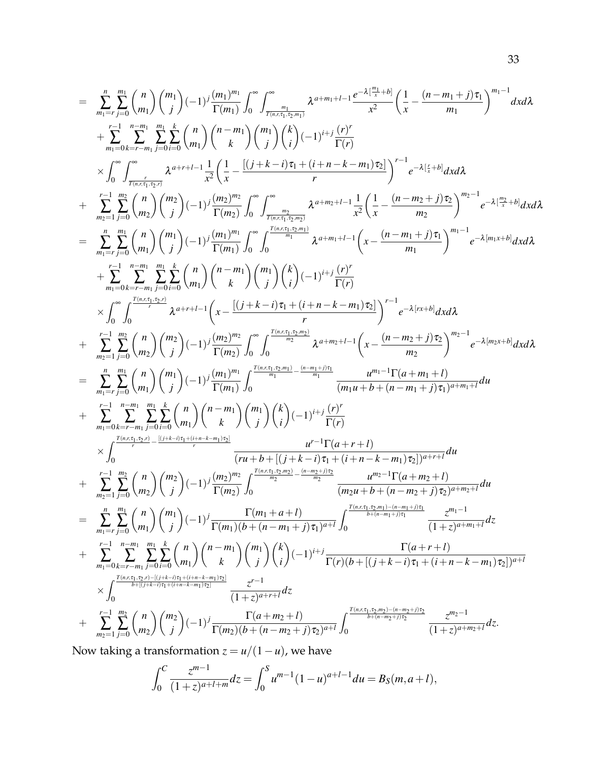$$
\begin{aligned}
= & \sum_{m_1=r}^{n}\sum_{j=0}^{m_1}\binom{n}{m_1}\binom{m_1}{j}(-1)^j\frac{(m_1)^{m_1}}{\Gamma(m_1)}\int_0^\infty\int_{\frac{m_1}{T(n,r,\tau_1,\tau_2,m_1)}}^\infty \lambda^{a+m_1+l-1}\frac{e^{-\lambda[\frac{m_1}{x}+b]}}{x^2}\left(\frac{1}{x}-\frac{(n-m_1+j)\tau_1}{m_1}\right)^{m_1-1}dxd\lambda \\
& +\sum_{m_1=0}^{r-1}\sum_{k=r-m_1}^{n-m_1}\sum_{j=0}^{m_1}\sum_{i=0}^{k}\binom{n}{m_1}\binom{n-m_1}{k}\binom{m_1}{j}\binom{k}{i}(-1)^{i+j}\frac{(r)^r}{\Gamma(r)} \\
& \times\int_0^\infty\int_{\frac{r}{T(n,r,\tau_1,\tau_2,r)}}^\infty \lambda^{a+r+l-1}\frac{1}{x^2}\left(\frac{1}{x}-\frac{[(j+k-i)\tau_1+(i+n-k-m_1)\tau_2]}{r}\right)^{r-1}e^{-\lambda[\frac{r}{x}+b]}dxd\lambda \\
+ & \sum_{m_2=1}^{r-1}\sum_{j=0}^{m_2}\binom{n}{m_2}\binom{m_2}{j}(-1)^j\frac{(m_2)^{m_2}}{\Gamma(m_2)}\int_0^\infty\int_{\frac{m_2}{T(n,r,\tau_1,\tau_2,m_2)}}^\infty \lambda^{a+m_2+l-1}\frac{1}{x^2}\left(\frac{1}{x}-\frac{(n-m_2+j)\tau_2}{m_2}\right)^{m_2-1}e^{-\lambda[\frac{m_2}{x}+b]}dxd\lambda \\
= & \sum_{m_1=r}^{n}\sum_{j=0}^{m_1}\binom{n}{m_1}\binom{m_1}{j}(-1)^j\frac{(m_1)^{m_1}}{\Gamma(m_1)}\int_0^\infty\int_0^{\frac{T(n,r,\tau_1,\tau_2,m_1)}{m_1}} \lambda^{a+m_1+l-1}\left(x-\frac{(n-m_1+j)\tau_1}{m_1}\right)^{m_1-1}e^{-\lambda[m_1x+b]}dxd\lambda \\
& +\sum_{m_1=0}^{r-1}\sum_{k=r-m_1}^{n-m_1}\sum_{j=0}^{m_1}\sum_{i=0}^{k}\binom{n}{m_1}\binom{n-m_1}{k}\binom{m_1}{j}\binom{k}{i}(-1)^{i+j}\frac{(r)^r}{\Gamma(r)} \\
& \times\int_0^\infty\int_0^{\frac{T(n,r,\tau_1,\tau_2,r)}{r}} \lambda^{a+r+l-1}\left(x-\frac{[(j+k-i)\tau_1+(i+n-k-m_1)\tau_2]}{r}\right)^{r-1}e^{-\lambda[rx+b]}dxd\lambda \\
+ & \sum_{m_2=1}^{r-1}\sum_{j=0}^{m_2}\binom{n}{m_2}\binom{m_2}{j}(-1)^j\frac{(m_2)^{m_2}}{\Gamma(m_2)}\int_0^\infty\int_0^{\frac{T(n,r,\tau_1,\tau_2,m_2)}{m_2}} \lambda^{a+m_2+l-1}\left(x-\frac{(n-m_2+j)\tau_2}{m_2}\right)^{m_2-1}e^{-\lambda[m_2x+b]}dxd\lambda \\
= & \sum_{m_1=r}^{n}\sum_{j=0}^{m_1}\binom{n}{m_1}\binom{m_1}{j}(-1)^j\frac{(m_1)^{m_1}}{\Gamma(m_1)}\int_0^{\frac{T(n,r,\tau_1,\tau_2,m_1)}{m_1}-\frac{(n-m_1+j)\tau_1}{m_1}}\frac{u^{m_1-1}\Gamma(a+m_1+l)}{(m_1u+b+(n-m_1+j)\tau_1)^{a+m_1+l}}du \\
+ & \sum_{m_1=0}^{r-1}\sum_{k=r-m_1}^{n-m_1}\sum_{j=0}^{m_1}\sum_{i=0}^{k}\binom{n}{m_1}\binom{n-m_1}{k}\binom{m_1}{j}\binom{k}{i}(-1)^{i+j}\frac{(r)^r}{\Gamma(r)} \\
& \times\int_0^{\frac{T(n,r,\tau_1,\tau_2,r)}{r}-\frac{[(j+k-i)\tau_1+(i+n-k-m_1)\tau_2]}{r}}\frac{u^{r-1}\Gamma(a+r+l)}{(ru+b+[(j+k-i)\tau_1+(i+n-k-m_1)\tau_2])^{a+r+l}}du \\
+ & \sum_{m_2=1}^{r-1}\sum_{j=0}^{m_2}\binom{n}{m_2}\binom{m_2}{j}(-1)^j\frac{(m_2)^{m_2}}{\Gamma(m_2)}\int_0^{\frac{T(n,r,\tau_1,\tau_2,m_2)}{m_2}-\frac{(n-m_2+j)\tau_2}{m_2}}\frac{u^{m_2-1}\Gamma(a+m_2+l)}{(m_2u+b+(n-m_2+j)\tau_2)^{a+m_2+l}}du \\
= & \sum_{m_1=r}^{n}\sum_{j=0}^{m_1}\binom{n}{m_1}\binom{m_1}{j}(-1)^j\frac{\Gamma(m_1+a+l)}{\Gamma(m_1)(b+(n-m_1+j)\tau_1)^{a+l}}\int_0^{\frac{T(n,r,\tau_1,\tau_2,m_1)-(n-m_1+j)\tau_1}{b+(n-m_1+j)\tau_1}}\frac{z^{m_1-1}}{(1+z)^{a+m_1+l}}dz \\
+ & \sum_{m_1=0}^{r-1}\sum_{k=r-m_1}^{n-m_1}\sum_{j=0}^{m_1}\sum_{i=0}^{k}\binom{n}{m_1}\binom{n-m_1}{k}\binom{m_1}{j}\binom{k}{i}(-1)^{i+j}\frac{\Gamma(a+r+l)}{\Gamma(r)(b+[(j+k-i)\tau_1+(i+n-k-m_1)\tau_2])^{a+l}} \\
& \times\int_0^{\frac{T(n,r,\tau_1,\tau_2,r)-[(j+k-i)\tau_1+(i+n-k-m_1)\tau_2]}{b+[(j+k-i)\tau_1+(i+n-k-m_1)\tau_2]}}\frac{z^{r-1}}{(1+z)^{a+r+l}}dz \\
+ & \sum_{m_2=1}^{r-1}\sum_{j=0}^{m_2}\binom{n}{m_2}\binom{m_2}{j}(-1)^j\frac{\Gamma(a+m_2+l)}{\Gamma(m_2)(b+(n-m_2+j)\tau_2)^{a+l}}\int_0^{\frac{T(n,r,\tau_1,\tau_2,m_2)-(n-m_2+j)\tau_2}{b+(n-m_2+j)\tau_2}}\frac{z^{m_2-1}}{(1+z)^{a+m_2+l}}dz.
\end{aligned}
$$

Now taking a transformation $z = u/(1-u)$, we have

$$
\int_0^C \frac{z^{m-1}}{(1+z)^{a+l+m}}dz = \int_0^S u^{m-1}(1-u)^{a+l-1}du = B_S(m, a+l),
$$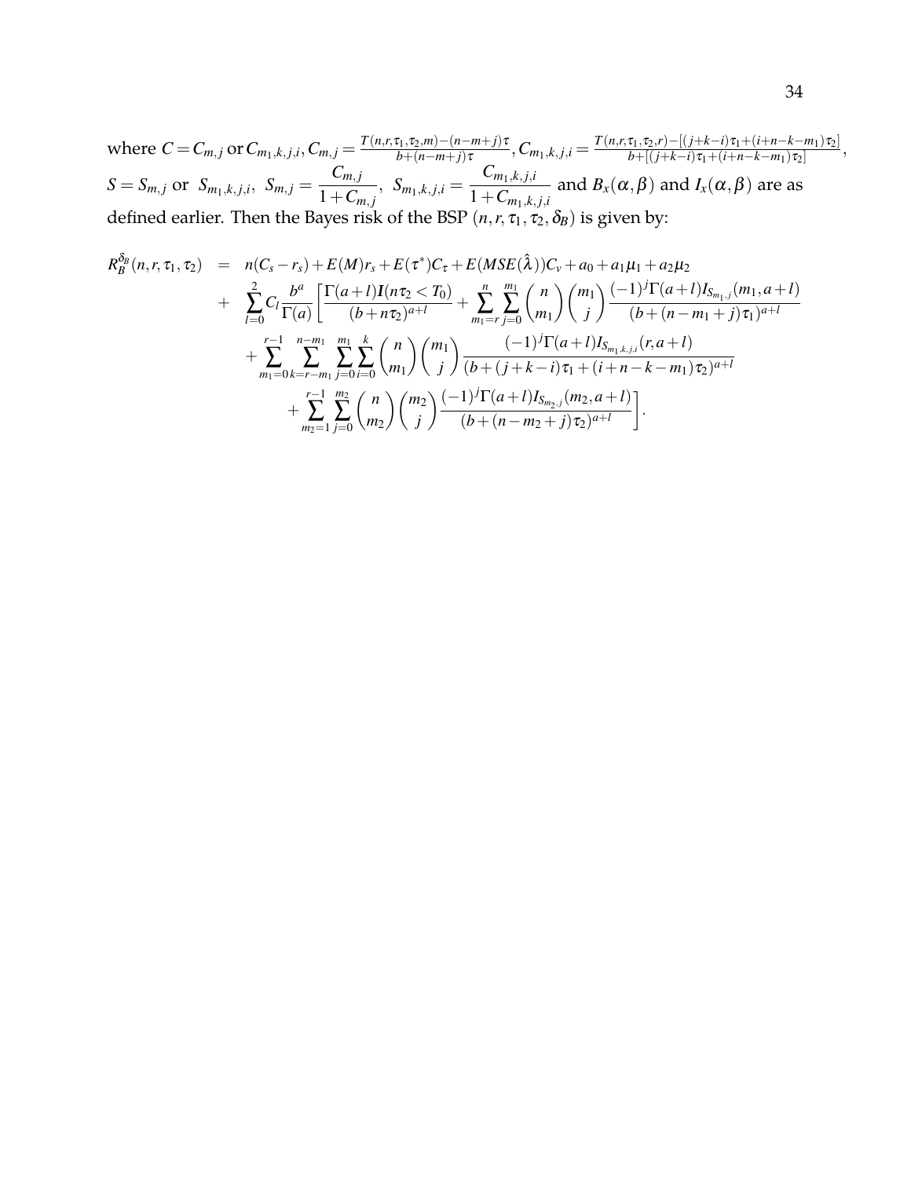where $C = C_{m,j}$ or $C_{m_1,k,j,i}$, $C_{m,j} = \frac{T(n,r,\tau_1,\tau_2,m)-(n-m+j)\tau}{b+(n-m+j)\tau}$, $C_{m_1,k,j,i} = \frac{T(n,r,\tau_1,\tau_2,r)-[(j+k-i)\tau_1+(i+n-k-m_1)\tau_2]}{b+[(j+k-i)\tau_1+(i+n-k-m_1)\tau_2]}$, $S = S_{m,j}$ or $S_{m_1,k,j,i}$, $S_{m,j} = \dfrac{C_{m,j}}{1+C_{m,j}}$, $S_{m_1,k,j,i} = \dfrac{C_{m_1,k,j,i}}{1+C_{m_1,k,j,i}}$ and $B_x(\alpha,\beta)$ and $I_x(\alpha,\beta)$ are as defined earlier. Then the Bayes risk of the BSP $(n,r,\tau_1,\tau_2,\delta_B)$ is given by:

$$
\begin{aligned}
R_B^{\delta_B}(n,r,\tau_1,\tau_2) &= n(C_s - r_s) + E(M)r_s + E(\tau^*)C_\tau + E(MSE(\hat{\lambda}))C_v + a_0 + a_1\mu_1 + a_2\mu_2 \\
&+ \sum_{l=0}^{2} C_l \frac{b^a}{\Gamma(a)} \Bigg[ \frac{\Gamma(a+l)\boldsymbol{I}(n\tau_2 < T_0)}{(b+n\tau_2)^{a+l}} + \sum_{m_1=r}^{n}\sum_{j=0}^{m_1} \binom{n}{m_1}\binom{m_1}{j} \frac{(-1)^j\Gamma(a+l) I_{S_{m_1,j}}(m_1, a+l)}{(b+(n-m_1+j)\tau_1)^{a+l}} \\
&\quad + \sum_{m_1=0}^{r-1}\sum_{k=r-m_1}^{n-m_1}\sum_{j=0}^{m_1}\sum_{i=0}^{k} \binom{n}{m_1}\binom{m_1}{j} \frac{(-1)^j\Gamma(a+l) I_{S_{m_1,k,j,i}}(r, a+l)}{(b+(j+k-i)\tau_1 + (i+n-k-m_1)\tau_2)^{a+l}} \\
&\quad\quad + \sum_{m_2=1}^{r-1}\sum_{j=0}^{m_2} \binom{n}{m_2}\binom{m_2}{j} \frac{(-1)^j\Gamma(a+l) I_{S_{m_2,j}}(m_2, a+l)}{(b+(n-m_2+j)\tau_2)^{a+l}} \Bigg].
\end{aligned}
$$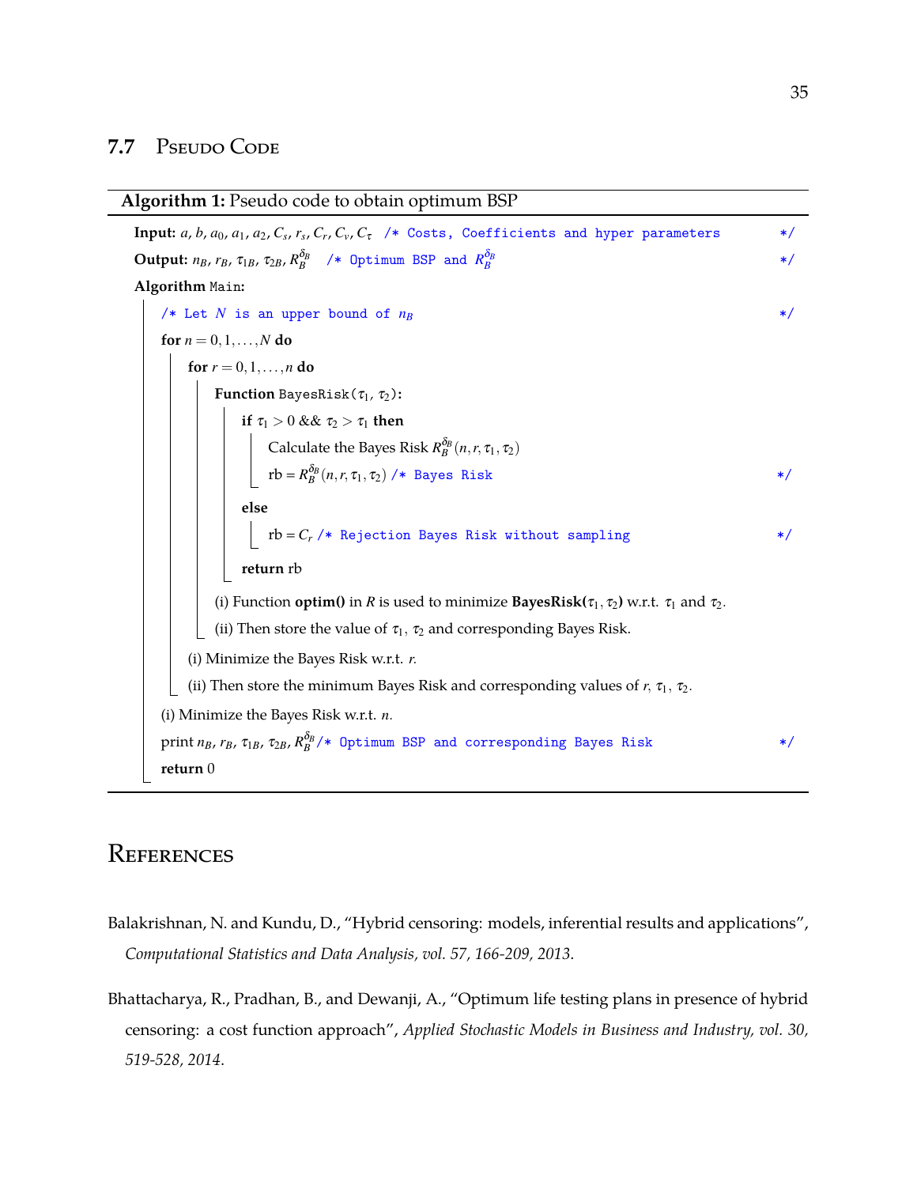## 7.7 Pseudo Code

**Algorithm 1:** Pseudo code to obtain optimum BSP

```
Input: a, b, a_0, a_1, a_2, C_s, r_s, C_r, C_v, C_τ  /* Costs, Coefficients and hyper parameters */
Output: n_B, r_B, τ_1B, τ_2B, R_B^{δ_B}   /* Optimum BSP and R_B^{δ_B} */
Algorithm Main:
    /* Let N is an upper bound of n_B */
    for n = 0, 1, ..., N do
        for r = 0, 1, ..., n do
            Function BayesRisk(τ_1, τ_2):
                if τ_1 > 0 && τ_2 > τ_1 then
                    Calculate the Bayes Risk R_B^{δ_B}(n, r, τ_1, τ_2)
                    rb = R_B^{δ_B}(n, r, τ_1, τ_2) /* Bayes Risk */
                else
                    rb = C_r /* Rejection Bayes Risk without sampling */
                return rb
            (i) Function optim() in R is used to minimize BayesRisk(τ_1, τ_2) w.r.t. τ_1 and τ_2.
            (ii) Then store the value of τ_1, τ_2 and corresponding Bayes Risk.
        (i) Minimize the Bayes Risk w.r.t. r.
        (ii) Then store the minimum Bayes Risk and corresponding values of r, τ_1, τ_2.
    (i) Minimize the Bayes Risk w.r.t. n.
    print n_B, r_B, τ_1B, τ_2B, R_B^{δ_B} /* Optimum BSP and corresponding Bayes Risk */
    return 0
```

# References

Balakrishnan, N. and Kundu, D., "Hybrid censoring: models, inferential results and applications", *Computational Statistics and Data Analysis, vol. 57, 166-209, 2013.*

Bhattacharya, R., Pradhan, B., and Dewanji, A., "Optimum life testing plans in presence of hybrid censoring: a cost function approach", *Applied Stochastic Models in Business and Industry, vol. 30, 519-528, 2014.*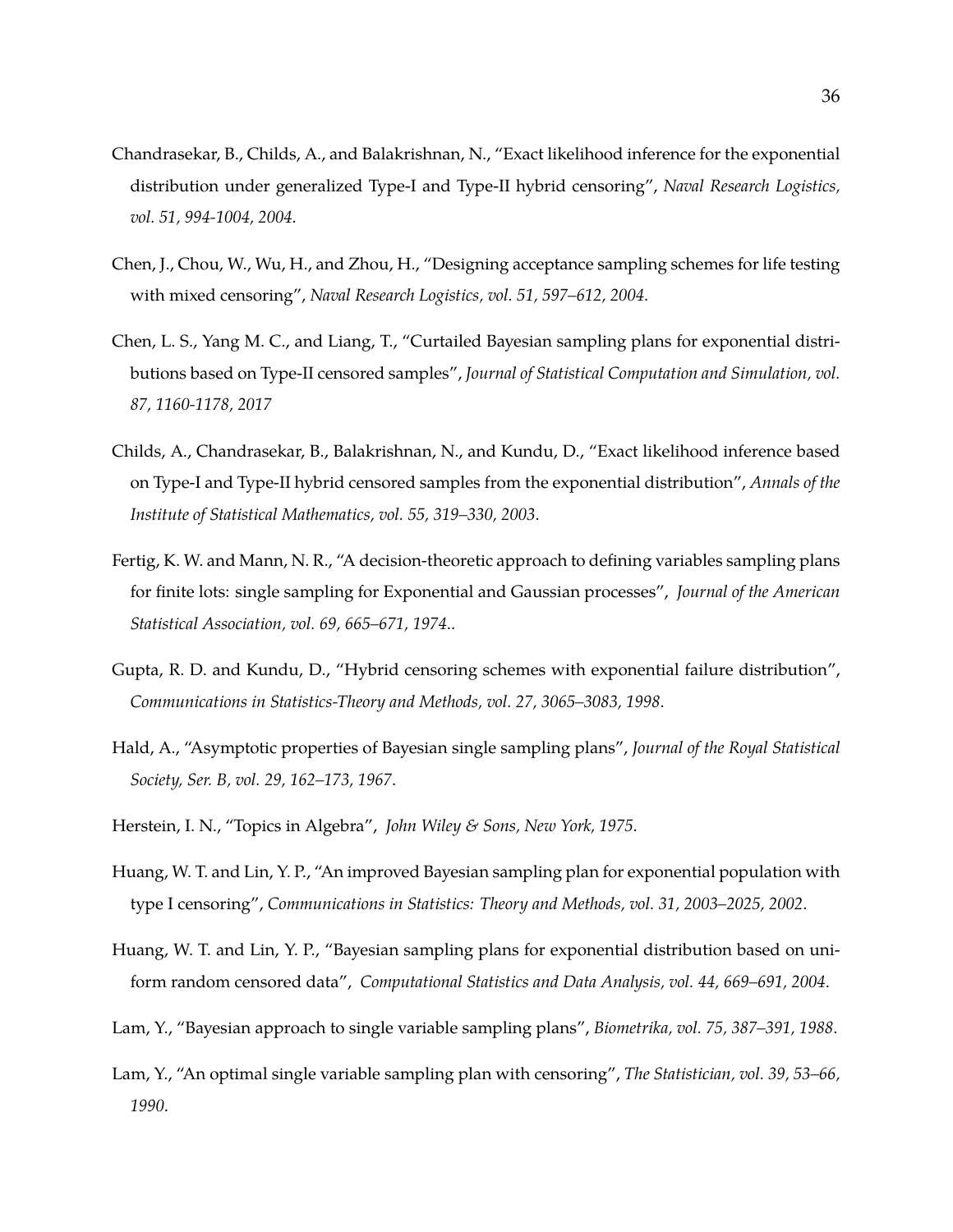Chandrasekar, B., Childs, A., and Balakrishnan, N., "Exact likelihood inference for the exponential distribution under generalized Type-I and Type-II hybrid censoring", *Naval Research Logistics, vol. 51, 994-1004, 2004*.

Chen, J., Chou, W., Wu, H., and Zhou, H., "Designing acceptance sampling schemes for life testing with mixed censoring", *Naval Research Logistics, vol. 51, 597–612, 2004*.

Chen, L. S., Yang M. C., and Liang, T., "Curtailed Bayesian sampling plans for exponential distributions based on Type-II censored samples", *Journal of Statistical Computation and Simulation, vol. 87, 1160-1178, 2017*

Childs, A., Chandrasekar, B., Balakrishnan, N., and Kundu, D., "Exact likelihood inference based on Type-I and Type-II hybrid censored samples from the exponential distribution", *Annals of the Institute of Statistical Mathematics, vol. 55, 319–330, 2003*.

Fertig, K. W. and Mann, N. R., "A decision-theoretic approach to defining variables sampling plans for finite lots: single sampling for Exponential and Gaussian processes", *Journal of the American Statistical Association, vol. 69, 665–671, 1974.*.

Gupta, R. D. and Kundu, D., "Hybrid censoring schemes with exponential failure distribution", *Communications in Statistics-Theory and Methods, vol. 27, 3065–3083, 1998*.

Hald, A., "Asymptotic properties of Bayesian single sampling plans", *Journal of the Royal Statistical Society, Ser. B, vol. 29, 162–173, 1967*.

Herstein, I. N., "Topics in Algebra", *John Wiley & Sons, New York, 1975*.

Huang, W. T. and Lin, Y. P., "An improved Bayesian sampling plan for exponential population with type I censoring", *Communications in Statistics: Theory and Methods, vol. 31, 2003–2025, 2002*.

Huang, W. T. and Lin, Y. P., "Bayesian sampling plans for exponential distribution based on uniform random censored data", *Computational Statistics and Data Analysis, vol. 44, 669–691, 2004*.

Lam, Y., "Bayesian approach to single variable sampling plans", *Biometrika, vol. 75, 387–391, 1988*.

Lam, Y., "An optimal single variable sampling plan with censoring", *The Statistician, vol. 39, 53–66, 1990*.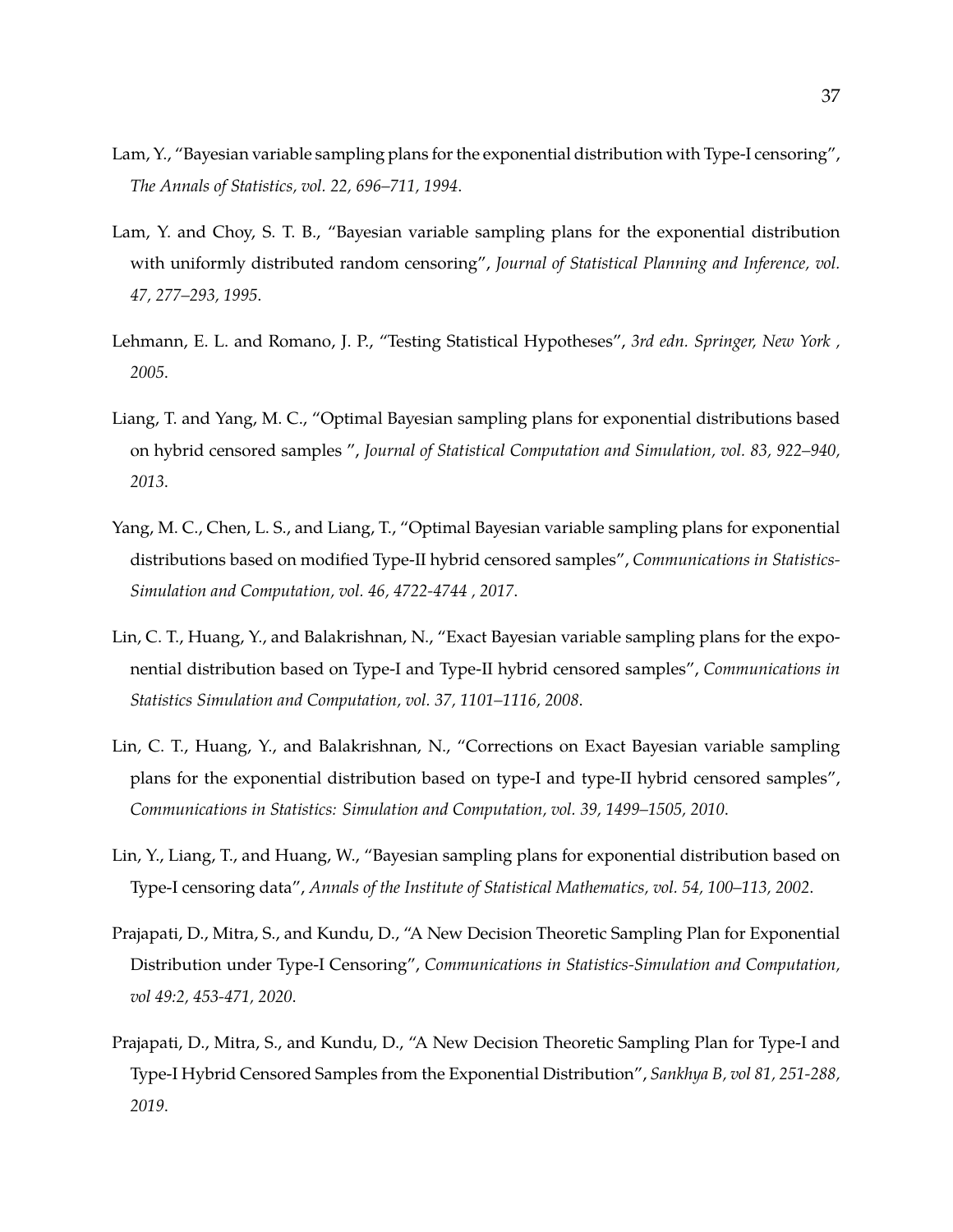Lam, Y., "Bayesian variable sampling plans for the exponential distribution with Type-I censoring", *The Annals of Statistics, vol. 22, 696–711, 1994*.

Lam, Y. and Choy, S. T. B., "Bayesian variable sampling plans for the exponential distribution with uniformly distributed random censoring", *Journal of Statistical Planning and Inference, vol. 47, 277–293, 1995*.

Lehmann, E. L. and Romano, J. P., "Testing Statistical Hypotheses", *3rd edn. Springer, New York , 2005*.

Liang, T. and Yang, M. C., "Optimal Bayesian sampling plans for exponential distributions based on hybrid censored samples ", *Journal of Statistical Computation and Simulation, vol. 83, 922–940, 2013*.

Yang, M. C., Chen, L. S., and Liang, T., "Optimal Bayesian variable sampling plans for exponential distributions based on modified Type-II hybrid censored samples", *Communications in Statistics-Simulation and Computation, vol. 46, 4722-4744 , 2017*.

Lin, C. T., Huang, Y., and Balakrishnan, N., "Exact Bayesian variable sampling plans for the exponential distribution based on Type-I and Type-II hybrid censored samples", *Communications in Statistics Simulation and Computation, vol. 37, 1101–1116, 2008*.

Lin, C. T., Huang, Y., and Balakrishnan, N., "Corrections on Exact Bayesian variable sampling plans for the exponential distribution based on type-I and type-II hybrid censored samples", *Communications in Statistics: Simulation and Computation, vol. 39, 1499–1505, 2010*.

Lin, Y., Liang, T., and Huang, W., "Bayesian sampling plans for exponential distribution based on Type-I censoring data", *Annals of the Institute of Statistical Mathematics, vol. 54, 100–113, 2002*.

Prajapati, D., Mitra, S., and Kundu, D., "A New Decision Theoretic Sampling Plan for Exponential Distribution under Type-I Censoring", *Communications in Statistics-Simulation and Computation, vol 49:2, 453-471, 2020*.

Prajapati, D., Mitra, S., and Kundu, D., "A New Decision Theoretic Sampling Plan for Type-I and Type-I Hybrid Censored Samples from the Exponential Distribution", *Sankhya B, vol 81, 251-288, 2019*.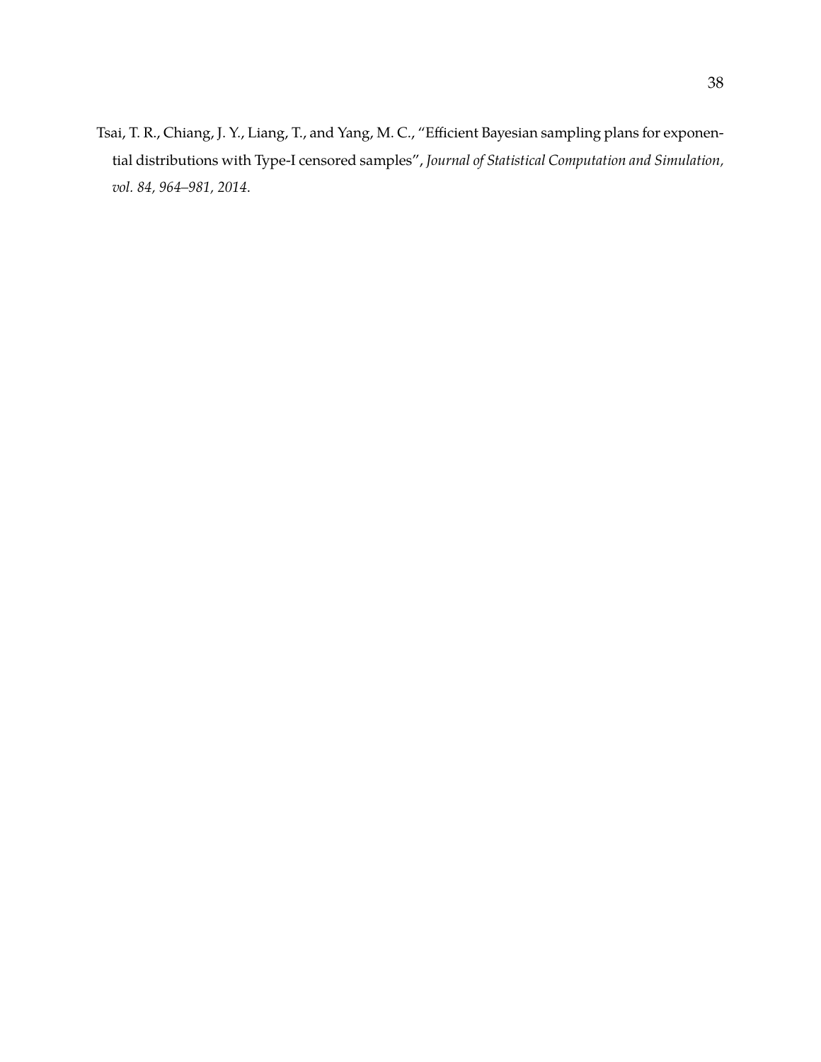Tsai, T. R., Chiang, J. Y., Liang, T., and Yang, M. C., "Efficient Bayesian sampling plans for exponential distributions with Type-I censored samples", *Journal of Statistical Computation and Simulation, vol. 84, 964–981, 2014*.